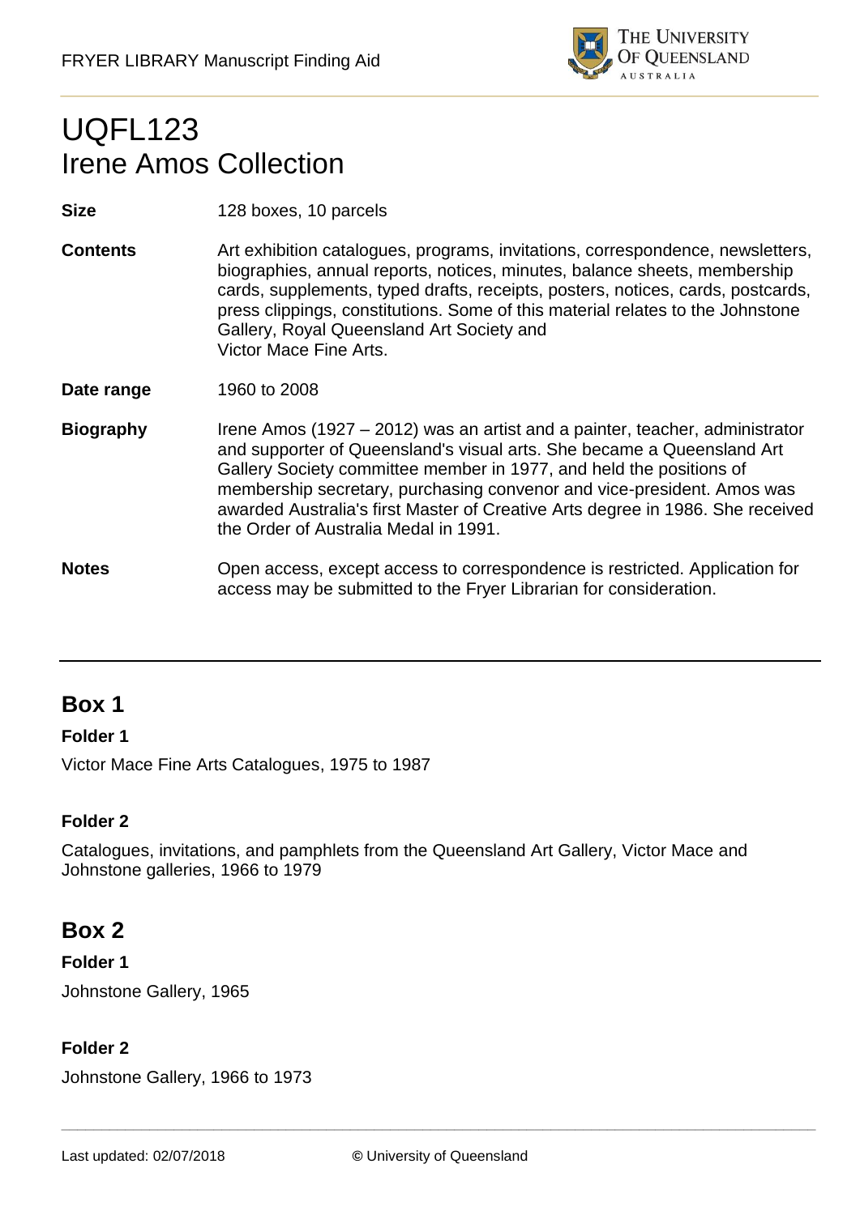# UQFL123
# Irene Amos Collection

| | |
|---|---|
| **Size** | 128 boxes, 10 parcels |
| **Contents** | Art exhibition catalogues, programs, invitations, correspondence, newsletters, biographies, annual reports, notices, minutes, balance sheets, membership cards, supplements, typed drafts, receipts, posters, notices, cards, postcards, press clippings, constitutions. Some of this material relates to the Johnstone Gallery, Royal Queensland Art Society and Victor Mace Fine Arts. |
| **Date range** | 1960 to 2008 |
| **Biography** | Irene Amos (1927 – 2012) was an artist and a painter, teacher, administrator and supporter of Queensland's visual arts. She became a Queensland Art Gallery Society committee member in 1977, and held the positions of membership secretary, purchasing convenor and vice-president. Amos was awarded Australia's first Master of Creative Arts degree in 1986. She received the Order of Australia Medal in 1991. |
| **Notes** | Open access, except access to correspondence is restricted. Application for access may be submitted to the Fryer Librarian for consideration. |

---

## Box 1

**Folder 1**

Victor Mace Fine Arts Catalogues, 1975 to 1987

**Folder 2**

Catalogues, invitations, and pamphlets from the Queensland Art Gallery, Victor Mace and Johnstone galleries, 1966 to 1979

## Box 2

**Folder 1**

Johnstone Gallery, 1965

**Folder 2**

Johnstone Gallery, 1966 to 1973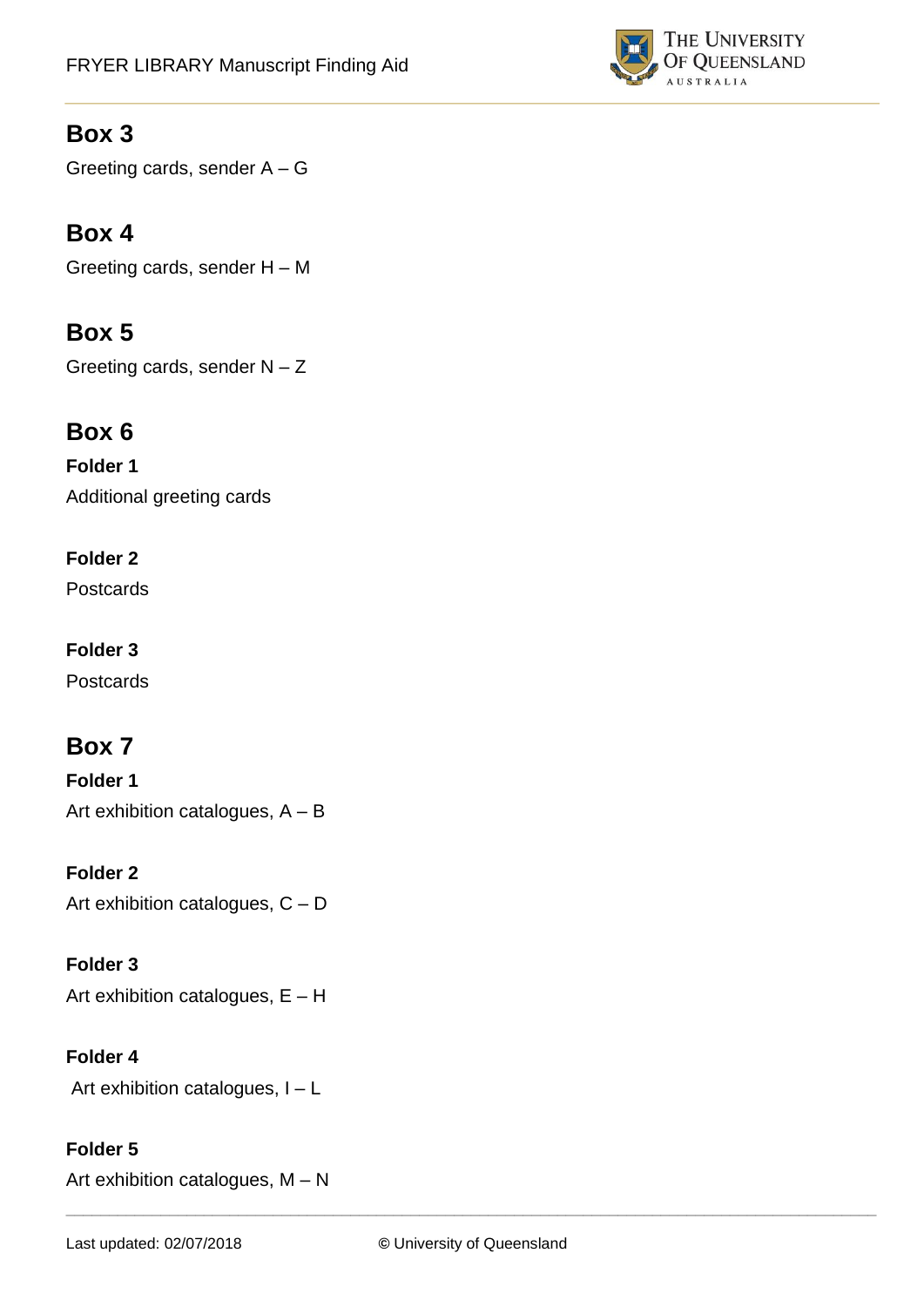## Box 3

Greeting cards, sender A – G

## Box 4

Greeting cards, sender H – M

## Box 5

Greeting cards, sender N – Z

## Box 6

**Folder 1**

Additional greeting cards

**Folder 2**

Postcards

**Folder 3**

Postcards

## Box 7

**Folder 1**

Art exhibition catalogues, A – B

**Folder 2**

Art exhibition catalogues, C – D

**Folder 3**

Art exhibition catalogues, E – H

**Folder 4**

Art exhibition catalogues, I – L

**Folder 5**

Art exhibition catalogues, M – N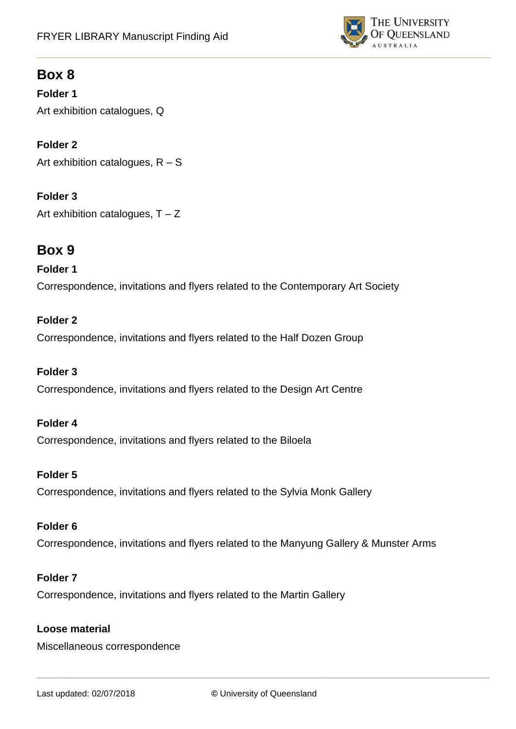## Box 8

**Folder 1**

Art exhibition catalogues, Q

**Folder 2**

Art exhibition catalogues, R – S

**Folder 3**

Art exhibition catalogues, T – Z

## Box 9

**Folder 1**

Correspondence, invitations and flyers related to the Contemporary Art Society

**Folder 2**

Correspondence, invitations and flyers related to the Half Dozen Group

**Folder 3**

Correspondence, invitations and flyers related to the Design Art Centre

**Folder 4**

Correspondence, invitations and flyers related to the Biloela

**Folder 5**

Correspondence, invitations and flyers related to the Sylvia Monk Gallery

**Folder 6**

Correspondence, invitations and flyers related to the Manyung Gallery & Munster Arms

**Folder 7**

Correspondence, invitations and flyers related to the Martin Gallery

**Loose material**

Miscellaneous correspondence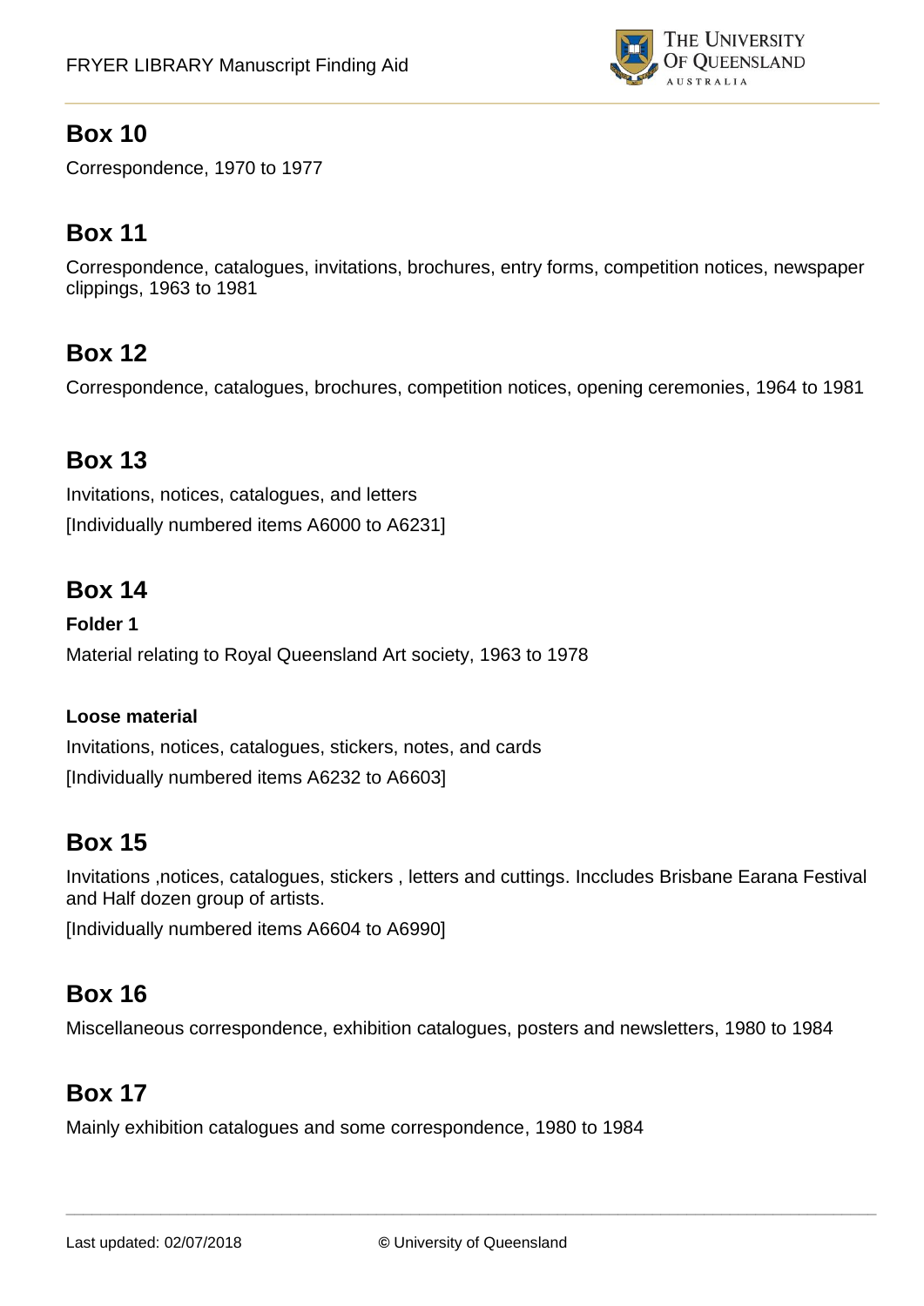## Box 10

Correspondence, 1970 to 1977

## Box 11

Correspondence, catalogues, invitations, brochures, entry forms, competition notices, newspaper clippings, 1963 to 1981

## Box 12

Correspondence, catalogues, brochures, competition notices, opening ceremonies, 1964 to 1981

## Box 13

Invitations, notices, catalogues, and letters

[Individually numbered items A6000 to A6231]

## Box 14

**Folder 1**

Material relating to Royal Queensland Art society, 1963 to 1978

**Loose material**

Invitations, notices, catalogues, stickers, notes, and cards

[Individually numbered items A6232 to A6603]

## Box 15

Invitations ,notices, catalogues, stickers , letters and cuttings. Inccludes Brisbane Earana Festival and Half dozen group of artists.

[Individually numbered items A6604 to A6990]

## Box 16

Miscellaneous correspondence, exhibition catalogues, posters and newsletters, 1980 to 1984

## Box 17

Mainly exhibition catalogues and some correspondence, 1980 to 1984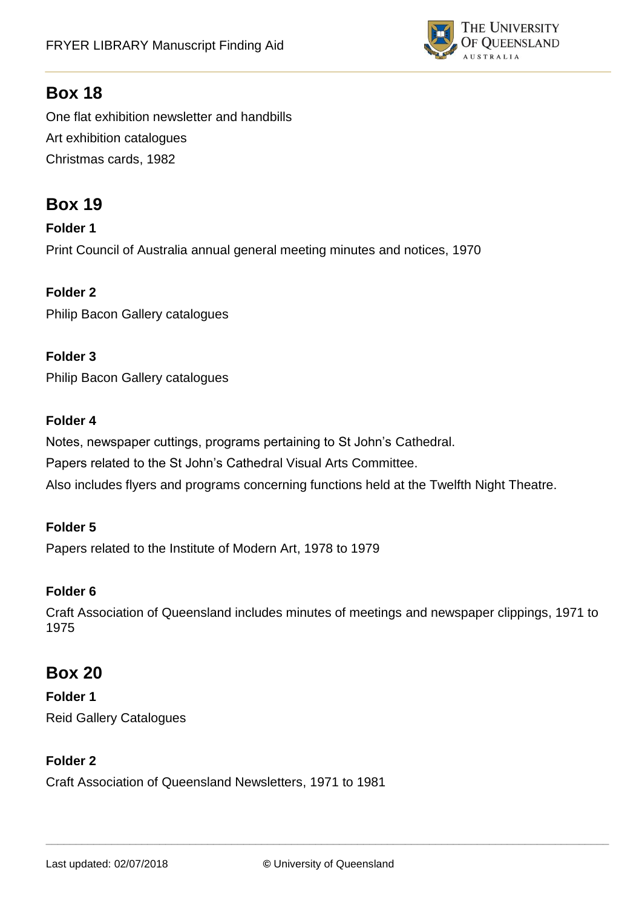## Box 18

One flat exhibition newsletter and handbills

Art exhibition catalogues

Christmas cards, 1982

## Box 19

**Folder 1**

Print Council of Australia annual general meeting minutes and notices, 1970

**Folder 2**

Philip Bacon Gallery catalogues

**Folder 3**

Philip Bacon Gallery catalogues

**Folder 4**

Notes, newspaper cuttings, programs pertaining to St John's Cathedral.

Papers related to the St John's Cathedral Visual Arts Committee.

Also includes flyers and programs concerning functions held at the Twelfth Night Theatre.

**Folder 5**

Papers related to the Institute of Modern Art, 1978 to 1979

**Folder 6**

Craft Association of Queensland includes minutes of meetings and newspaper clippings, 1971 to 1975

## Box 20

**Folder 1**

Reid Gallery Catalogues

**Folder 2**

Craft Association of Queensland Newsletters, 1971 to 1981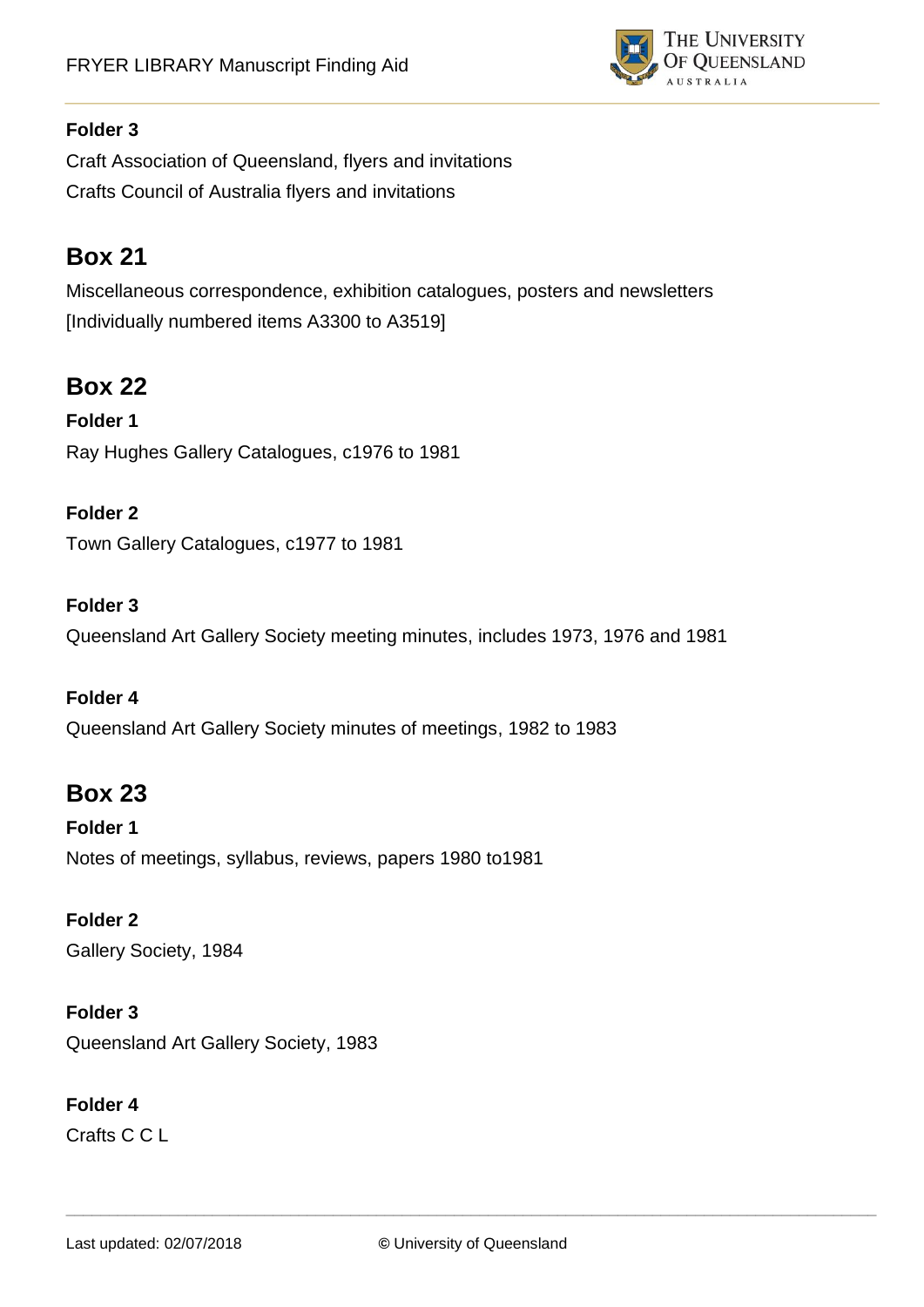**Folder 3**

Craft Association of Queensland, flyers and invitations

Crafts Council of Australia flyers and invitations

## Box 21

Miscellaneous correspondence, exhibition catalogues, posters and newsletters

[Individually numbered items A3300 to A3519]

## Box 22

**Folder 1**

Ray Hughes Gallery Catalogues, c1976 to 1981

**Folder 2**

Town Gallery Catalogues, c1977 to 1981

**Folder 3**

Queensland Art Gallery Society meeting minutes, includes 1973, 1976 and 1981

**Folder 4**

Queensland Art Gallery Society minutes of meetings, 1982 to 1983

## Box 23

**Folder 1**

Notes of meetings, syllabus, reviews, papers 1980 to1981

**Folder 2**

Gallery Society, 1984

**Folder 3**

Queensland Art Gallery Society, 1983

**Folder 4**

Crafts C C L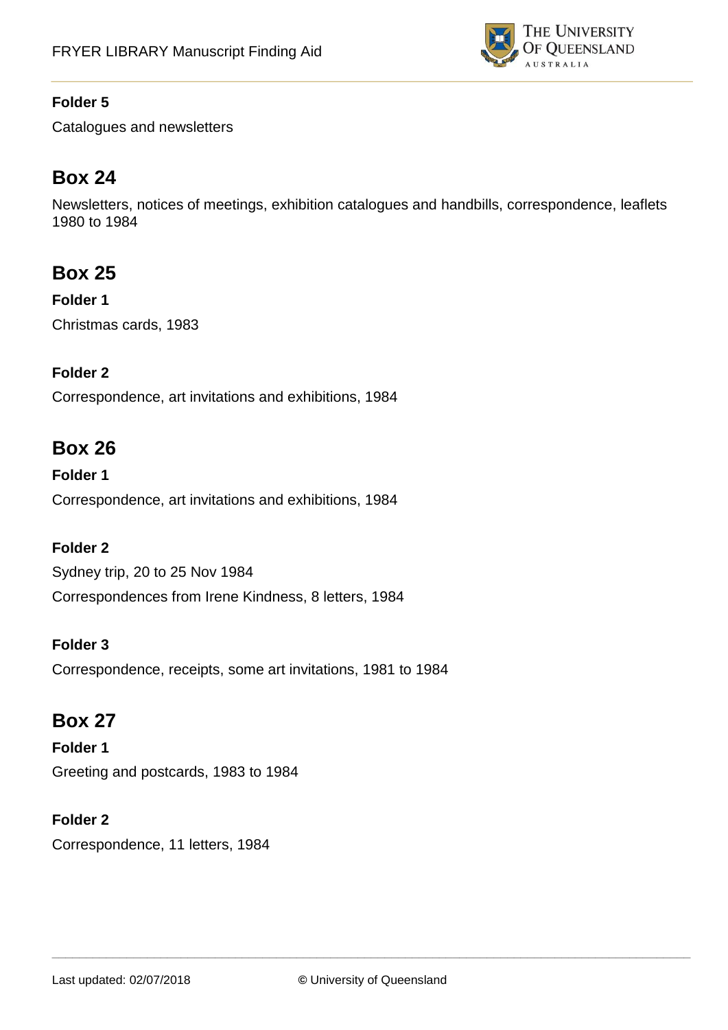**Folder 5**

Catalogues and newsletters

## Box 24

Newsletters, notices of meetings, exhibition catalogues and handbills, correspondence, leaflets 1980 to 1984

## Box 25

**Folder 1**

Christmas cards, 1983

**Folder 2**

Correspondence, art invitations and exhibitions, 1984

## Box 26

**Folder 1**

Correspondence, art invitations and exhibitions, 1984

**Folder 2**

Sydney trip, 20 to 25 Nov 1984

Correspondences from Irene Kindness, 8 letters, 1984

**Folder 3**

Correspondence, receipts, some art invitations, 1981 to 1984

## Box 27

**Folder 1**

Greeting and postcards, 1983 to 1984

**Folder 2**

Correspondence, 11 letters, 1984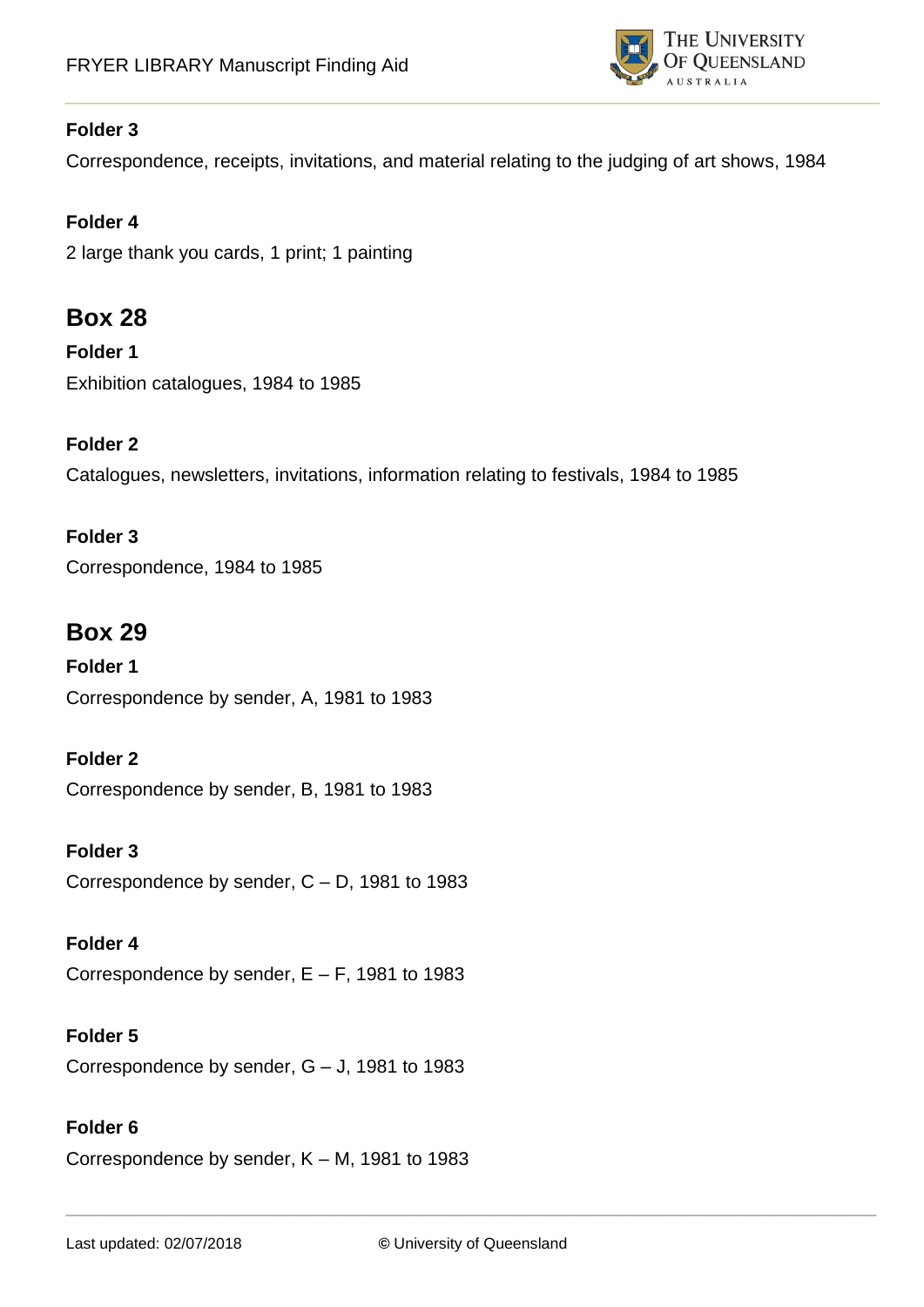**Folder 3**

Correspondence, receipts, invitations, and material relating to the judging of art shows, 1984

**Folder 4**

2 large thank you cards, 1 print; 1 painting

## Box 28

**Folder 1**

Exhibition catalogues, 1984 to 1985

**Folder 2**

Catalogues, newsletters, invitations, information relating to festivals, 1984 to 1985

**Folder 3**

Correspondence, 1984 to 1985

## Box 29

**Folder 1**

Correspondence by sender, A, 1981 to 1983

**Folder 2**

Correspondence by sender, B, 1981 to 1983

**Folder 3**

Correspondence by sender, C – D, 1981 to 1983

**Folder 4**

Correspondence by sender, E – F, 1981 to 1983

**Folder 5**

Correspondence by sender, G – J, 1981 to 1983

**Folder 6**

Correspondence by sender, K – M, 1981 to 1983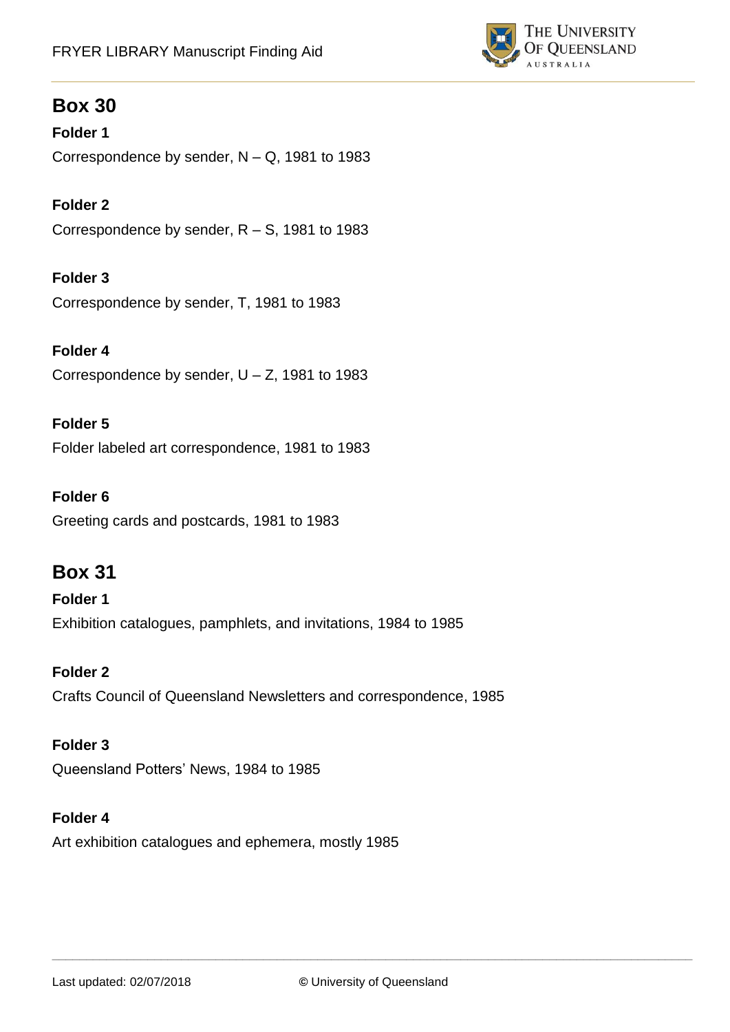## Box 30

**Folder 1**

Correspondence by sender, N – Q, 1981 to 1983

**Folder 2**

Correspondence by sender, R – S, 1981 to 1983

**Folder 3**

Correspondence by sender, T, 1981 to 1983

**Folder 4**

Correspondence by sender, U – Z, 1981 to 1983

**Folder 5**

Folder labeled art correspondence, 1981 to 1983

**Folder 6**

Greeting cards and postcards, 1981 to 1983

## Box 31

**Folder 1**

Exhibition catalogues, pamphlets, and invitations, 1984 to 1985

**Folder 2**

Crafts Council of Queensland Newsletters and correspondence, 1985

**Folder 3**

Queensland Potters' News, 1984 to 1985

**Folder 4**

Art exhibition catalogues and ephemera, mostly 1985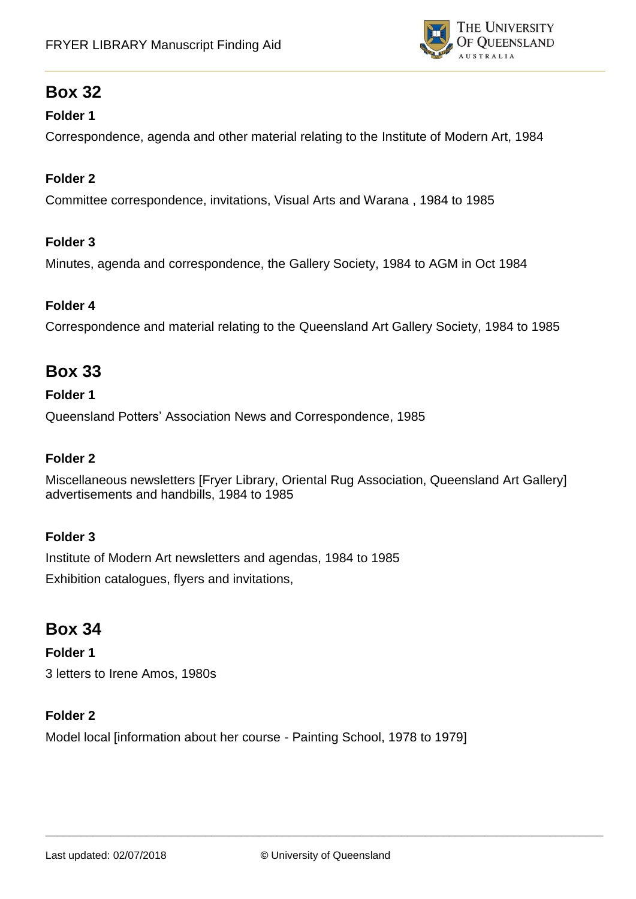## Box 32

**Folder 1**

Correspondence, agenda and other material relating to the Institute of Modern Art, 1984

**Folder 2**

Committee correspondence, invitations, Visual Arts and Warana , 1984 to 1985

**Folder 3**

Minutes, agenda and correspondence, the Gallery Society, 1984 to AGM in Oct 1984

**Folder 4**

Correspondence and material relating to the Queensland Art Gallery Society, 1984 to 1985

## Box 33

**Folder 1**

Queensland Potters' Association News and Correspondence, 1985

**Folder 2**

Miscellaneous newsletters [Fryer Library, Oriental Rug Association, Queensland Art Gallery] advertisements and handbills, 1984 to 1985

**Folder 3**

Institute of Modern Art newsletters and agendas, 1984 to 1985

Exhibition catalogues, flyers and invitations,

## Box 34

**Folder 1**

3 letters to Irene Amos, 1980s

**Folder 2**

Model local [information about her course - Painting School, 1978 to 1979]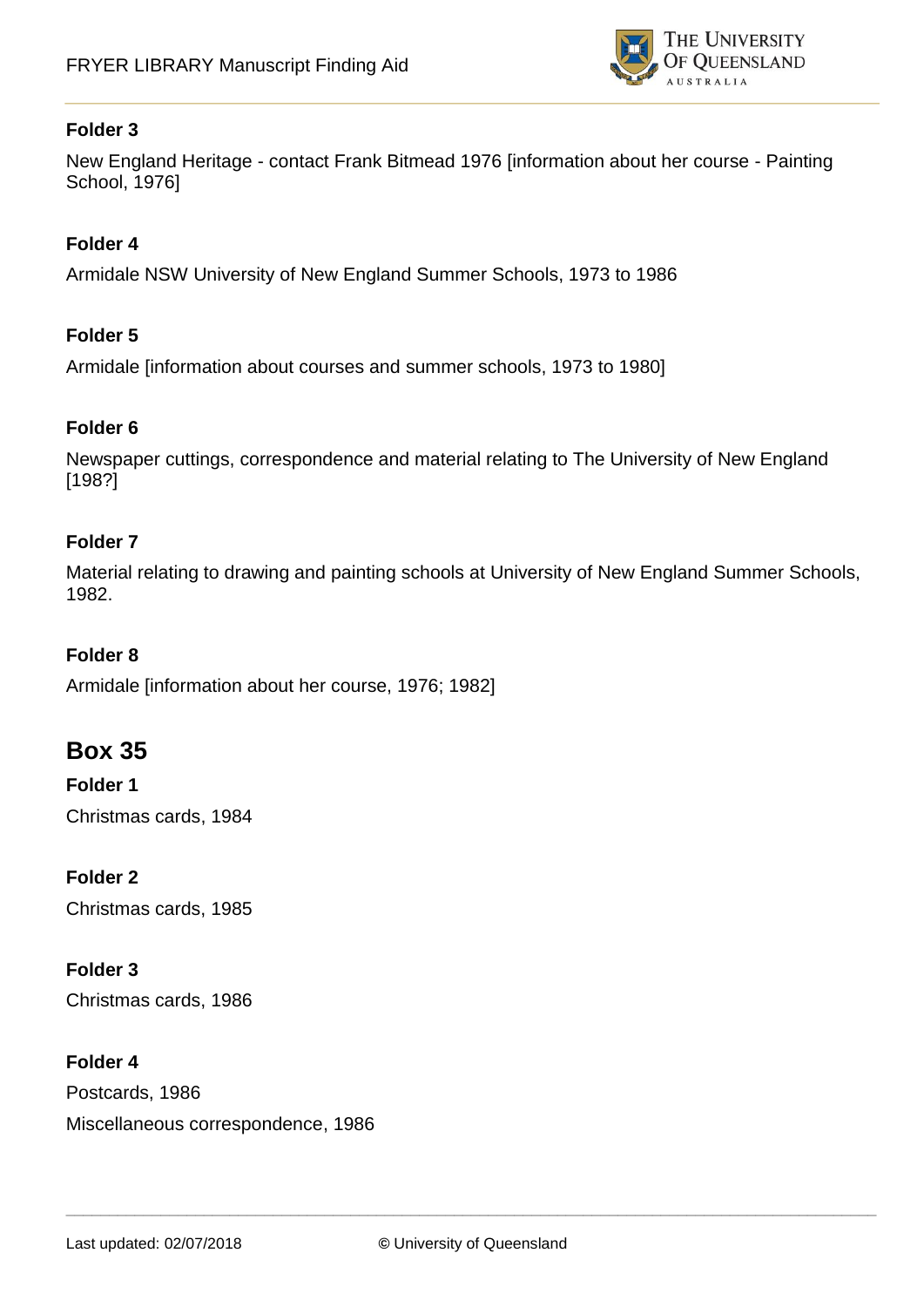#### Folder 3

New England Heritage - contact Frank Bitmead 1976 [information about her course - Painting School, 1976]

#### Folder 4

Armidale NSW University of New England Summer Schools, 1973 to 1986

#### Folder 5

Armidale [information about courses and summer schools, 1973 to 1980]

#### Folder 6

Newspaper cuttings, correspondence and material relating to The University of New England [198?]

#### Folder 7

Material relating to drawing and painting schools at University of New England Summer Schools, 1982.

#### Folder 8

Armidale [information about her course, 1976; 1982]

## Box 35

#### Folder 1

Christmas cards, 1984

#### Folder 2

Christmas cards, 1985

#### Folder 3

Christmas cards, 1986

#### Folder 4

Postcards, 1986

Miscellaneous correspondence, 1986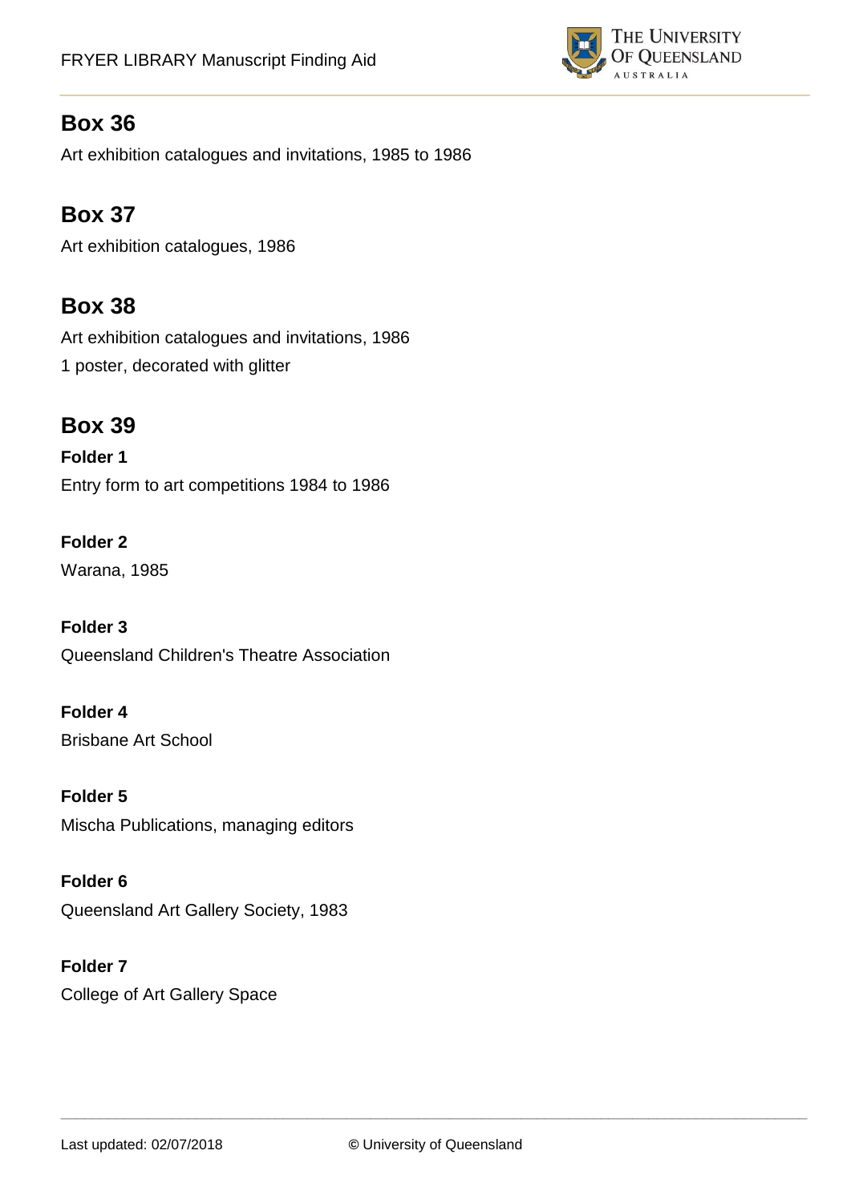## Box 36

Art exhibition catalogues and invitations, 1985 to 1986

## Box 37

Art exhibition catalogues, 1986

## Box 38

Art exhibition catalogues and invitations, 1986

1 poster, decorated with glitter

## Box 39

**Folder 1**

Entry form to art competitions 1984 to 1986

**Folder 2**

Warana, 1985

**Folder 3**

Queensland Children's Theatre Association

**Folder 4**

Brisbane Art School

**Folder 5**

Mischa Publications, managing editors

**Folder 6**

Queensland Art Gallery Society, 1983

**Folder 7**

College of Art Gallery Space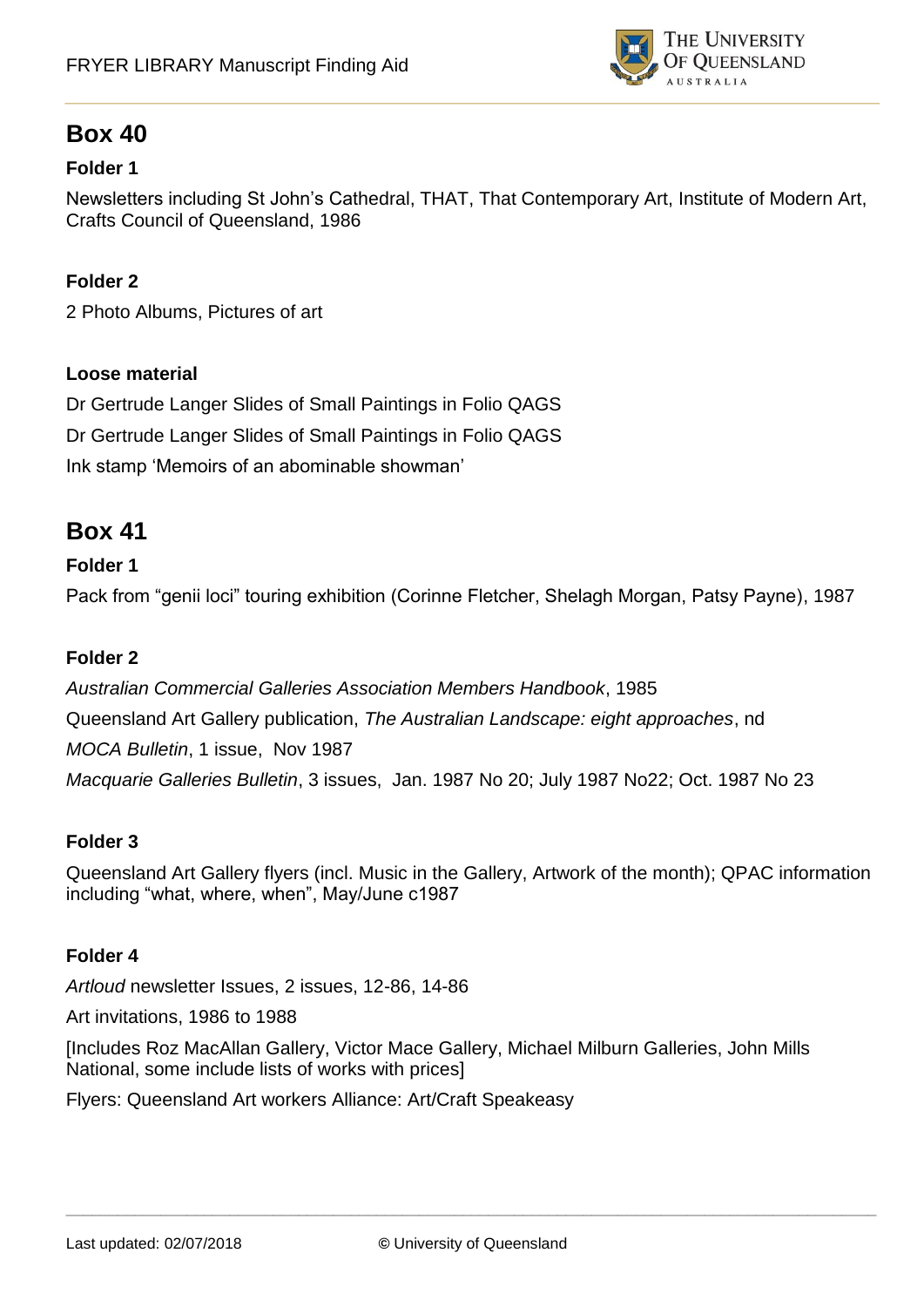## Box 40

**Folder 1**

Newsletters including St John's Cathedral, THAT, That Contemporary Art, Institute of Modern Art, Crafts Council of Queensland, 1986

**Folder 2**

2 Photo Albums, Pictures of art

**Loose material**

Dr Gertrude Langer Slides of Small Paintings in Folio QAGS

Dr Gertrude Langer Slides of Small Paintings in Folio QAGS

Ink stamp 'Memoirs of an abominable showman'

## Box 41

**Folder 1**

Pack from "genii loci" touring exhibition (Corinne Fletcher, Shelagh Morgan, Patsy Payne), 1987

**Folder 2**

*Australian Commercial Galleries Association Members Handbook*, 1985

Queensland Art Gallery publication, *The Australian Landscape: eight approaches*, nd

*MOCA Bulletin*, 1 issue, Nov 1987

*Macquarie Galleries Bulletin*, 3 issues, Jan. 1987 No 20; July 1987 No22; Oct. 1987 No 23

**Folder 3**

Queensland Art Gallery flyers (incl. Music in the Gallery, Artwork of the month); QPAC information including "what, where, when", May/June c1987

**Folder 4**

*Artloud* newsletter Issues, 2 issues, 12-86, 14-86

Art invitations, 1986 to 1988

[Includes Roz MacAllan Gallery, Victor Mace Gallery, Michael Milburn Galleries, John Mills National, some include lists of works with prices]

Flyers: Queensland Art workers Alliance: Art/Craft Speakeasy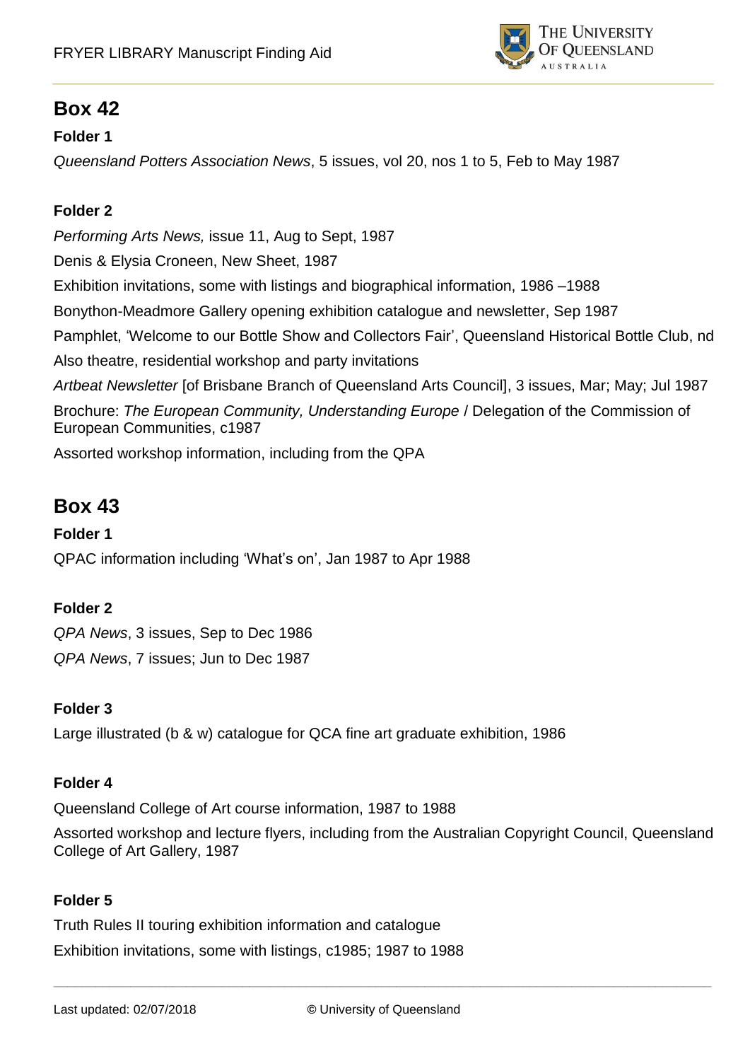## Box 42

**Folder 1**

*Queensland Potters Association News*, 5 issues, vol 20, nos 1 to 5, Feb to May 1987

**Folder 2**

*Performing Arts News,* issue 11, Aug to Sept, 1987

Denis & Elysia Croneen, New Sheet, 1987

Exhibition invitations, some with listings and biographical information, 1986 –1988

Bonython-Meadmore Gallery opening exhibition catalogue and newsletter, Sep 1987

Pamphlet, 'Welcome to our Bottle Show and Collectors Fair', Queensland Historical Bottle Club, nd

Also theatre, residential workshop and party invitations

*Artbeat Newsletter* [of Brisbane Branch of Queensland Arts Council], 3 issues, Mar; May; Jul 1987

Brochure: *The European Community, Understanding Europe* / Delegation of the Commission of European Communities, c1987

Assorted workshop information, including from the QPA

## Box 43

**Folder 1**

QPAC information including 'What's on', Jan 1987 to Apr 1988

**Folder 2**

*QPA News*, 3 issues, Sep to Dec 1986

*QPA News*, 7 issues; Jun to Dec 1987

**Folder 3**

Large illustrated (b & w) catalogue for QCA fine art graduate exhibition, 1986

**Folder 4**

Queensland College of Art course information, 1987 to 1988

Assorted workshop and lecture flyers, including from the Australian Copyright Council, Queensland College of Art Gallery, 1987

**Folder 5**

Truth Rules II touring exhibition information and catalogue

Exhibition invitations, some with listings, c1985; 1987 to 1988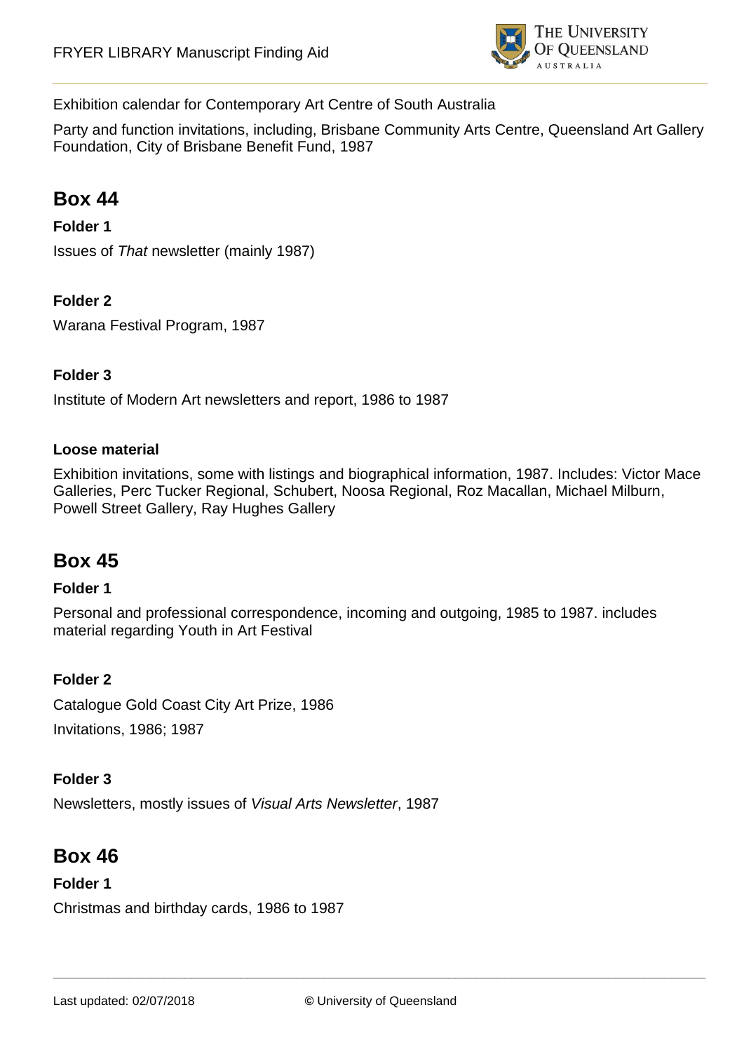Exhibition calendar for Contemporary Art Centre of South Australia

Party and function invitations, including, Brisbane Community Arts Centre, Queensland Art Gallery Foundation, City of Brisbane Benefit Fund, 1987

## Box 44

**Folder 1**

Issues of *That* newsletter (mainly 1987)

**Folder 2**

Warana Festival Program, 1987

**Folder 3**

Institute of Modern Art newsletters and report, 1986 to 1987

**Loose material**

Exhibition invitations, some with listings and biographical information, 1987. Includes: Victor Mace Galleries, Perc Tucker Regional, Schubert, Noosa Regional, Roz Macallan, Michael Milburn, Powell Street Gallery, Ray Hughes Gallery

## Box 45

**Folder 1**

Personal and professional correspondence, incoming and outgoing, 1985 to 1987. includes material regarding Youth in Art Festival

**Folder 2**

Catalogue Gold Coast City Art Prize, 1986

Invitations, 1986; 1987

**Folder 3**

Newsletters, mostly issues of *Visual Arts Newsletter*, 1987

## Box 46

**Folder 1**

Christmas and birthday cards, 1986 to 1987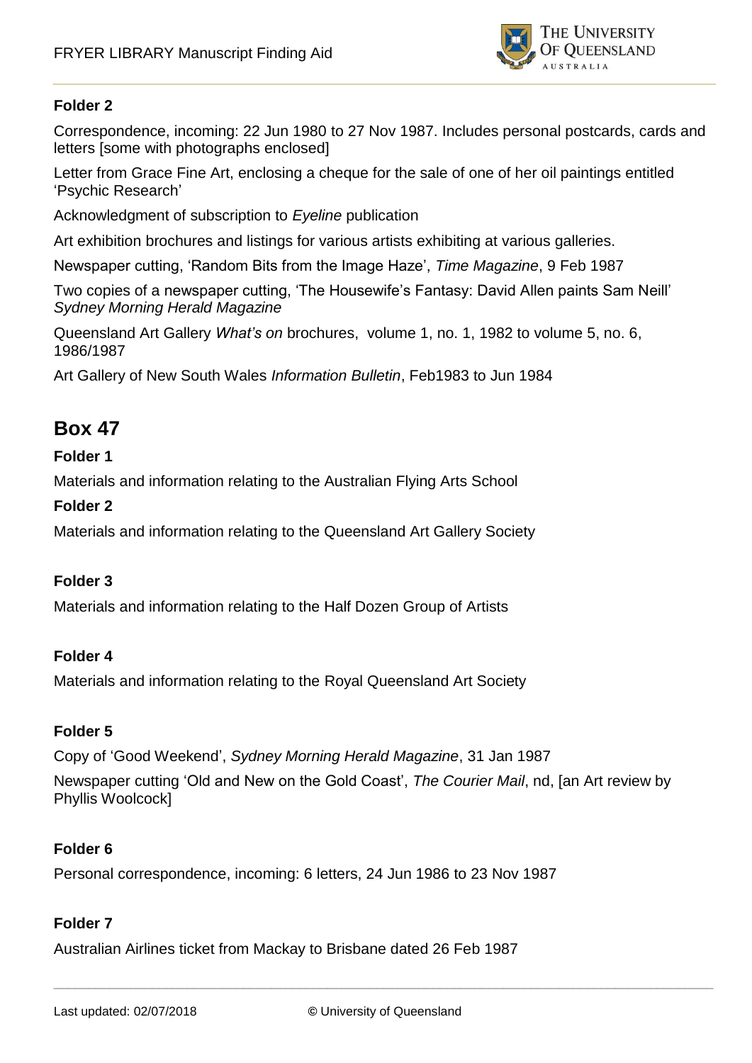**Folder 2**

Correspondence, incoming: 22 Jun 1980 to 27 Nov 1987. Includes personal postcards, cards and letters [some with photographs enclosed]

Letter from Grace Fine Art, enclosing a cheque for the sale of one of her oil paintings entitled 'Psychic Research'

Acknowledgment of subscription to *Eyeline* publication

Art exhibition brochures and listings for various artists exhibiting at various galleries.

Newspaper cutting, 'Random Bits from the Image Haze', *Time Magazine*, 9 Feb 1987

Two copies of a newspaper cutting, 'The Housewife's Fantasy: David Allen paints Sam Neill' *Sydney Morning Herald Magazine*

Queensland Art Gallery *What's on* brochures, volume 1, no. 1, 1982 to volume 5, no. 6, 1986/1987

Art Gallery of New South Wales *Information Bulletin*, Feb1983 to Jun 1984

## Box 47

**Folder 1**

Materials and information relating to the Australian Flying Arts School

**Folder 2**

Materials and information relating to the Queensland Art Gallery Society

**Folder 3**

Materials and information relating to the Half Dozen Group of Artists

**Folder 4**

Materials and information relating to the Royal Queensland Art Society

**Folder 5**

Copy of 'Good Weekend', *Sydney Morning Herald Magazine*, 31 Jan 1987

Newspaper cutting 'Old and New on the Gold Coast', *The Courier Mail*, nd, [an Art review by Phyllis Woolcock]

**Folder 6**

Personal correspondence, incoming: 6 letters, 24 Jun 1986 to 23 Nov 1987

**Folder 7**

Australian Airlines ticket from Mackay to Brisbane dated 26 Feb 1987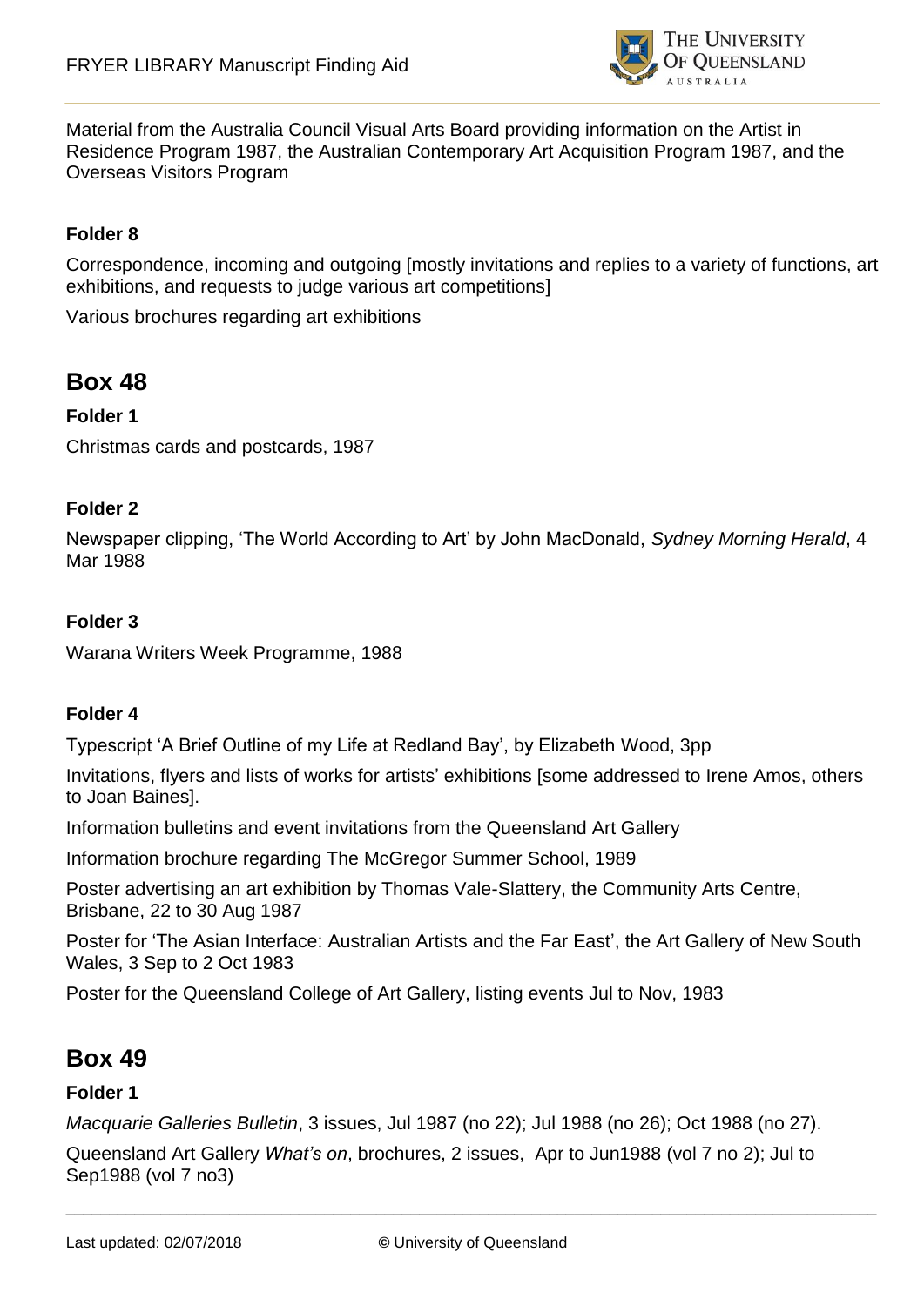Material from the Australia Council Visual Arts Board providing information on the Artist in Residence Program 1987, the Australian Contemporary Art Acquisition Program 1987, and the Overseas Visitors Program

**Folder 8**

Correspondence, incoming and outgoing [mostly invitations and replies to a variety of functions, art exhibitions, and requests to judge various art competitions]

Various brochures regarding art exhibitions

## Box 48

**Folder 1**

Christmas cards and postcards, 1987

**Folder 2**

Newspaper clipping, 'The World According to Art' by John MacDonald, *Sydney Morning Herald*, 4 Mar 1988

**Folder 3**

Warana Writers Week Programme, 1988

**Folder 4**

Typescript 'A Brief Outline of my Life at Redland Bay', by Elizabeth Wood, 3pp

Invitations, flyers and lists of works for artists' exhibitions [some addressed to Irene Amos, others to Joan Baines].

Information bulletins and event invitations from the Queensland Art Gallery

Information brochure regarding The McGregor Summer School, 1989

Poster advertising an art exhibition by Thomas Vale-Slattery, the Community Arts Centre, Brisbane, 22 to 30 Aug 1987

Poster for 'The Asian Interface: Australian Artists and the Far East', the Art Gallery of New South Wales, 3 Sep to 2 Oct 1983

Poster for the Queensland College of Art Gallery, listing events Jul to Nov, 1983

## Box 49

**Folder 1**

*Macquarie Galleries Bulletin*, 3 issues, Jul 1987 (no 22); Jul 1988 (no 26); Oct 1988 (no 27).

Queensland Art Gallery *What's on*, brochures, 2 issues, Apr to Jun1988 (vol 7 no 2); Jul to Sep1988 (vol 7 no3)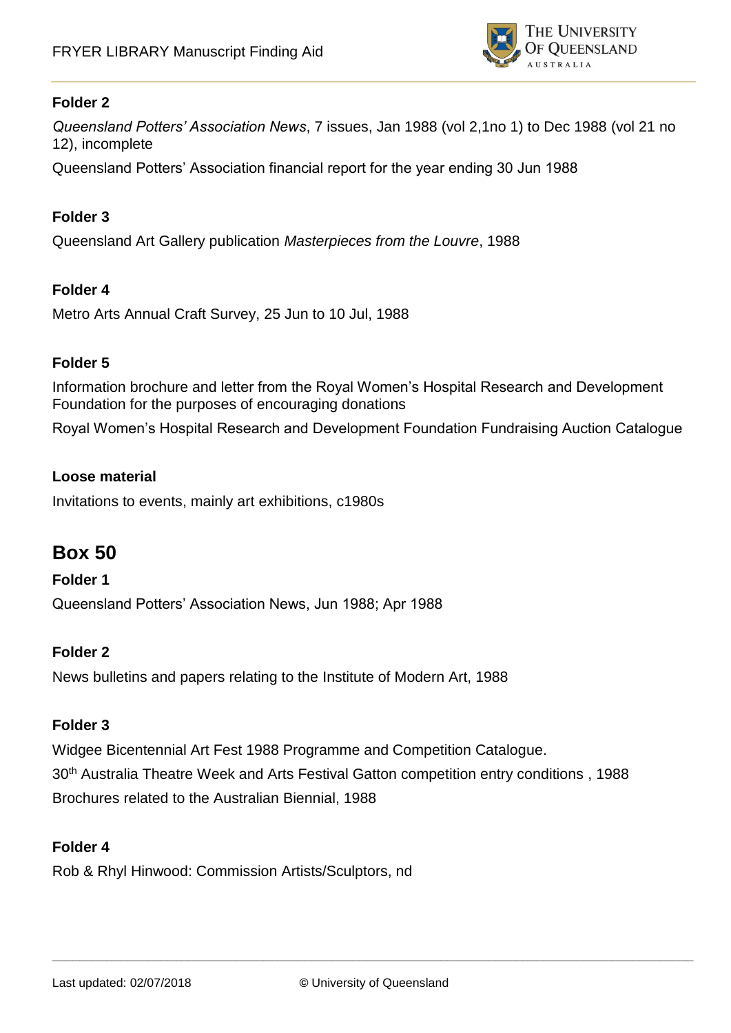**Folder 2**

*Queensland Potters' Association News*, 7 issues, Jan 1988 (vol 2,1no 1) to Dec 1988 (vol 21 no 12), incomplete

Queensland Potters' Association financial report for the year ending 30 Jun 1988

**Folder 3**

Queensland Art Gallery publication *Masterpieces from the Louvre*, 1988

**Folder 4**

Metro Arts Annual Craft Survey, 25 Jun to 10 Jul, 1988

**Folder 5**

Information brochure and letter from the Royal Women's Hospital Research and Development Foundation for the purposes of encouraging donations

Royal Women's Hospital Research and Development Foundation Fundraising Auction Catalogue

**Loose material**

Invitations to events, mainly art exhibitions, c1980s

## Box 50

**Folder 1**

Queensland Potters' Association News, Jun 1988; Apr 1988

**Folder 2**

News bulletins and papers relating to the Institute of Modern Art, 1988

**Folder 3**

Widgee Bicentennial Art Fest 1988 Programme and Competition Catalogue.

30th Australia Theatre Week and Arts Festival Gatton competition entry conditions , 1988

Brochures related to the Australian Biennial, 1988

**Folder 4**

Rob & Rhyl Hinwood: Commission Artists/Sculptors, nd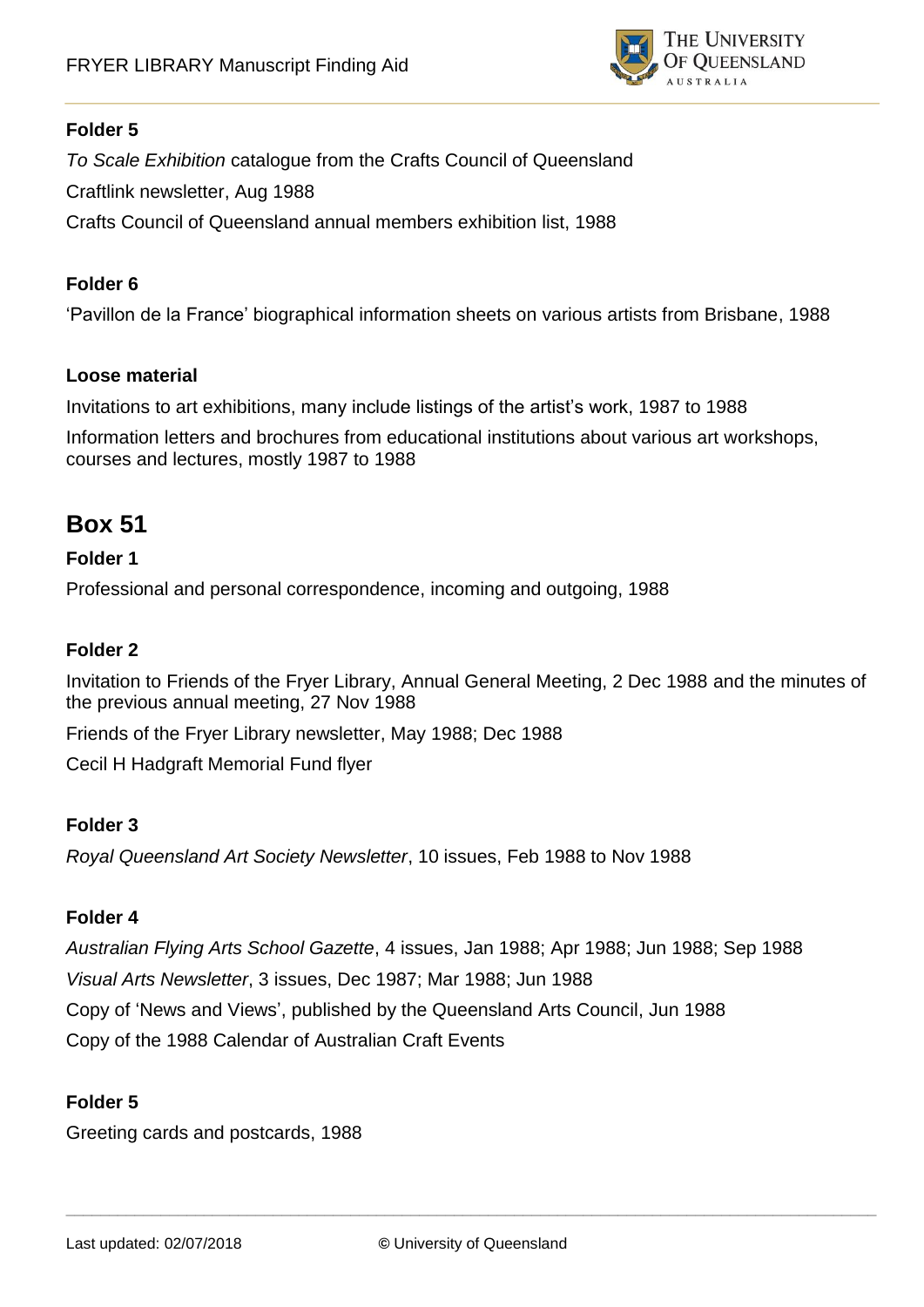#### Folder 5

*To Scale Exhibition* catalogue from the Crafts Council of Queensland

Craftlink newsletter, Aug 1988

Crafts Council of Queensland annual members exhibition list, 1988

#### Folder 6

'Pavillon de la France' biographical information sheets on various artists from Brisbane, 1988

#### Loose material

Invitations to art exhibitions, many include listings of the artist's work, 1987 to 1988

Information letters and brochures from educational institutions about various art workshops, courses and lectures, mostly 1987 to 1988

## Box 51

#### Folder 1

Professional and personal correspondence, incoming and outgoing, 1988

#### Folder 2

Invitation to Friends of the Fryer Library, Annual General Meeting, 2 Dec 1988 and the minutes of the previous annual meeting, 27 Nov 1988

Friends of the Fryer Library newsletter, May 1988; Dec 1988

Cecil H Hadgraft Memorial Fund flyer

#### Folder 3

*Royal Queensland Art Society Newsletter*, 10 issues, Feb 1988 to Nov 1988

#### Folder 4

*Australian Flying Arts School Gazette*, 4 issues, Jan 1988; Apr 1988; Jun 1988; Sep 1988

*Visual Arts Newsletter*, 3 issues, Dec 1987; Mar 1988; Jun 1988

Copy of 'News and Views', published by the Queensland Arts Council, Jun 1988

Copy of the 1988 Calendar of Australian Craft Events

#### Folder 5

Greeting cards and postcards, 1988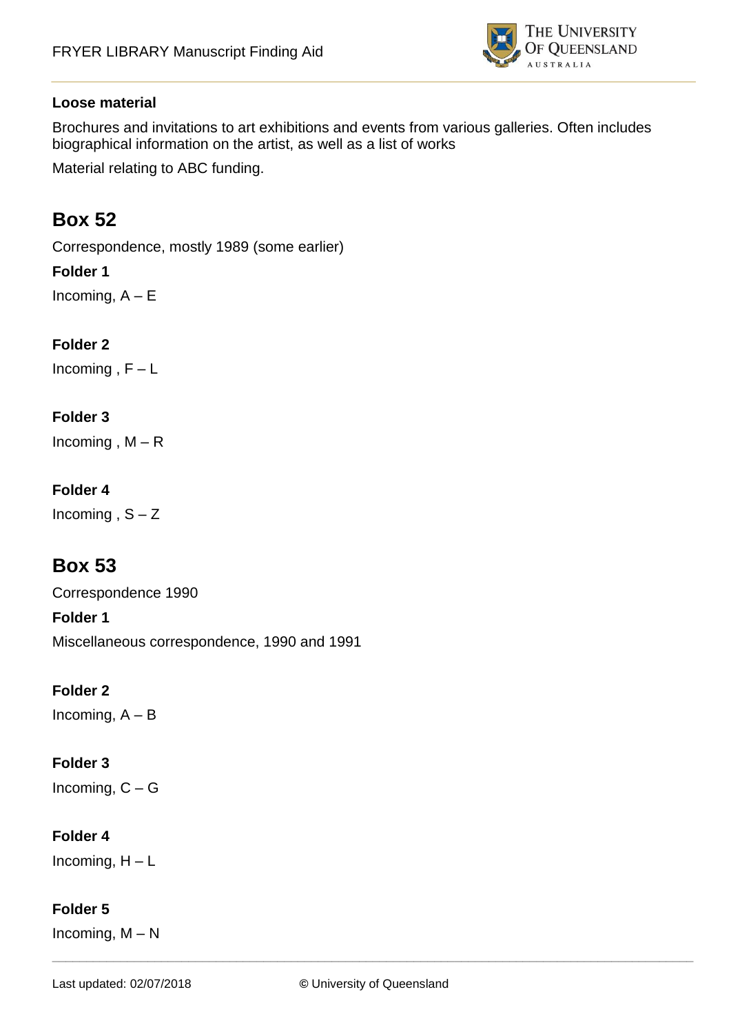**Loose material**

Brochures and invitations to art exhibitions and events from various galleries. Often includes biographical information on the artist, as well as a list of works

Material relating to ABC funding.

## Box 52

Correspondence, mostly 1989 (some earlier)

**Folder 1**

Incoming, A – E

**Folder 2**

Incoming , F – L

**Folder 3**

Incoming , M – R

**Folder 4**

Incoming , S – Z

## Box 53

Correspondence 1990

**Folder 1**

Miscellaneous correspondence, 1990 and 1991

**Folder 2**

Incoming, A – B

**Folder 3**

Incoming, C – G

**Folder 4**

Incoming, H – L

**Folder 5**

Incoming, M – N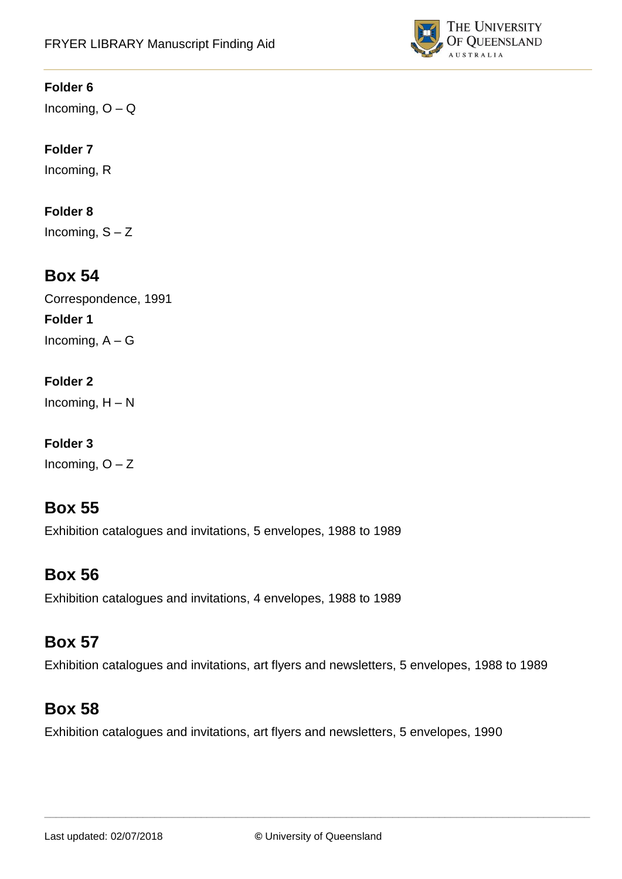**Folder 6**

Incoming, O – Q

**Folder 7**

Incoming, R

**Folder 8**

Incoming, S – Z

## Box 54

Correspondence, 1991

**Folder 1**

Incoming, A – G

**Folder 2**

Incoming, H – N

**Folder 3**

Incoming, O – Z

## Box 55

Exhibition catalogues and invitations, 5 envelopes, 1988 to 1989

## Box 56

Exhibition catalogues and invitations, 4 envelopes, 1988 to 1989

## Box 57

Exhibition catalogues and invitations, art flyers and newsletters, 5 envelopes, 1988 to 1989

## Box 58

Exhibition catalogues and invitations, art flyers and newsletters, 5 envelopes, 1990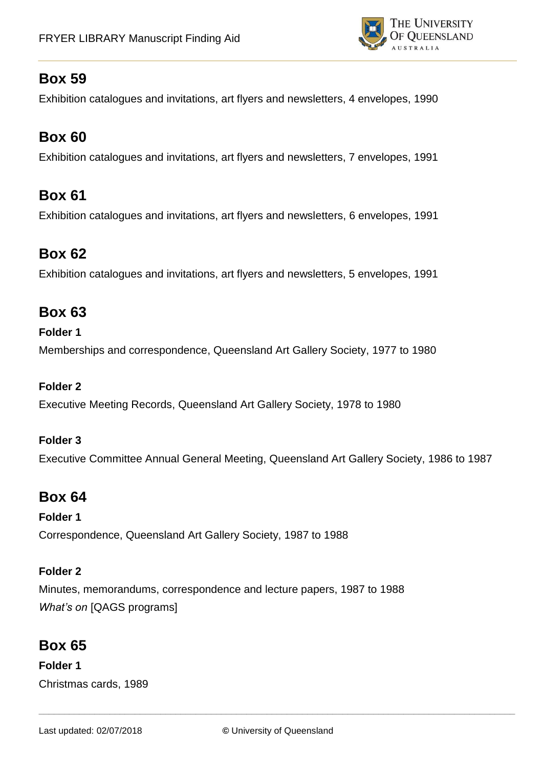## Box 59

Exhibition catalogues and invitations, art flyers and newsletters, 4 envelopes, 1990

## Box 60

Exhibition catalogues and invitations, art flyers and newsletters, 7 envelopes, 1991

## Box 61

Exhibition catalogues and invitations, art flyers and newsletters, 6 envelopes, 1991

## Box 62

Exhibition catalogues and invitations, art flyers and newsletters, 5 envelopes, 1991

## Box 63

**Folder 1**

Memberships and correspondence, Queensland Art Gallery Society, 1977 to 1980

**Folder 2**

Executive Meeting Records, Queensland Art Gallery Society, 1978 to 1980

**Folder 3**

Executive Committee Annual General Meeting, Queensland Art Gallery Society, 1986 to 1987

## Box 64

**Folder 1**

Correspondence, Queensland Art Gallery Society, 1987 to 1988

**Folder 2**

Minutes, memorandums, correspondence and lecture papers, 1987 to 1988
*What's on* [QAGS programs]

## Box 65

**Folder 1**

Christmas cards, 1989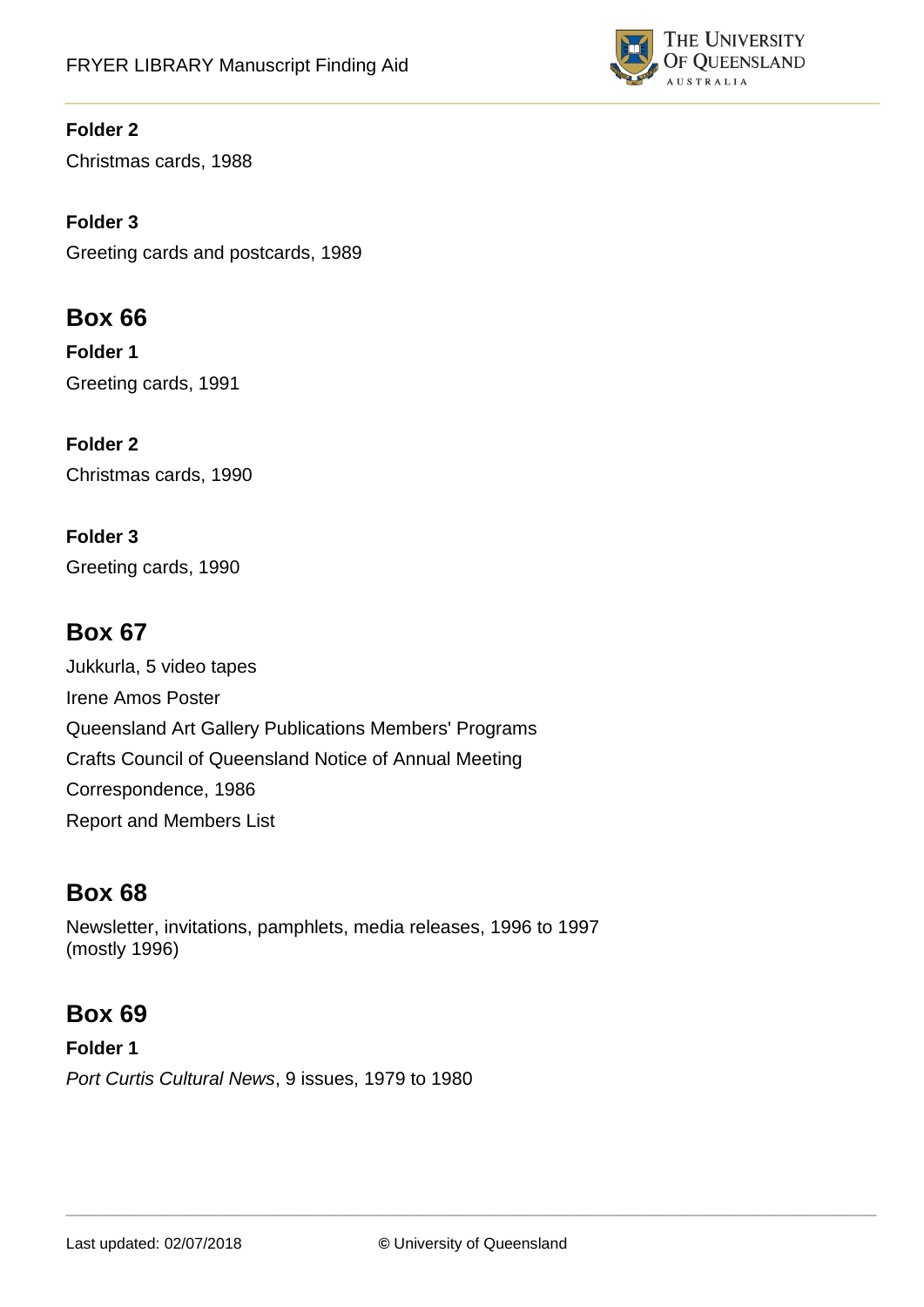**Folder 2**

Christmas cards, 1988

**Folder 3**

Greeting cards and postcards, 1989

## Box 66

**Folder 1**

Greeting cards, 1991

**Folder 2**

Christmas cards, 1990

**Folder 3**

Greeting cards, 1990

## Box 67

Jukkurla, 5 video tapes

Irene Amos Poster

Queensland Art Gallery Publications Members' Programs

Crafts Council of Queensland Notice of Annual Meeting

Correspondence, 1986

Report and Members List

## Box 68

Newsletter, invitations, pamphlets, media releases, 1996 to 1997 (mostly 1996)

## Box 69

**Folder 1**

*Port Curtis Cultural News*, 9 issues, 1979 to 1980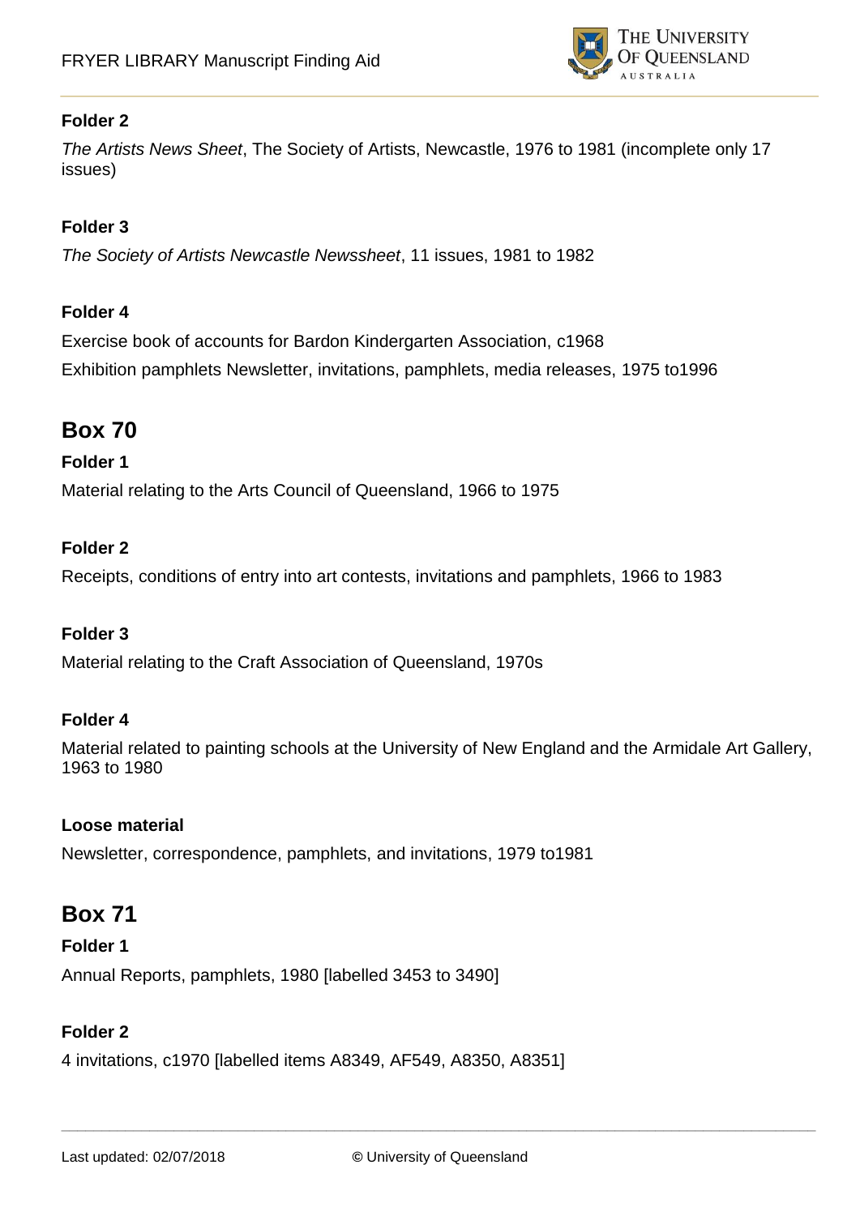**Folder 2**

*The Artists News Sheet*, The Society of Artists, Newcastle, 1976 to 1981 (incomplete only 17 issues)

**Folder 3**

*The Society of Artists Newcastle Newssheet*, 11 issues, 1981 to 1982

**Folder 4**

Exercise book of accounts for Bardon Kindergarten Association, c1968

Exhibition pamphlets Newsletter, invitations, pamphlets, media releases, 1975 to1996

## Box 70

**Folder 1**

Material relating to the Arts Council of Queensland, 1966 to 1975

**Folder 2**

Receipts, conditions of entry into art contests, invitations and pamphlets, 1966 to 1983

**Folder 3**

Material relating to the Craft Association of Queensland, 1970s

**Folder 4**

Material related to painting schools at the University of New England and the Armidale Art Gallery, 1963 to 1980

**Loose material**

Newsletter, correspondence, pamphlets, and invitations, 1979 to1981

## Box 71

**Folder 1**

Annual Reports, pamphlets, 1980 [labelled 3453 to 3490]

**Folder 2**

4 invitations, c1970 [labelled items A8349, AF549, A8350, A8351]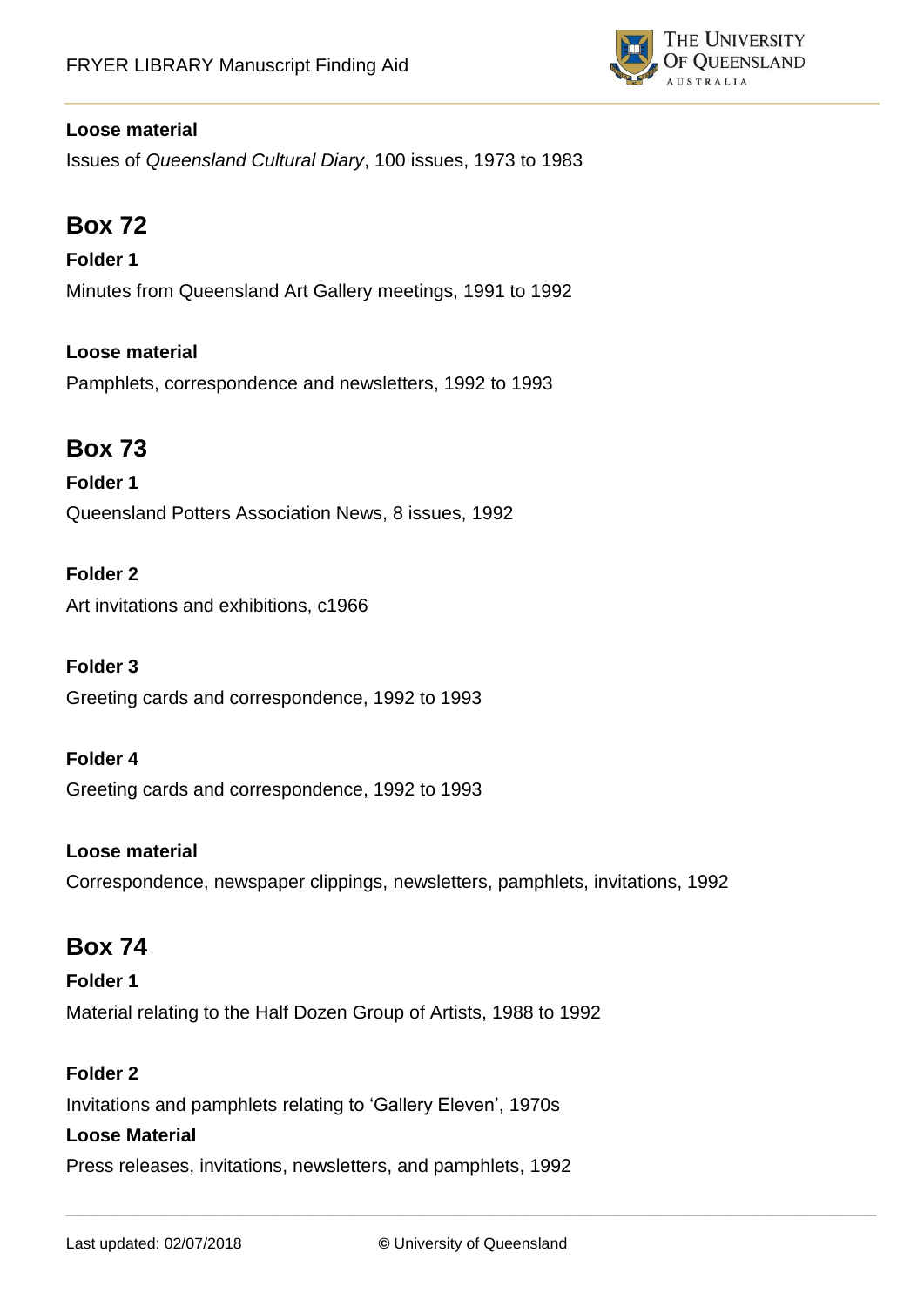**Loose material**

Issues of *Queensland Cultural Diary*, 100 issues, 1973 to 1983

## Box 72

**Folder 1**

Minutes from Queensland Art Gallery meetings, 1991 to 1992

**Loose material**

Pamphlets, correspondence and newsletters, 1992 to 1993

## Box 73

**Folder 1**

Queensland Potters Association News, 8 issues, 1992

**Folder 2**

Art invitations and exhibitions, c1966

**Folder 3**

Greeting cards and correspondence, 1992 to 1993

**Folder 4**

Greeting cards and correspondence, 1992 to 1993

**Loose material**

Correspondence, newspaper clippings, newsletters, pamphlets, invitations, 1992

## Box 74

**Folder 1**

Material relating to the Half Dozen Group of Artists, 1988 to 1992

**Folder 2**

Invitations and pamphlets relating to 'Gallery Eleven', 1970s

**Loose Material**

Press releases, invitations, newsletters, and pamphlets, 1992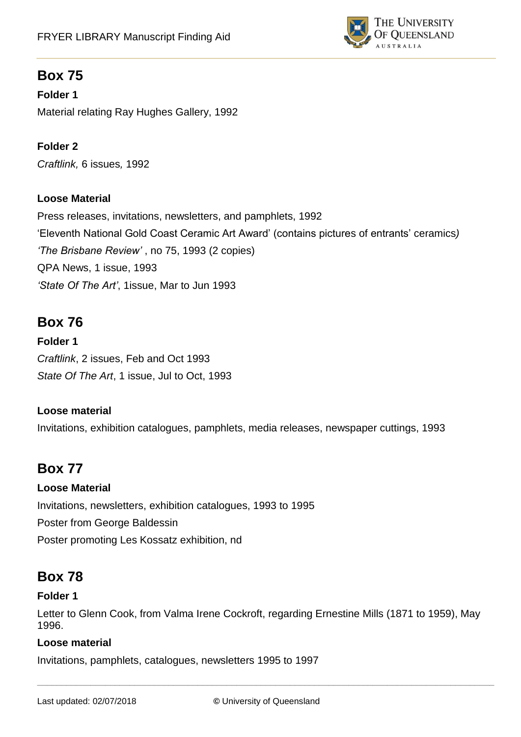## Box 75

**Folder 1**

Material relating Ray Hughes Gallery, 1992

**Folder 2**

*Craftlink,* 6 issues*,* 1992

**Loose Material**

Press releases, invitations, newsletters, and pamphlets, 1992

'Eleventh National Gold Coast Ceramic Art Award' (contains pictures of entrants' ceramics*)*

*'The Brisbane Review'* , no 75, 1993 (2 copies)

QPA News, 1 issue, 1993

*'State Of The Art'*, 1issue, Mar to Jun 1993

## Box 76

**Folder 1**

*Craftlink*, 2 issues, Feb and Oct 1993

*State Of The Art*, 1 issue, Jul to Oct, 1993

**Loose material**

Invitations, exhibition catalogues, pamphlets, media releases, newspaper cuttings, 1993

## Box 77

**Loose Material**

Invitations, newsletters, exhibition catalogues, 1993 to 1995

Poster from George Baldessin

Poster promoting Les Kossatz exhibition, nd

## Box 78

**Folder 1**

Letter to Glenn Cook, from Valma Irene Cockroft, regarding Ernestine Mills (1871 to 1959), May 1996.

**Loose material**

Invitations, pamphlets, catalogues, newsletters 1995 to 1997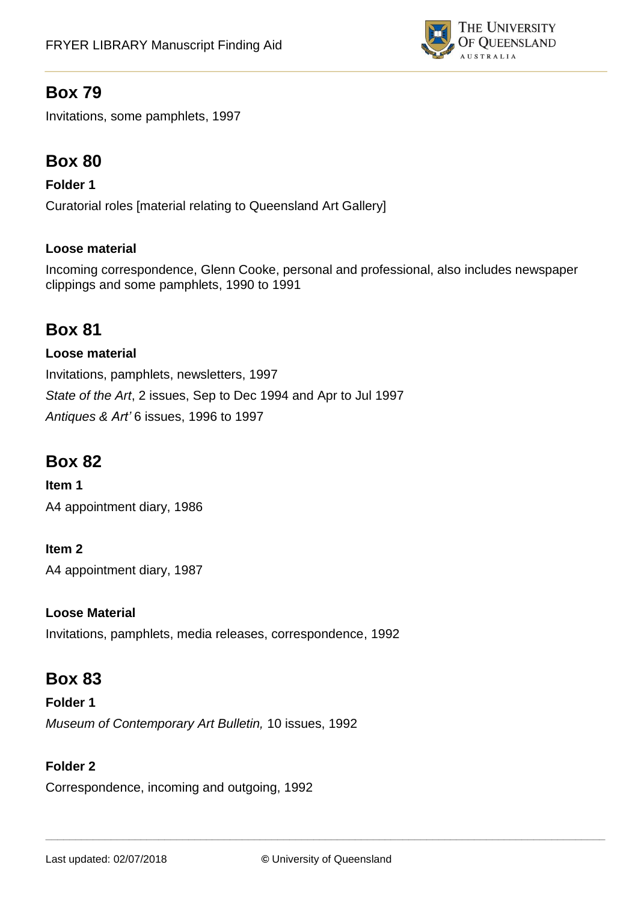## Box 79

Invitations, some pamphlets, 1997

## Box 80

**Folder 1**

Curatorial roles [material relating to Queensland Art Gallery]

**Loose material**

Incoming correspondence, Glenn Cooke, personal and professional, also includes newspaper clippings and some pamphlets, 1990 to 1991

## Box 81

**Loose material**

Invitations, pamphlets, newsletters, 1997

*State of the Art*, 2 issues, Sep to Dec 1994 and Apr to Jul 1997

*Antiques & Art'* 6 issues, 1996 to 1997

## Box 82

**Item 1**

A4 appointment diary, 1986

**Item 2**

A4 appointment diary, 1987

**Loose Material**

Invitations, pamphlets, media releases, correspondence, 1992

## Box 83

**Folder 1**

*Museum of Contemporary Art Bulletin,* 10 issues, 1992

**Folder 2**

Correspondence, incoming and outgoing, 1992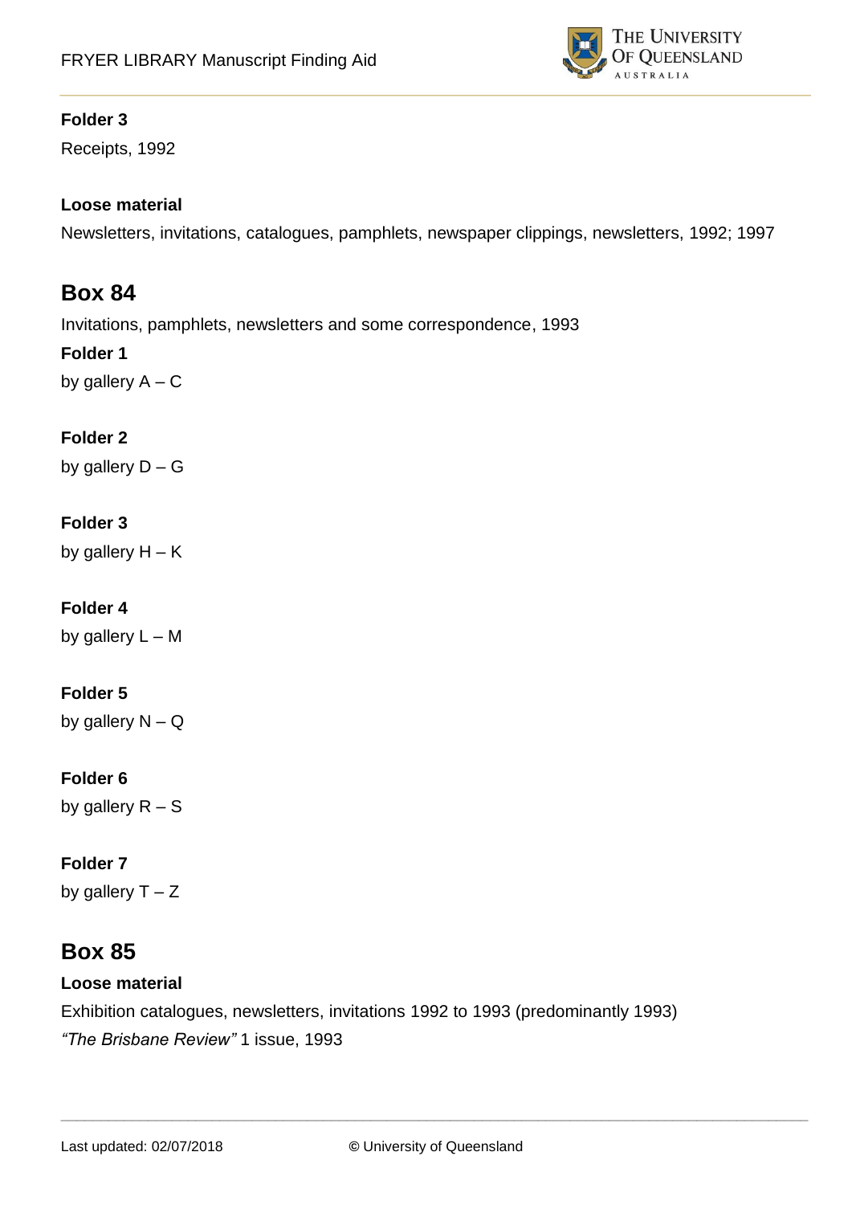**Folder 3**

Receipts, 1992

**Loose material**

Newsletters, invitations, catalogues, pamphlets, newspaper clippings, newsletters, 1992; 1997

## Box 84

Invitations, pamphlets, newsletters and some correspondence, 1993

**Folder 1**

by gallery A – C

**Folder 2**

by gallery D – G

**Folder 3**

by gallery H – K

**Folder 4**

by gallery L – M

**Folder 5**

by gallery N – Q

**Folder 6**

by gallery R – S

**Folder 7**

by gallery T – Z

## Box 85

**Loose material**

Exhibition catalogues, newsletters, invitations 1992 to 1993 (predominantly 1993)

*"The Brisbane Review"* 1 issue, 1993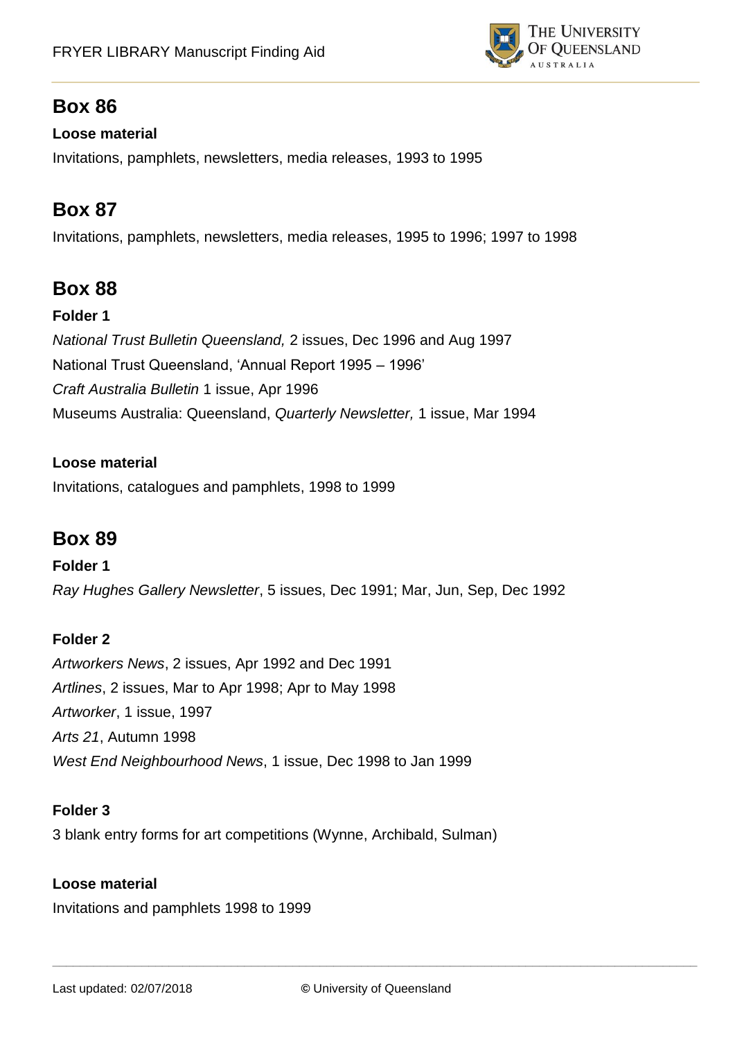## Box 86

**Loose material**

Invitations, pamphlets, newsletters, media releases, 1993 to 1995

## Box 87

Invitations, pamphlets, newsletters, media releases, 1995 to 1996; 1997 to 1998

## Box 88

**Folder 1**

*National Trust Bulletin Queensland,* 2 issues, Dec 1996 and Aug 1997

National Trust Queensland, 'Annual Report 1995 – 1996'

*Craft Australia Bulletin* 1 issue, Apr 1996

Museums Australia: Queensland, *Quarterly Newsletter,* 1 issue, Mar 1994

**Loose material**

Invitations, catalogues and pamphlets, 1998 to 1999

## Box 89

**Folder 1**

*Ray Hughes Gallery Newsletter*, 5 issues, Dec 1991; Mar, Jun, Sep, Dec 1992

**Folder 2**

*Artworkers News*, 2 issues, Apr 1992 and Dec 1991

*Artlines*, 2 issues, Mar to Apr 1998; Apr to May 1998

*Artworker*, 1 issue, 1997

*Arts 21*, Autumn 1998

*West End Neighbourhood News*, 1 issue, Dec 1998 to Jan 1999

**Folder 3**

3 blank entry forms for art competitions (Wynne, Archibald, Sulman)

**Loose material**

Invitations and pamphlets 1998 to 1999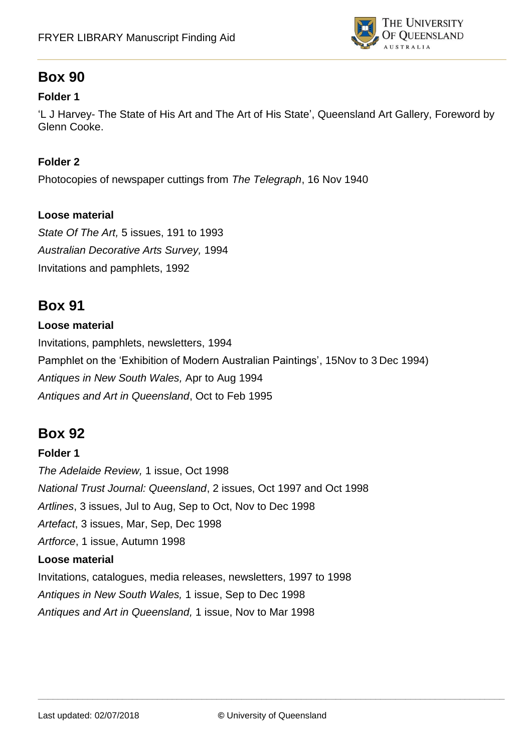## Box 90

### Folder 1

'L J Harvey- The State of His Art and The Art of His State', Queensland Art Gallery, Foreword by Glenn Cooke.

### Folder 2

Photocopies of newspaper cuttings from *The Telegraph*, 16 Nov 1940

### Loose material

*State Of The Art,* 5 issues, 191 to 1993
*Australian Decorative Arts Survey,* 1994
Invitations and pamphlets, 1992

## Box 91

### Loose material

Invitations, pamphlets, newsletters, 1994
Pamphlet on the 'Exhibition of Modern Australian Paintings', 15Nov to 3 Dec 1994)
*Antiques in New South Wales,* Apr to Aug 1994
*Antiques and Art in Queensland*, Oct to Feb 1995

## Box 92

### Folder 1

*The Adelaide Review,* 1 issue, Oct 1998
*National Trust Journal: Queensland*, 2 issues, Oct 1997 and Oct 1998
*Artlines*, 3 issues, Jul to Aug, Sep to Oct, Nov to Dec 1998
*Artefact*, 3 issues, Mar, Sep, Dec 1998
*Artforce*, 1 issue, Autumn 1998

### Loose material

Invitations, catalogues, media releases, newsletters, 1997 to 1998
*Antiques in New South Wales,* 1 issue, Sep to Dec 1998
*Antiques and Art in Queensland,* 1 issue, Nov to Mar 1998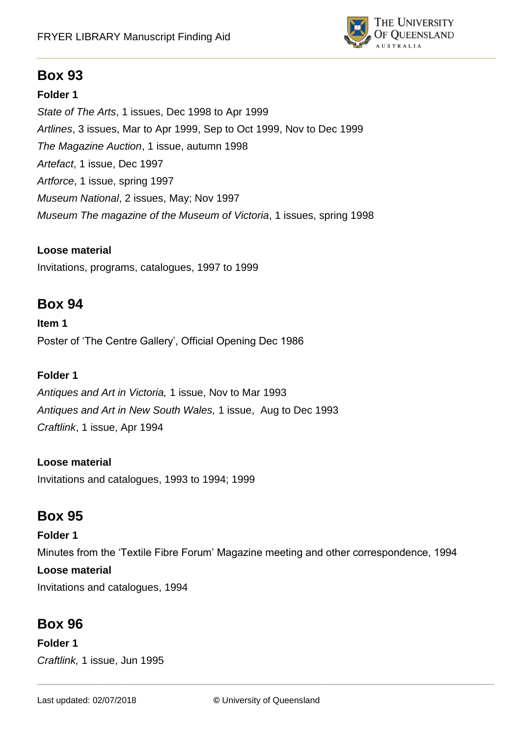## Box 93

**Folder 1**

*State of The Arts*, 1 issues, Dec 1998 to Apr 1999
*Artlines*, 3 issues, Mar to Apr 1999, Sep to Oct 1999, Nov to Dec 1999
*The Magazine Auction*, 1 issue, autumn 1998
*Artefact*, 1 issue, Dec 1997
*Artforce*, 1 issue, spring 1997
*Museum National*, 2 issues, May; Nov 1997
*Museum The magazine of the Museum of Victoria*, 1 issues, spring 1998

**Loose material**

Invitations, programs, catalogues, 1997 to 1999

## Box 94

**Item 1**

Poster of 'The Centre Gallery', Official Opening Dec 1986

**Folder 1**

*Antiques and Art in Victoria,* 1 issue, Nov to Mar 1993
*Antiques and Art in New South Wales,* 1 issue, Aug to Dec 1993
*Craftlink*, 1 issue, Apr 1994

**Loose material**

Invitations and catalogues, 1993 to 1994; 1999

## Box 95

**Folder 1**

Minutes from the 'Textile Fibre Forum' Magazine meeting and other correspondence, 1994

**Loose material**

Invitations and catalogues, 1994

## Box 96

**Folder 1**

*Craftlink,* 1 issue, Jun 1995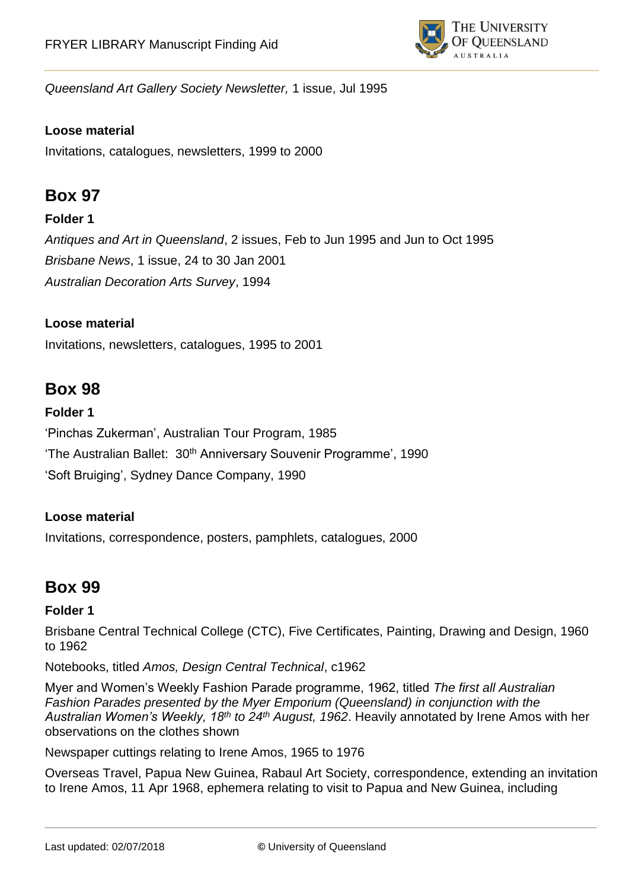*Queensland Art Gallery Society Newsletter,* 1 issue, Jul 1995

**Loose material**

Invitations, catalogues, newsletters, 1999 to 2000

## Box 97

**Folder 1**

*Antiques and Art in Queensland*, 2 issues, Feb to Jun 1995 and Jun to Oct 1995

*Brisbane News*, 1 issue, 24 to 30 Jan 2001

*Australian Decoration Arts Survey*, 1994

**Loose material**

Invitations, newsletters, catalogues, 1995 to 2001

## Box 98

**Folder 1**

'Pinchas Zukerman', Australian Tour Program, 1985

'The Australian Ballet: 30th Anniversary Souvenir Programme', 1990

'Soft Bruiging', Sydney Dance Company, 1990

**Loose material**

Invitations, correspondence, posters, pamphlets, catalogues, 2000

## Box 99

**Folder 1**

Brisbane Central Technical College (CTC), Five Certificates, Painting, Drawing and Design, 1960 to 1962

Notebooks, titled *Amos, Design Central Technical*, c1962

Myer and Women's Weekly Fashion Parade programme, 1962, titled *The first all Australian Fashion Parades presented by the Myer Emporium (Queensland) in conjunction with the Australian Women's Weekly, 18th to 24th August, 1962*. Heavily annotated by Irene Amos with her observations on the clothes shown

Newspaper cuttings relating to Irene Amos, 1965 to 1976

Overseas Travel, Papua New Guinea, Rabaul Art Society, correspondence, extending an invitation to Irene Amos, 11 Apr 1968, ephemera relating to visit to Papua and New Guinea, including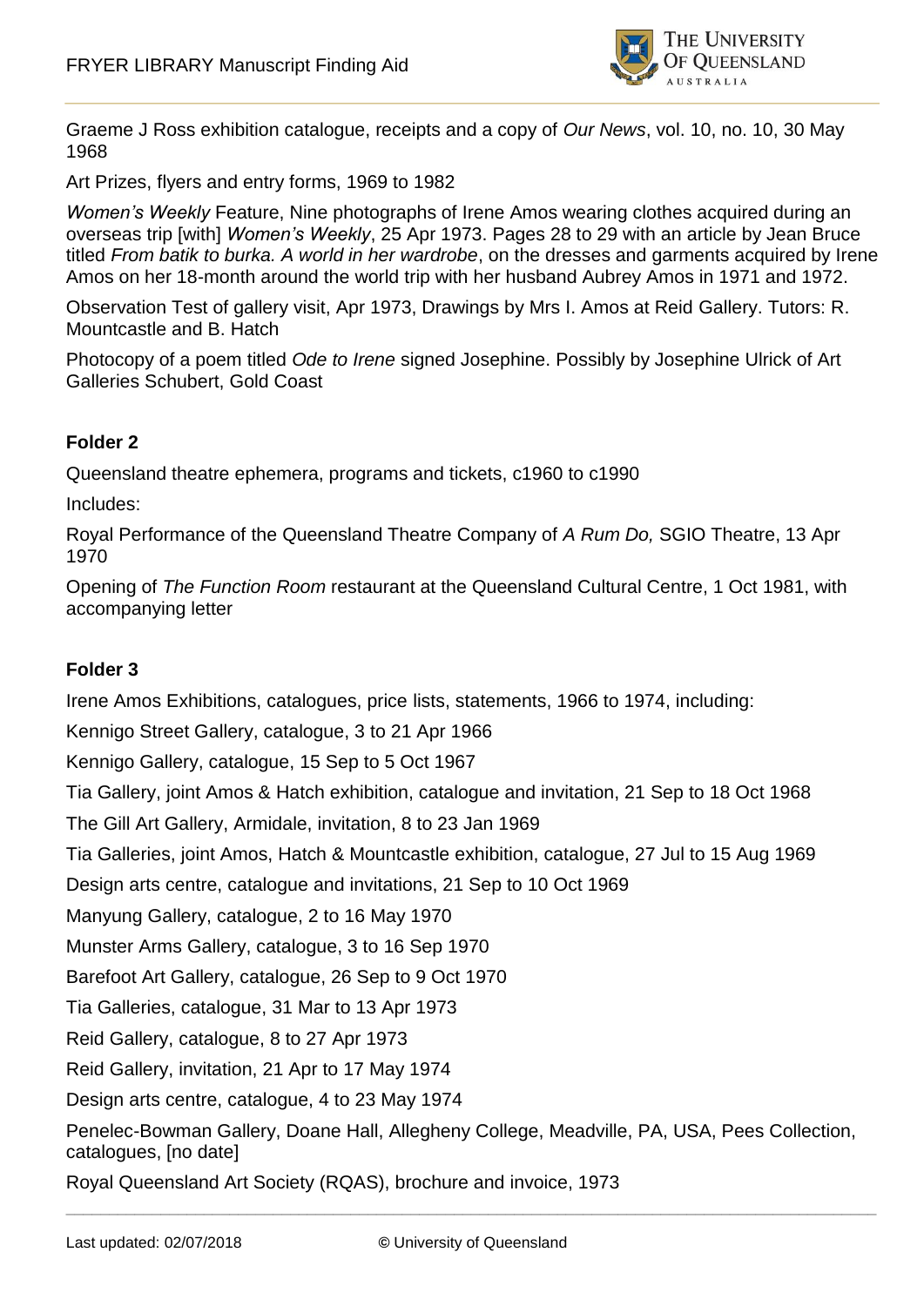Graeme J Ross exhibition catalogue, receipts and a copy of *Our News*, vol. 10, no. 10, 30 May 1968

Art Prizes, flyers and entry forms, 1969 to 1982

*Women's Weekly* Feature, Nine photographs of Irene Amos wearing clothes acquired during an overseas trip [with] *Women's Weekly*, 25 Apr 1973. Pages 28 to 29 with an article by Jean Bruce titled *From batik to burka. A world in her wardrobe*, on the dresses and garments acquired by Irene Amos on her 18-month around the world trip with her husband Aubrey Amos in 1971 and 1972.

Observation Test of gallery visit, Apr 1973, Drawings by Mrs I. Amos at Reid Gallery. Tutors: R. Mountcastle and B. Hatch

Photocopy of a poem titled *Ode to Irene* signed Josephine. Possibly by Josephine Ulrick of Art Galleries Schubert, Gold Coast

**Folder 2**

Queensland theatre ephemera, programs and tickets, c1960 to c1990

Includes:

Royal Performance of the Queensland Theatre Company of *A Rum Do,* SGIO Theatre, 13 Apr 1970

Opening of *The Function Room* restaurant at the Queensland Cultural Centre, 1 Oct 1981, with accompanying letter

**Folder 3**

Irene Amos Exhibitions, catalogues, price lists, statements, 1966 to 1974, including:

Kennigo Street Gallery, catalogue, 3 to 21 Apr 1966

Kennigo Gallery, catalogue, 15 Sep to 5 Oct 1967

Tia Gallery, joint Amos & Hatch exhibition, catalogue and invitation, 21 Sep to 18 Oct 1968

The Gill Art Gallery, Armidale, invitation, 8 to 23 Jan 1969

Tia Galleries, joint Amos, Hatch & Mountcastle exhibition, catalogue, 27 Jul to 15 Aug 1969

Design arts centre, catalogue and invitations, 21 Sep to 10 Oct 1969

Manyung Gallery, catalogue, 2 to 16 May 1970

Munster Arms Gallery, catalogue, 3 to 16 Sep 1970

Barefoot Art Gallery, catalogue, 26 Sep to 9 Oct 1970

Tia Galleries, catalogue, 31 Mar to 13 Apr 1973

Reid Gallery, catalogue, 8 to 27 Apr 1973

Reid Gallery, invitation, 21 Apr to 17 May 1974

Design arts centre, catalogue, 4 to 23 May 1974

Penelec-Bowman Gallery, Doane Hall, Allegheny College, Meadville, PA, USA, Pees Collection, catalogues, [no date]

Royal Queensland Art Society (RQAS), brochure and invoice, 1973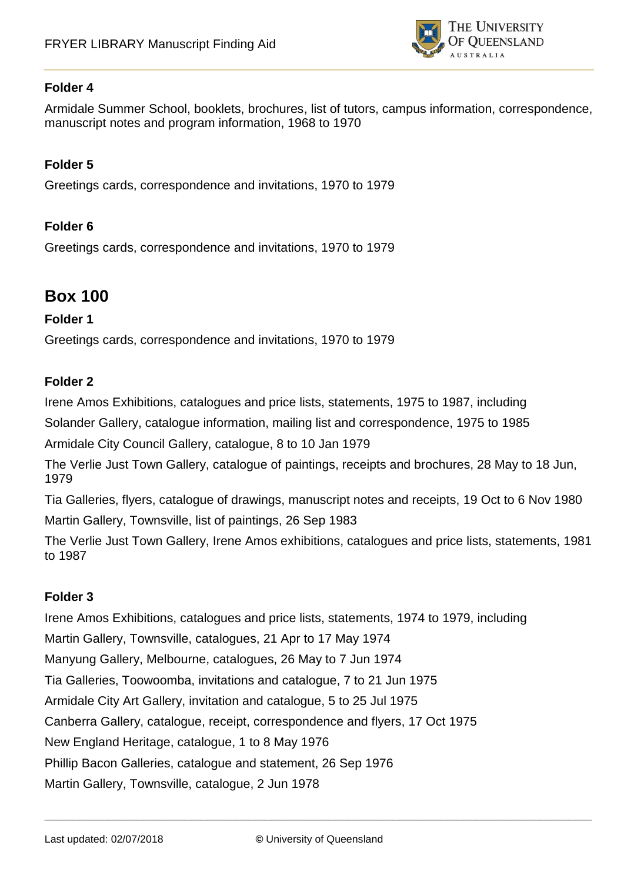**Folder 4**

Armidale Summer School, booklets, brochures, list of tutors, campus information, correspondence, manuscript notes and program information, 1968 to 1970

**Folder 5**

Greetings cards, correspondence and invitations, 1970 to 1979

**Folder 6**

Greetings cards, correspondence and invitations, 1970 to 1979

## Box 100

**Folder 1**

Greetings cards, correspondence and invitations, 1970 to 1979

**Folder 2**

Irene Amos Exhibitions, catalogues and price lists, statements, 1975 to 1987, including

Solander Gallery, catalogue information, mailing list and correspondence, 1975 to 1985

Armidale City Council Gallery, catalogue, 8 to 10 Jan 1979

The Verlie Just Town Gallery, catalogue of paintings, receipts and brochures, 28 May to 18 Jun, 1979

Tia Galleries, flyers, catalogue of drawings, manuscript notes and receipts, 19 Oct to 6 Nov 1980

Martin Gallery, Townsville, list of paintings, 26 Sep 1983

The Verlie Just Town Gallery, Irene Amos exhibitions, catalogues and price lists, statements, 1981 to 1987

**Folder 3**

Irene Amos Exhibitions, catalogues and price lists, statements, 1974 to 1979, including

Martin Gallery, Townsville, catalogues, 21 Apr to 17 May 1974

Manyung Gallery, Melbourne, catalogues, 26 May to 7 Jun 1974

Tia Galleries, Toowoomba, invitations and catalogue, 7 to 21 Jun 1975

Armidale City Art Gallery, invitation and catalogue, 5 to 25 Jul 1975

Canberra Gallery, catalogue, receipt, correspondence and flyers, 17 Oct 1975

New England Heritage, catalogue, 1 to 8 May 1976

Phillip Bacon Galleries, catalogue and statement, 26 Sep 1976

Martin Gallery, Townsville, catalogue, 2 Jun 1978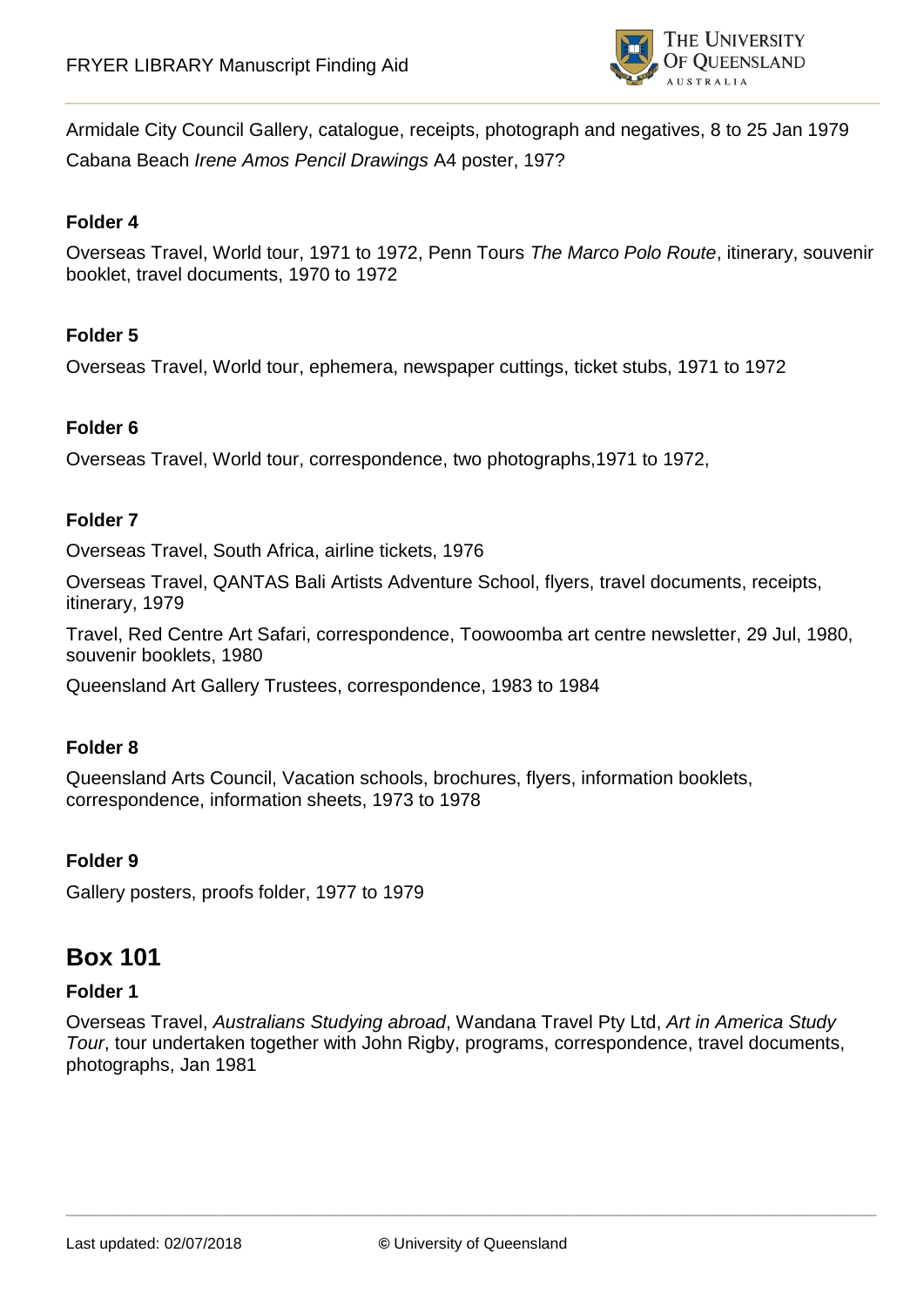Armidale City Council Gallery, catalogue, receipts, photograph and negatives, 8 to 25 Jan 1979

Cabana Beach *Irene Amos Pencil Drawings* A4 poster, 197?

**Folder 4**

Overseas Travel, World tour, 1971 to 1972, Penn Tours *The Marco Polo Route*, itinerary, souvenir booklet, travel documents, 1970 to 1972

**Folder 5**

Overseas Travel, World tour, ephemera, newspaper cuttings, ticket stubs, 1971 to 1972

**Folder 6**

Overseas Travel, World tour, correspondence, two photographs,1971 to 1972,

**Folder 7**

Overseas Travel, South Africa, airline tickets, 1976

Overseas Travel, QANTAS Bali Artists Adventure School, flyers, travel documents, receipts, itinerary, 1979

Travel, Red Centre Art Safari, correspondence, Toowoomba art centre newsletter, 29 Jul, 1980, souvenir booklets, 1980

Queensland Art Gallery Trustees, correspondence, 1983 to 1984

**Folder 8**

Queensland Arts Council, Vacation schools, brochures, flyers, information booklets, correspondence, information sheets, 1973 to 1978

**Folder 9**

Gallery posters, proofs folder, 1977 to 1979

## Box 101

**Folder 1**

Overseas Travel, *Australians Studying abroad*, Wandana Travel Pty Ltd, *Art in America Study Tour*, tour undertaken together with John Rigby, programs, correspondence, travel documents, photographs, Jan 1981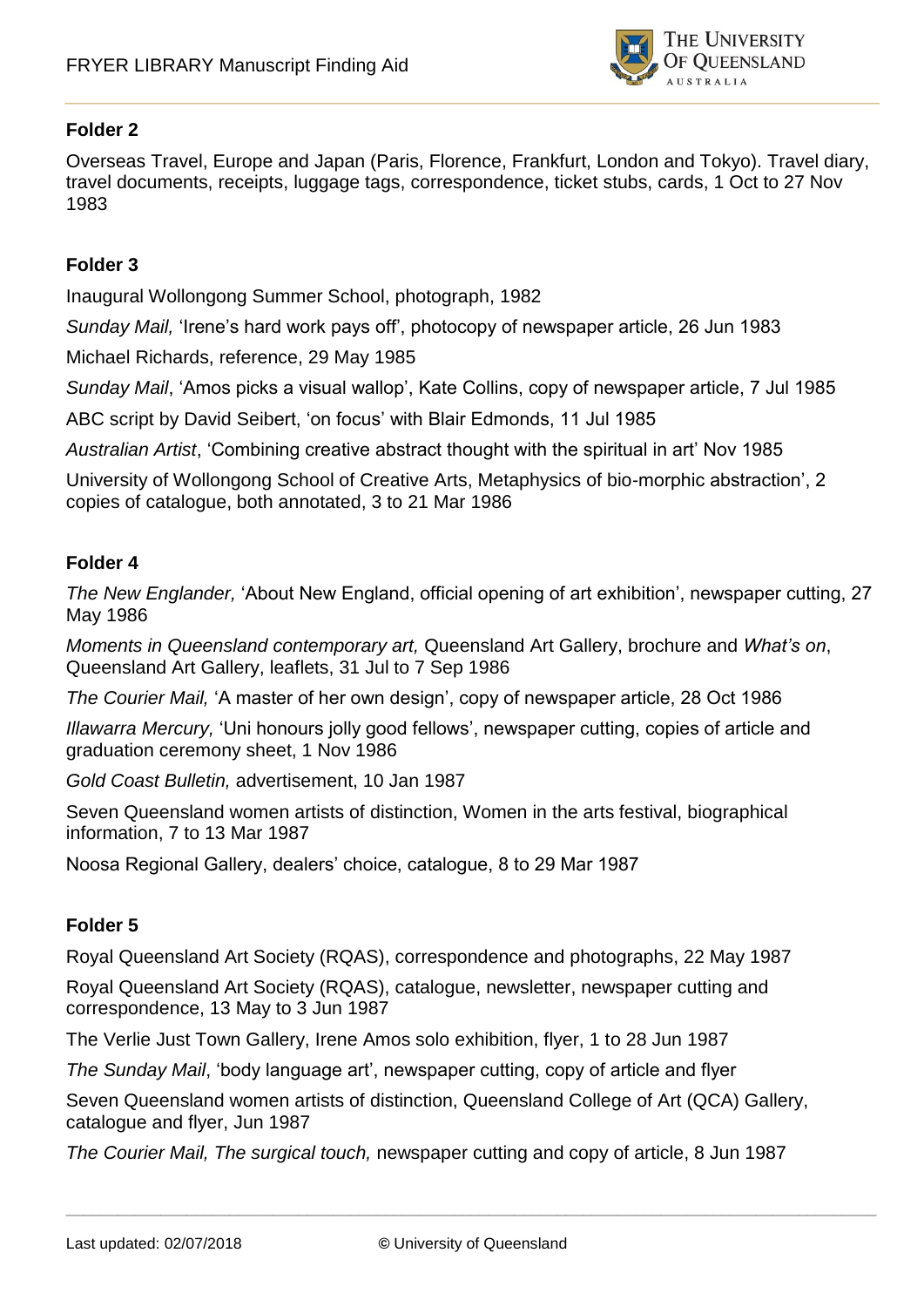### Folder 2

Overseas Travel, Europe and Japan (Paris, Florence, Frankfurt, London and Tokyo). Travel diary, travel documents, receipts, luggage tags, correspondence, ticket stubs, cards, 1 Oct to 27 Nov 1983

### Folder 3

Inaugural Wollongong Summer School, photograph, 1982

*Sunday Mail,* 'Irene's hard work pays off', photocopy of newspaper article, 26 Jun 1983

Michael Richards, reference, 29 May 1985

*Sunday Mail*, 'Amos picks a visual wallop', Kate Collins, copy of newspaper article, 7 Jul 1985

ABC script by David Seibert, 'on focus' with Blair Edmonds, 11 Jul 1985

*Australian Artist*, 'Combining creative abstract thought with the spiritual in art' Nov 1985

University of Wollongong School of Creative Arts, Metaphysics of bio-morphic abstraction', 2 copies of catalogue, both annotated, 3 to 21 Mar 1986

### Folder 4

*The New Englander,* 'About New England, official opening of art exhibition', newspaper cutting, 27 May 1986

*Moments in Queensland contemporary art,* Queensland Art Gallery, brochure and *What's on*, Queensland Art Gallery, leaflets, 31 Jul to 7 Sep 1986

*The Courier Mail,* 'A master of her own design', copy of newspaper article, 28 Oct 1986

*Illawarra Mercury,* 'Uni honours jolly good fellows', newspaper cutting, copies of article and graduation ceremony sheet, 1 Nov 1986

*Gold Coast Bulletin,* advertisement, 10 Jan 1987

Seven Queensland women artists of distinction, Women in the arts festival, biographical information, 7 to 13 Mar 1987

Noosa Regional Gallery, dealers' choice, catalogue, 8 to 29 Mar 1987

### Folder 5

Royal Queensland Art Society (RQAS), correspondence and photographs, 22 May 1987

Royal Queensland Art Society (RQAS), catalogue, newsletter, newspaper cutting and correspondence, 13 May to 3 Jun 1987

The Verlie Just Town Gallery, Irene Amos solo exhibition, flyer, 1 to 28 Jun 1987

*The Sunday Mail*, 'body language art', newspaper cutting, copy of article and flyer

Seven Queensland women artists of distinction, Queensland College of Art (QCA) Gallery, catalogue and flyer, Jun 1987

*The Courier Mail, The surgical touch,* newspaper cutting and copy of article, 8 Jun 1987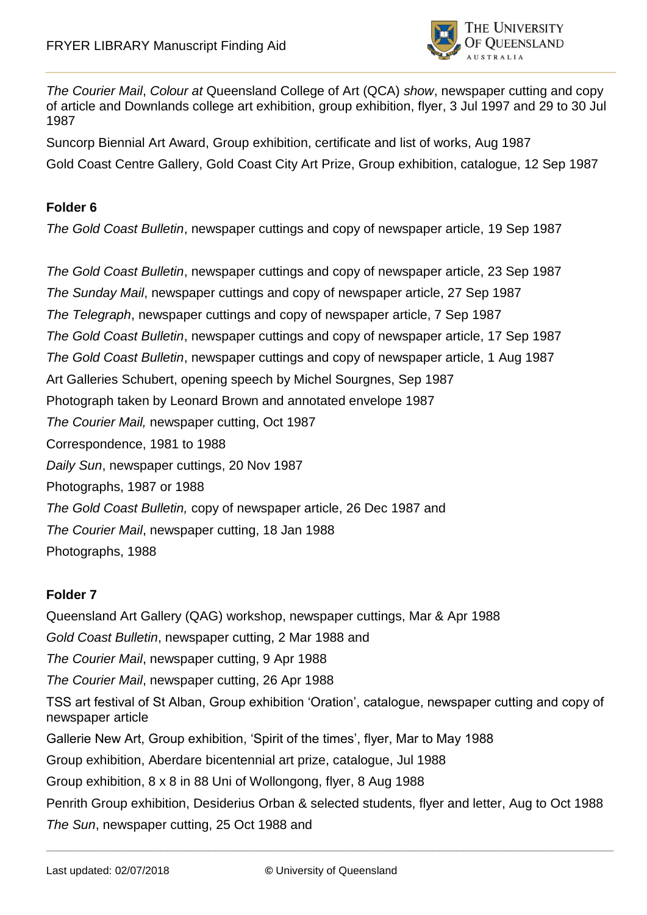*The Courier Mail*, *Colour at* Queensland College of Art (QCA) *show*, newspaper cutting and copy of article and Downlands college art exhibition, group exhibition, flyer, 3 Jul 1997 and 29 to 30 Jul 1987

Suncorp Biennial Art Award, Group exhibition, certificate and list of works, Aug 1987

Gold Coast Centre Gallery, Gold Coast City Art Prize, Group exhibition, catalogue, 12 Sep 1987

**Folder 6**

*The Gold Coast Bulletin*, newspaper cuttings and copy of newspaper article, 19 Sep 1987

*The Gold Coast Bulletin*, newspaper cuttings and copy of newspaper article, 23 Sep 1987

*The Sunday Mail*, newspaper cuttings and copy of newspaper article, 27 Sep 1987

*The Telegraph*, newspaper cuttings and copy of newspaper article, 7 Sep 1987

*The Gold Coast Bulletin*, newspaper cuttings and copy of newspaper article, 17 Sep 1987

*The Gold Coast Bulletin*, newspaper cuttings and copy of newspaper article, 1 Aug 1987

Art Galleries Schubert, opening speech by Michel Sourgnes, Sep 1987

Photograph taken by Leonard Brown and annotated envelope 1987

*The Courier Mail,* newspaper cutting, Oct 1987

Correspondence, 1981 to 1988

*Daily Sun*, newspaper cuttings, 20 Nov 1987

Photographs, 1987 or 1988

*The Gold Coast Bulletin,* copy of newspaper article, 26 Dec 1987 and

*The Courier Mail*, newspaper cutting, 18 Jan 1988

Photographs, 1988

**Folder 7**

Queensland Art Gallery (QAG) workshop, newspaper cuttings, Mar & Apr 1988

*Gold Coast Bulletin*, newspaper cutting, 2 Mar 1988 and

*The Courier Mail*, newspaper cutting, 9 Apr 1988

*The Courier Mail*, newspaper cutting, 26 Apr 1988

TSS art festival of St Alban, Group exhibition 'Oration', catalogue, newspaper cutting and copy of newspaper article

Gallerie New Art, Group exhibition, 'Spirit of the times', flyer, Mar to May 1988

Group exhibition, Aberdare bicentennial art prize, catalogue, Jul 1988

Group exhibition, 8 x 8 in 88 Uni of Wollongong, flyer, 8 Aug 1988

Penrith Group exhibition, Desiderius Orban & selected students, flyer and letter, Aug to Oct 1988

*The Sun*, newspaper cutting, 25 Oct 1988 and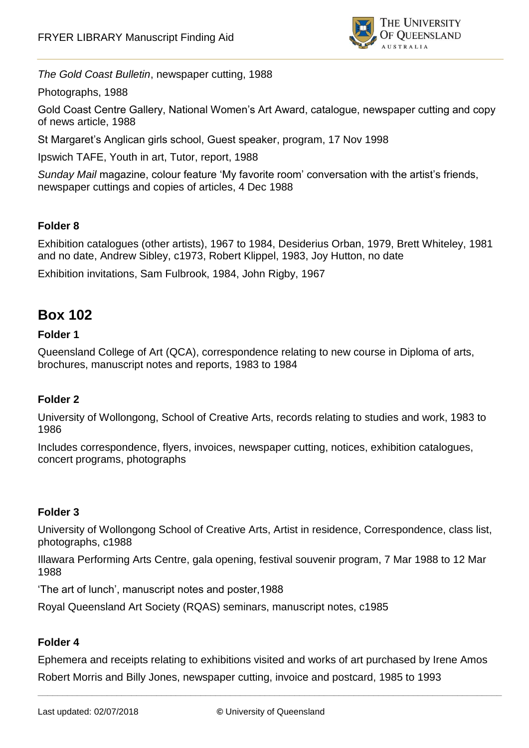*The Gold Coast Bulletin*, newspaper cutting, 1988

Photographs, 1988

Gold Coast Centre Gallery, National Women's Art Award, catalogue, newspaper cutting and copy of news article, 1988

St Margaret's Anglican girls school, Guest speaker, program, 17 Nov 1998

Ipswich TAFE, Youth in art, Tutor, report, 1988

*Sunday Mail* magazine, colour feature 'My favorite room' conversation with the artist's friends, newspaper cuttings and copies of articles, 4 Dec 1988

**Folder 8**

Exhibition catalogues (other artists), 1967 to 1984, Desiderius Orban, 1979, Brett Whiteley, 1981 and no date, Andrew Sibley, c1973, Robert Klippel, 1983, Joy Hutton, no date

Exhibition invitations, Sam Fulbrook, 1984, John Rigby, 1967

## Box 102

**Folder 1**

Queensland College of Art (QCA), correspondence relating to new course in Diploma of arts, brochures, manuscript notes and reports, 1983 to 1984

**Folder 2**

University of Wollongong, School of Creative Arts, records relating to studies and work, 1983 to 1986

Includes correspondence, flyers, invoices, newspaper cutting, notices, exhibition catalogues, concert programs, photographs

**Folder 3**

University of Wollongong School of Creative Arts, Artist in residence, Correspondence, class list, photographs, c1988

Illawara Performing Arts Centre, gala opening, festival souvenir program, 7 Mar 1988 to 12 Mar 1988

'The art of lunch', manuscript notes and poster,1988

Royal Queensland Art Society (RQAS) seminars, manuscript notes, c1985

**Folder 4**

Ephemera and receipts relating to exhibitions visited and works of art purchased by Irene Amos

Robert Morris and Billy Jones, newspaper cutting, invoice and postcard, 1985 to 1993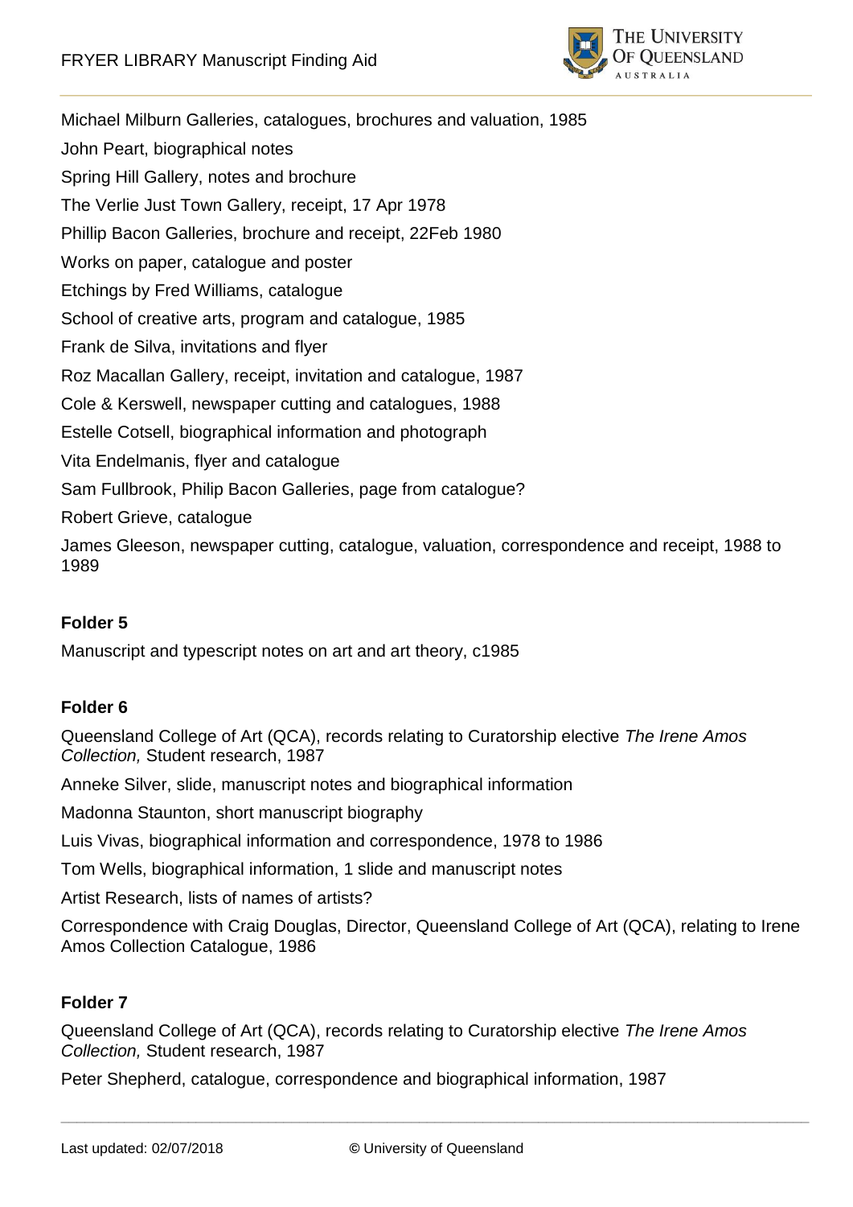Michael Milburn Galleries, catalogues, brochures and valuation, 1985

John Peart, biographical notes

Spring Hill Gallery, notes and brochure

The Verlie Just Town Gallery, receipt, 17 Apr 1978

Phillip Bacon Galleries, brochure and receipt, 22Feb 1980

Works on paper, catalogue and poster

Etchings by Fred Williams, catalogue

School of creative arts, program and catalogue, 1985

Frank de Silva, invitations and flyer

Roz Macallan Gallery, receipt, invitation and catalogue, 1987

Cole & Kerswell, newspaper cutting and catalogues, 1988

Estelle Cotsell, biographical information and photograph

Vita Endelmanis, flyer and catalogue

Sam Fullbrook, Philip Bacon Galleries, page from catalogue?

Robert Grieve, catalogue

James Gleeson, newspaper cutting, catalogue, valuation, correspondence and receipt, 1988 to 1989

**Folder 5**

Manuscript and typescript notes on art and art theory, c1985

**Folder 6**

Queensland College of Art (QCA), records relating to Curatorship elective *The Irene Amos Collection,* Student research, 1987

Anneke Silver, slide, manuscript notes and biographical information

Madonna Staunton, short manuscript biography

Luis Vivas, biographical information and correspondence, 1978 to 1986

Tom Wells, biographical information, 1 slide and manuscript notes

Artist Research, lists of names of artists?

Correspondence with Craig Douglas, Director, Queensland College of Art (QCA), relating to Irene Amos Collection Catalogue, 1986

**Folder 7**

Queensland College of Art (QCA), records relating to Curatorship elective *The Irene Amos Collection,* Student research, 1987

Peter Shepherd, catalogue, correspondence and biographical information, 1987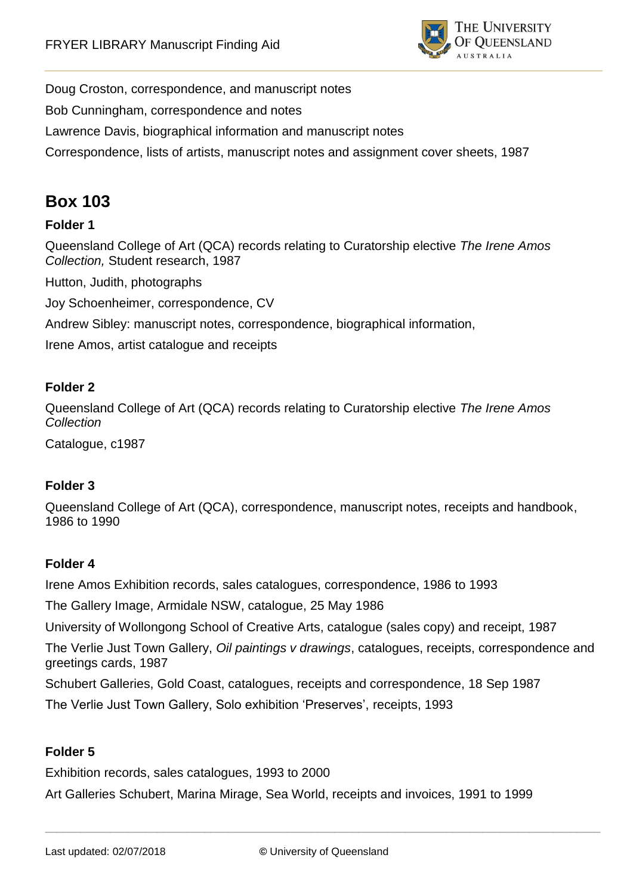Doug Croston, correspondence, and manuscript notes

Bob Cunningham, correspondence and notes

Lawrence Davis, biographical information and manuscript notes

Correspondence, lists of artists, manuscript notes and assignment cover sheets, 1987

# Box 103

### Folder 1

Queensland College of Art (QCA) records relating to Curatorship elective *The Irene Amos Collection,* Student research, 1987

Hutton, Judith, photographs

Joy Schoenheimer, correspondence, CV

Andrew Sibley: manuscript notes, correspondence, biographical information,

Irene Amos, artist catalogue and receipts

### Folder 2

Queensland College of Art (QCA) records relating to Curatorship elective *The Irene Amos Collection*

Catalogue, c1987

### Folder 3

Queensland College of Art (QCA), correspondence, manuscript notes, receipts and handbook, 1986 to 1990

### Folder 4

Irene Amos Exhibition records, sales catalogues, correspondence, 1986 to 1993

The Gallery Image, Armidale NSW, catalogue, 25 May 1986

University of Wollongong School of Creative Arts, catalogue (sales copy) and receipt, 1987

The Verlie Just Town Gallery, *Oil paintings v drawings*, catalogues, receipts, correspondence and greetings cards, 1987

Schubert Galleries, Gold Coast, catalogues, receipts and correspondence, 18 Sep 1987

The Verlie Just Town Gallery, Solo exhibition 'Preserves', receipts, 1993

### Folder 5

Exhibition records, sales catalogues, 1993 to 2000

Art Galleries Schubert, Marina Mirage, Sea World, receipts and invoices, 1991 to 1999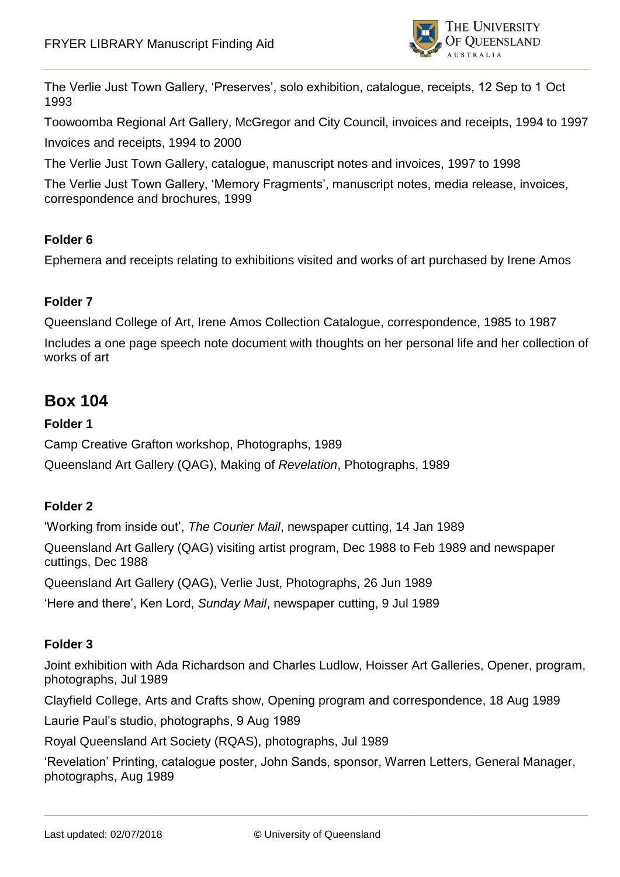The Verlie Just Town Gallery, 'Preserves', solo exhibition, catalogue, receipts, 12 Sep to 1 Oct 1993

Toowoomba Regional Art Gallery, McGregor and City Council, invoices and receipts, 1994 to 1997

Invoices and receipts, 1994 to 2000

The Verlie Just Town Gallery, catalogue, manuscript notes and invoices, 1997 to 1998

The Verlie Just Town Gallery, 'Memory Fragments', manuscript notes, media release, invoices, correspondence and brochures, 1999

**Folder 6**

Ephemera and receipts relating to exhibitions visited and works of art purchased by Irene Amos

**Folder 7**

Queensland College of Art, Irene Amos Collection Catalogue, correspondence, 1985 to 1987

Includes a one page speech note document with thoughts on her personal life and her collection of works of art

## Box 104

**Folder 1**

Camp Creative Grafton workshop, Photographs, 1989

Queensland Art Gallery (QAG), Making of *Revelation*, Photographs, 1989

**Folder 2**

'Working from inside out', *The Courier Mail*, newspaper cutting, 14 Jan 1989

Queensland Art Gallery (QAG) visiting artist program, Dec 1988 to Feb 1989 and newspaper cuttings, Dec 1988

Queensland Art Gallery (QAG), Verlie Just, Photographs, 26 Jun 1989

'Here and there', Ken Lord, *Sunday Mail*, newspaper cutting, 9 Jul 1989

**Folder 3**

Joint exhibition with Ada Richardson and Charles Ludlow, Hoisser Art Galleries, Opener, program, photographs, Jul 1989

Clayfield College, Arts and Crafts show, Opening program and correspondence, 18 Aug 1989

Laurie Paul's studio, photographs, 9 Aug 1989

Royal Queensland Art Society (RQAS), photographs, Jul 1989

'Revelation' Printing, catalogue poster, John Sands, sponsor, Warren Letters, General Manager, photographs, Aug 1989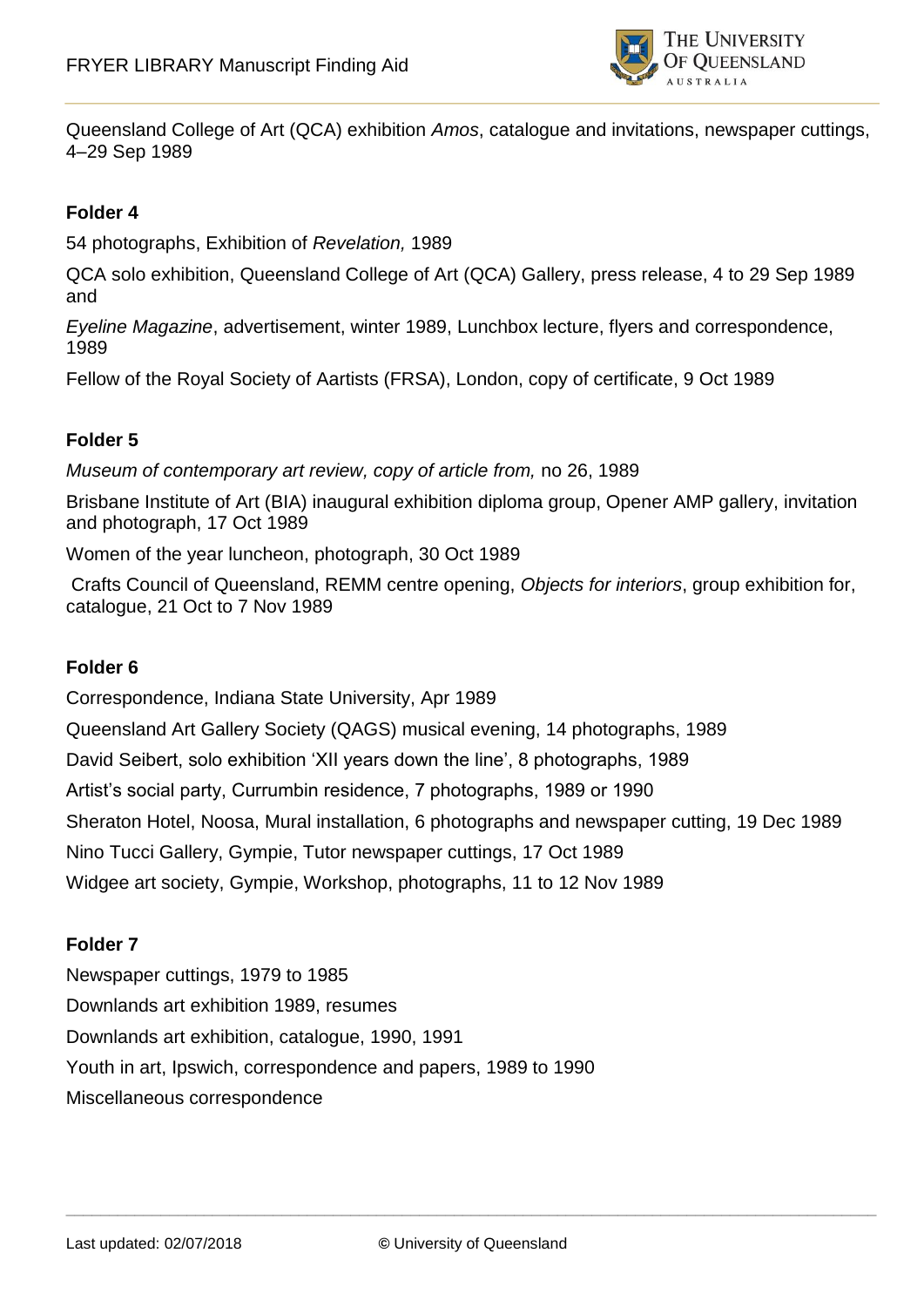Queensland College of Art (QCA) exhibition *Amos*, catalogue and invitations, newspaper cuttings, 4–29 Sep 1989

**Folder 4**

54 photographs, Exhibition of *Revelation,* 1989

QCA solo exhibition, Queensland College of Art (QCA) Gallery, press release, 4 to 29 Sep 1989 and

*Eyeline Magazine*, advertisement, winter 1989, Lunchbox lecture, flyers and correspondence, 1989

Fellow of the Royal Society of Aartists (FRSA), London, copy of certificate, 9 Oct 1989

**Folder 5**

*Museum of contemporary art review, copy of article from,* no 26, 1989

Brisbane Institute of Art (BIA) inaugural exhibition diploma group, Opener AMP gallery, invitation and photograph, 17 Oct 1989

Women of the year luncheon, photograph, 30 Oct 1989

Crafts Council of Queensland, REMM centre opening, *Objects for interiors*, group exhibition for, catalogue, 21 Oct to 7 Nov 1989

**Folder 6**

Correspondence, Indiana State University, Apr 1989

Queensland Art Gallery Society (QAGS) musical evening, 14 photographs, 1989

David Seibert, solo exhibition 'XII years down the line', 8 photographs, 1989

Artist's social party, Currumbin residence, 7 photographs, 1989 or 1990

Sheraton Hotel, Noosa, Mural installation, 6 photographs and newspaper cutting, 19 Dec 1989

Nino Tucci Gallery, Gympie, Tutor newspaper cuttings, 17 Oct 1989

Widgee art society, Gympie, Workshop, photographs, 11 to 12 Nov 1989

**Folder 7**

Newspaper cuttings, 1979 to 1985

Downlands art exhibition 1989, resumes

Downlands art exhibition, catalogue, 1990, 1991

Youth in art, Ipswich, correspondence and papers, 1989 to 1990

Miscellaneous correspondence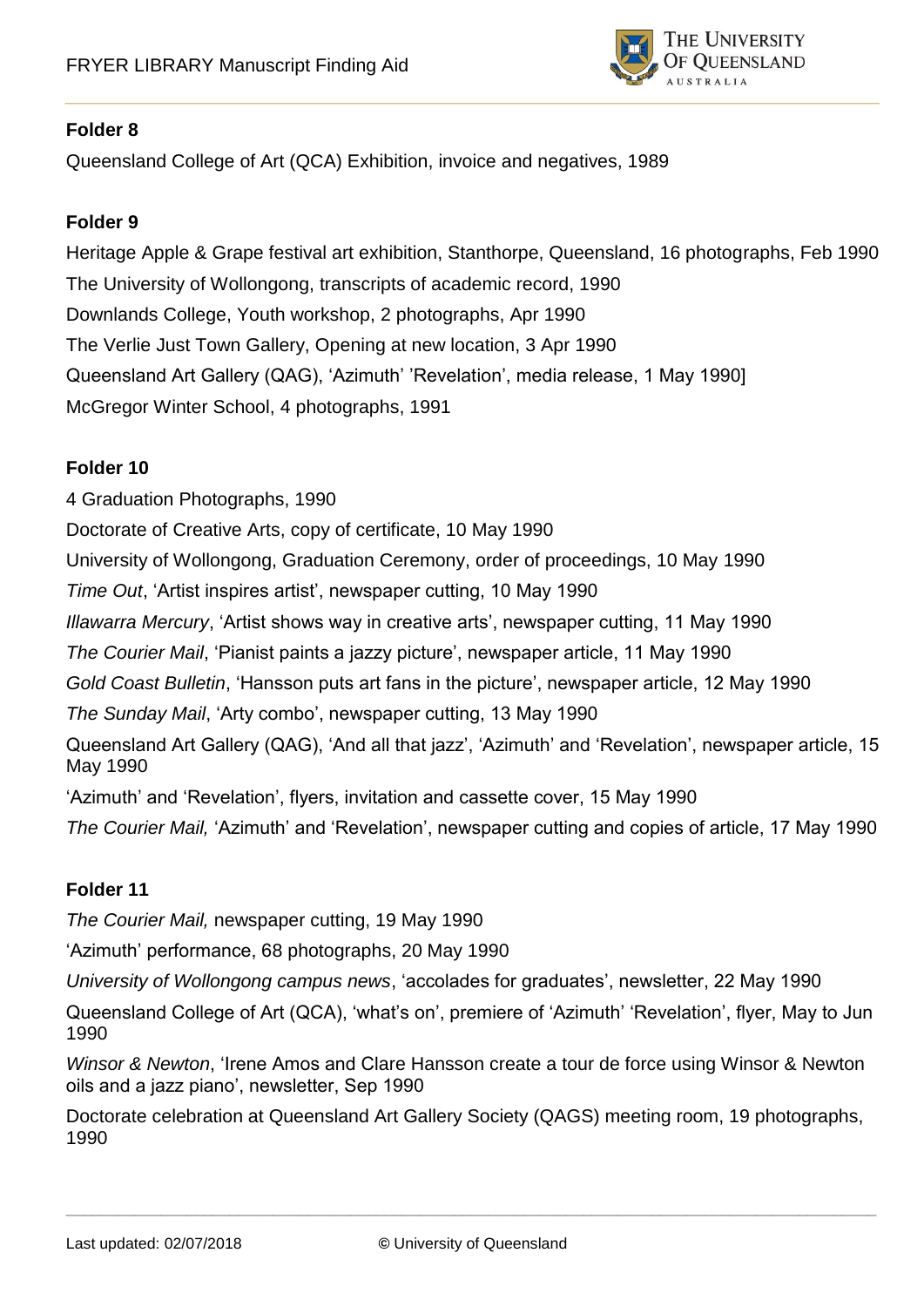**Folder 8**

Queensland College of Art (QCA) Exhibition, invoice and negatives, 1989

**Folder 9**

Heritage Apple & Grape festival art exhibition, Stanthorpe, Queensland, 16 photographs, Feb 1990

The University of Wollongong, transcripts of academic record, 1990

Downlands College, Youth workshop, 2 photographs, Apr 1990

The Verlie Just Town Gallery, Opening at new location, 3 Apr 1990

Queensland Art Gallery (QAG), 'Azimuth' 'Revelation', media release, 1 May 1990]

McGregor Winter School, 4 photographs, 1991

**Folder 10**

4 Graduation Photographs, 1990

Doctorate of Creative Arts, copy of certificate, 10 May 1990

University of Wollongong, Graduation Ceremony, order of proceedings, 10 May 1990

*Time Out*, 'Artist inspires artist', newspaper cutting, 10 May 1990

*Illawarra Mercury*, 'Artist shows way in creative arts', newspaper cutting, 11 May 1990

*The Courier Mail*, 'Pianist paints a jazzy picture', newspaper article, 11 May 1990

*Gold Coast Bulletin*, 'Hansson puts art fans in the picture', newspaper article, 12 May 1990

*The Sunday Mail*, 'Arty combo', newspaper cutting, 13 May 1990

Queensland Art Gallery (QAG), 'And all that jazz', 'Azimuth' and 'Revelation', newspaper article, 15 May 1990

'Azimuth' and 'Revelation', flyers, invitation and cassette cover, 15 May 1990

*The Courier Mail,* 'Azimuth' and 'Revelation', newspaper cutting and copies of article, 17 May 1990

**Folder 11**

*The Courier Mail,* newspaper cutting, 19 May 1990

'Azimuth' performance, 68 photographs, 20 May 1990

*University of Wollongong campus news*, 'accolades for graduates', newsletter, 22 May 1990

Queensland College of Art (QCA), 'what's on', premiere of 'Azimuth' 'Revelation', flyer, May to Jun 1990

*Winsor & Newton*, 'Irene Amos and Clare Hansson create a tour de force using Winsor & Newton oils and a jazz piano', newsletter, Sep 1990

Doctorate celebration at Queensland Art Gallery Society (QAGS) meeting room, 19 photographs, 1990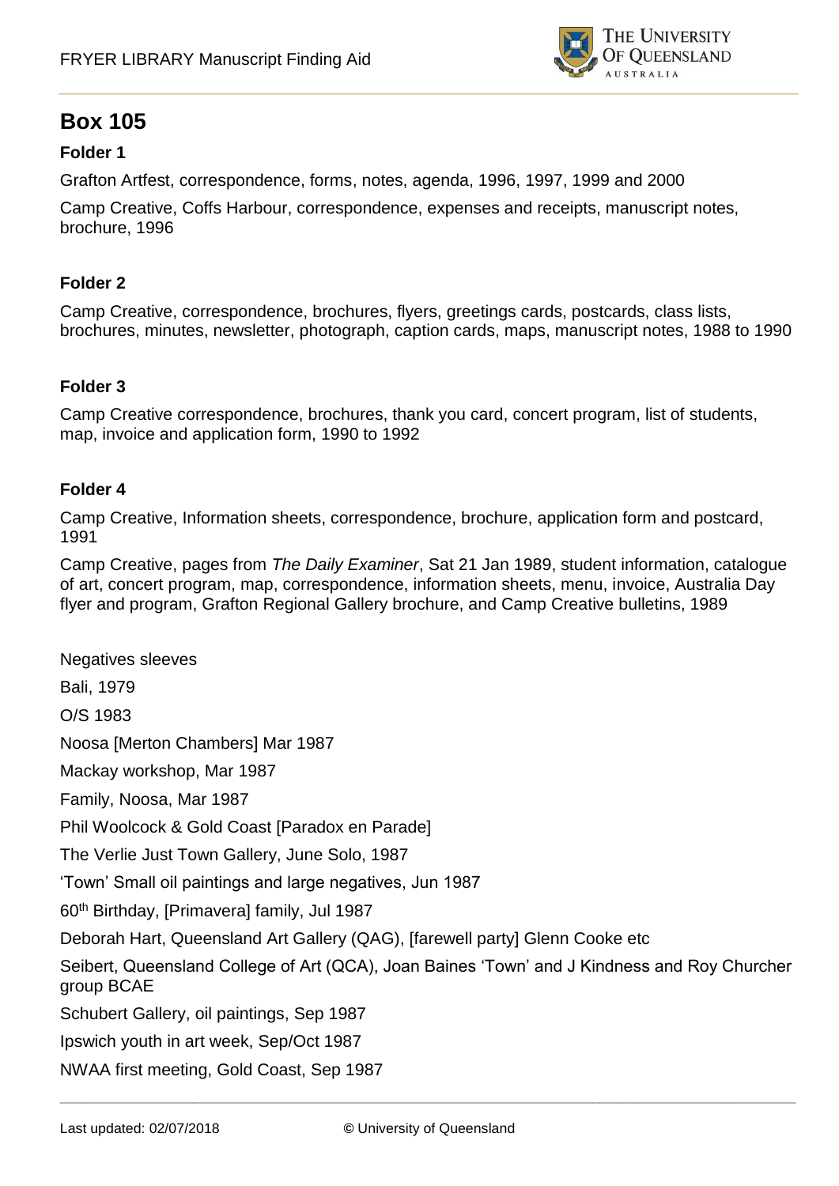## Box 105

### Folder 1

Grafton Artfest, correspondence, forms, notes, agenda, 1996, 1997, 1999 and 2000

Camp Creative, Coffs Harbour, correspondence, expenses and receipts, manuscript notes, brochure, 1996

### Folder 2

Camp Creative, correspondence, brochures, flyers, greetings cards, postcards, class lists, brochures, minutes, newsletter, photograph, caption cards, maps, manuscript notes, 1988 to 1990

### Folder 3

Camp Creative correspondence, brochures, thank you card, concert program, list of students, map, invoice and application form, 1990 to 1992

### Folder 4

Camp Creative, Information sheets, correspondence, brochure, application form and postcard, 1991

Camp Creative, pages from *The Daily Examiner*, Sat 21 Jan 1989, student information, catalogue of art, concert program, map, correspondence, information sheets, menu, invoice, Australia Day flyer and program, Grafton Regional Gallery brochure, and Camp Creative bulletins, 1989

Negatives sleeves

Bali, 1979

O/S 1983

Noosa [Merton Chambers] Mar 1987

Mackay workshop, Mar 1987

Family, Noosa, Mar 1987

Phil Woolcock & Gold Coast [Paradox en Parade]

The Verlie Just Town Gallery, June Solo, 1987

'Town' Small oil paintings and large negatives, Jun 1987

60th Birthday, [Primavera] family, Jul 1987

Deborah Hart, Queensland Art Gallery (QAG), [farewell party] Glenn Cooke etc

Seibert, Queensland College of Art (QCA), Joan Baines 'Town' and J Kindness and Roy Churcher group BCAE

Schubert Gallery, oil paintings, Sep 1987

Ipswich youth in art week, Sep/Oct 1987

NWAA first meeting, Gold Coast, Sep 1987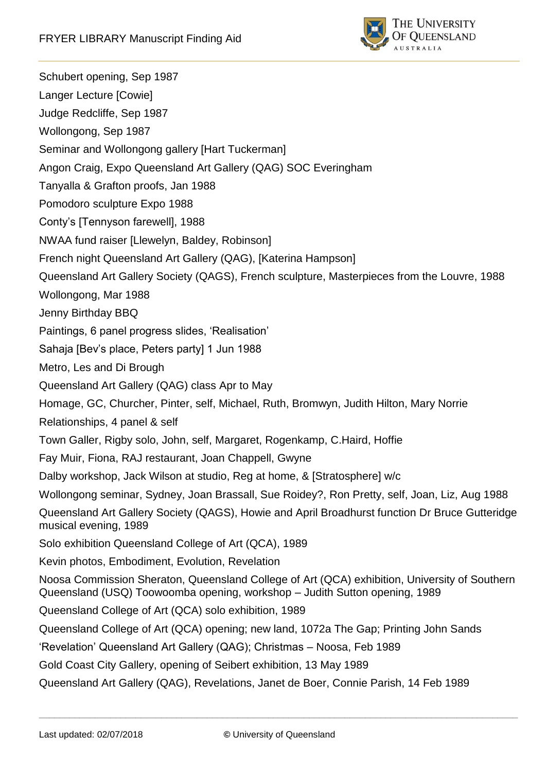Schubert opening, Sep 1987

Langer Lecture [Cowie]

Judge Redcliffe, Sep 1987

Wollongong, Sep 1987

Seminar and Wollongong gallery [Hart Tuckerman]

Angon Craig, Expo Queensland Art Gallery (QAG) SOC Everingham

Tanyalla & Grafton proofs, Jan 1988

Pomodoro sculpture Expo 1988

Conty's [Tennyson farewell], 1988

NWAA fund raiser [Llewelyn, Baldey, Robinson]

French night Queensland Art Gallery (QAG), [Katerina Hampson]

Queensland Art Gallery Society (QAGS), French sculpture, Masterpieces from the Louvre, 1988

Wollongong, Mar 1988

Jenny Birthday BBQ

Paintings, 6 panel progress slides, 'Realisation'

Sahaja [Bev's place, Peters party] 1 Jun 1988

Metro, Les and Di Brough

Queensland Art Gallery (QAG) class Apr to May

Homage, GC, Churcher, Pinter, self, Michael, Ruth, Bromwyn, Judith Hilton, Mary Norrie

Relationships, 4 panel & self

Town Galler, Rigby solo, John, self, Margaret, Rogenkamp, C.Haird, Hoffie

Fay Muir, Fiona, RAJ restaurant, Joan Chappell, Gwyne

Dalby workshop, Jack Wilson at studio, Reg at home, & [Stratosphere] w/c

Wollongong seminar, Sydney, Joan Brassall, Sue Roidey?, Ron Pretty, self, Joan, Liz, Aug 1988

Queensland Art Gallery Society (QAGS), Howie and April Broadhurst function Dr Bruce Gutteridge musical evening, 1989

Solo exhibition Queensland College of Art (QCA), 1989

Kevin photos, Embodiment, Evolution, Revelation

Noosa Commission Sheraton, Queensland College of Art (QCA) exhibition, University of Southern Queensland (USQ) Toowoomba opening, workshop – Judith Sutton opening, 1989

Queensland College of Art (QCA) solo exhibition, 1989

Queensland College of Art (QCA) opening; new land, 1072a The Gap; Printing John Sands

'Revelation' Queensland Art Gallery (QAG); Christmas – Noosa, Feb 1989

Gold Coast City Gallery, opening of Seibert exhibition, 13 May 1989

Queensland Art Gallery (QAG), Revelations, Janet de Boer, Connie Parish, 14 Feb 1989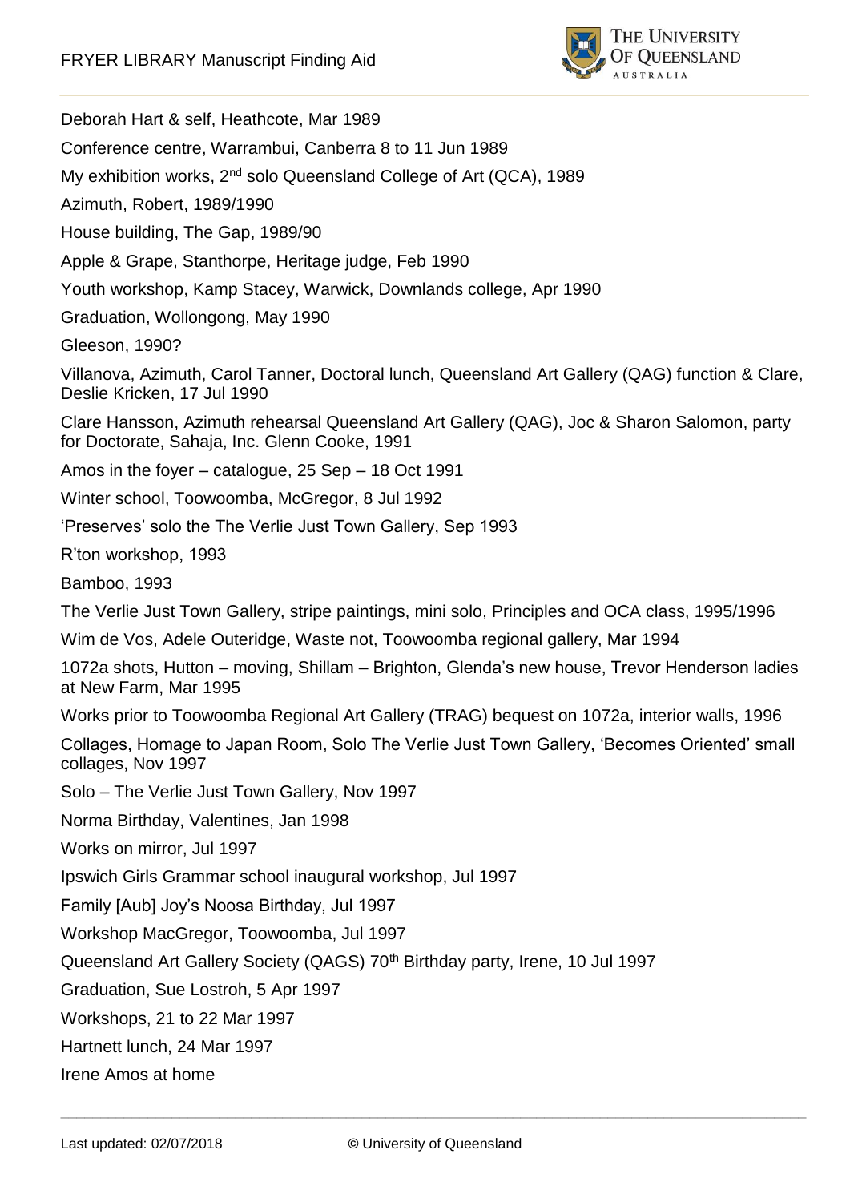Deborah Hart & self, Heathcote, Mar 1989

Conference centre, Warrambui, Canberra 8 to 11 Jun 1989

My exhibition works, 2nd solo Queensland College of Art (QCA), 1989

Azimuth, Robert, 1989/1990

House building, The Gap, 1989/90

Apple & Grape, Stanthorpe, Heritage judge, Feb 1990

Youth workshop, Kamp Stacey, Warwick, Downlands college, Apr 1990

Graduation, Wollongong, May 1990

Gleeson, 1990?

Villanova, Azimuth, Carol Tanner, Doctoral lunch, Queensland Art Gallery (QAG) function & Clare, Deslie Kricken, 17 Jul 1990

Clare Hansson, Azimuth rehearsal Queensland Art Gallery (QAG), Joc & Sharon Salomon, party for Doctorate, Sahaja, Inc. Glenn Cooke, 1991

Amos in the foyer – catalogue, 25 Sep – 18 Oct 1991

Winter school, Toowoomba, McGregor, 8 Jul 1992

'Preserves' solo the The Verlie Just Town Gallery, Sep 1993

R'ton workshop, 1993

Bamboo, 1993

The Verlie Just Town Gallery, stripe paintings, mini solo, Principles and OCA class, 1995/1996

Wim de Vos, Adele Outeridge, Waste not, Toowoomba regional gallery, Mar 1994

1072a shots, Hutton – moving, Shillam – Brighton, Glenda's new house, Trevor Henderson ladies at New Farm, Mar 1995

Works prior to Toowoomba Regional Art Gallery (TRAG) bequest on 1072a, interior walls, 1996

Collages, Homage to Japan Room, Solo The Verlie Just Town Gallery, 'Becomes Oriented' small collages, Nov 1997

Solo – The Verlie Just Town Gallery, Nov 1997

Norma Birthday, Valentines, Jan 1998

Works on mirror, Jul 1997

Ipswich Girls Grammar school inaugural workshop, Jul 1997

Family [Aub] Joy's Noosa Birthday, Jul 1997

Workshop MacGregor, Toowoomba, Jul 1997

Queensland Art Gallery Society (QAGS) 70th Birthday party, Irene, 10 Jul 1997

Graduation, Sue Lostroh, 5 Apr 1997

Workshops, 21 to 22 Mar 1997

Hartnett lunch, 24 Mar 1997

Irene Amos at home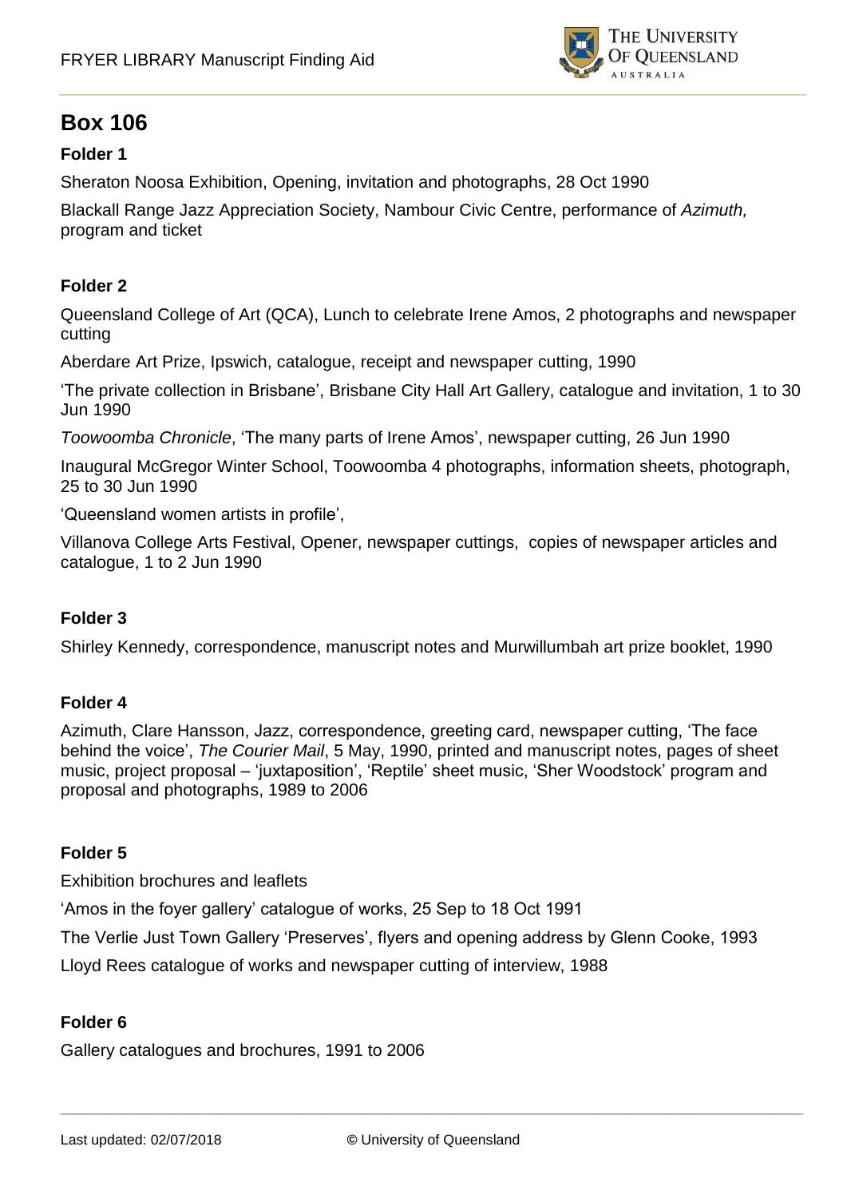## Box 106

### Folder 1

Sheraton Noosa Exhibition, Opening, invitation and photographs, 28 Oct 1990

Blackall Range Jazz Appreciation Society, Nambour Civic Centre, performance of *Azimuth,* program and ticket

### Folder 2

Queensland College of Art (QCA), Lunch to celebrate Irene Amos, 2 photographs and newspaper cutting

Aberdare Art Prize, Ipswich, catalogue, receipt and newspaper cutting, 1990

'The private collection in Brisbane', Brisbane City Hall Art Gallery, catalogue and invitation, 1 to 30 Jun 1990

*Toowoomba Chronicle*, 'The many parts of Irene Amos', newspaper cutting, 26 Jun 1990

Inaugural McGregor Winter School, Toowoomba 4 photographs, information sheets, photograph, 25 to 30 Jun 1990

'Queensland women artists in profile',

Villanova College Arts Festival, Opener, newspaper cuttings, copies of newspaper articles and catalogue, 1 to 2 Jun 1990

### Folder 3

Shirley Kennedy, correspondence, manuscript notes and Murwillumbah art prize booklet, 1990

### Folder 4

Azimuth, Clare Hansson, Jazz, correspondence, greeting card, newspaper cutting, 'The face behind the voice', *The Courier Mail*, 5 May, 1990, printed and manuscript notes, pages of sheet music, project proposal – 'juxtaposition', 'Reptile' sheet music, 'Sher Woodstock' program and proposal and photographs, 1989 to 2006

### Folder 5

Exhibition brochures and leaflets

'Amos in the foyer gallery' catalogue of works, 25 Sep to 18 Oct 1991

The Verlie Just Town Gallery 'Preserves', flyers and opening address by Glenn Cooke, 1993

Lloyd Rees catalogue of works and newspaper cutting of interview, 1988

### Folder 6

Gallery catalogues and brochures, 1991 to 2006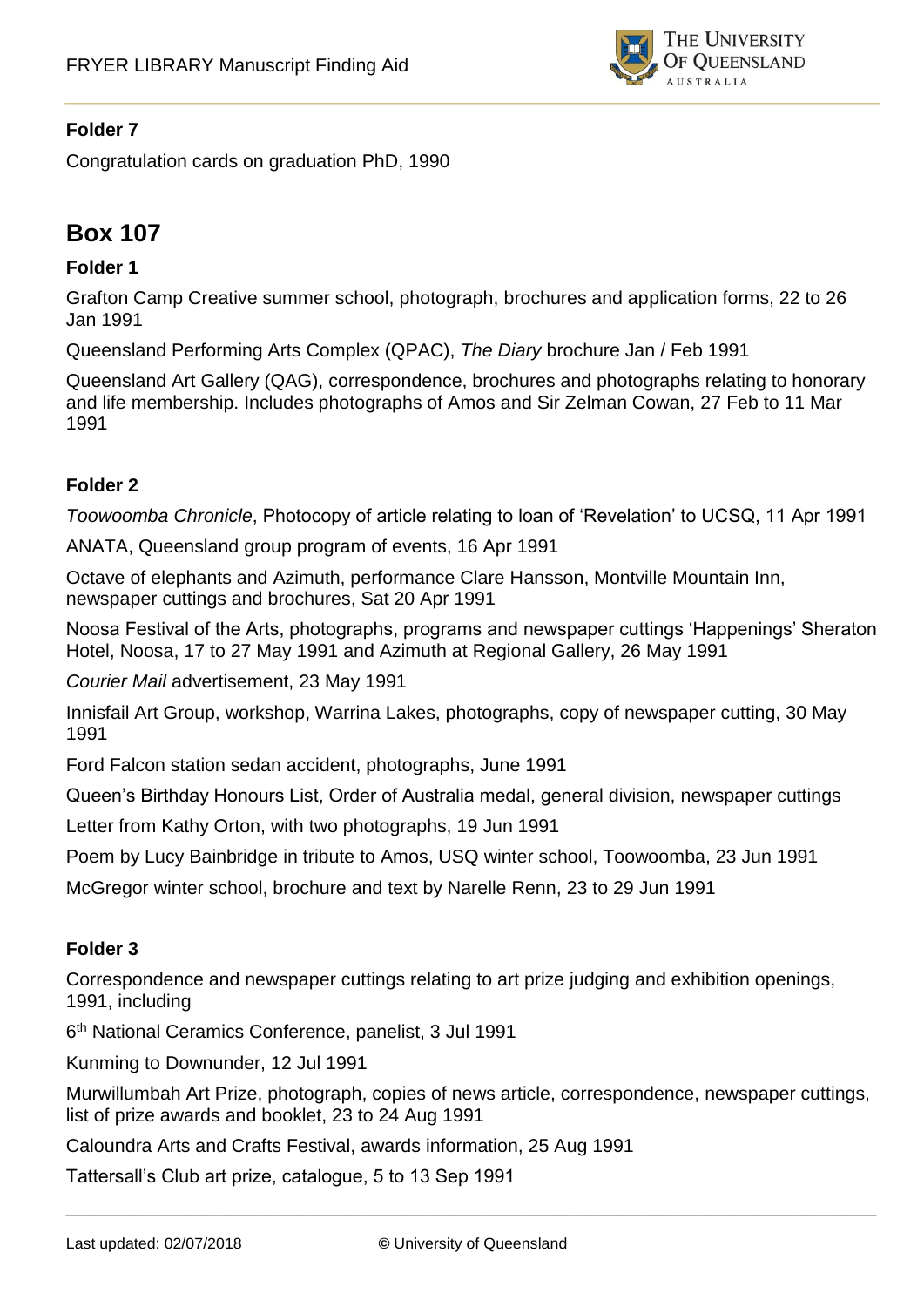**Folder 7**

Congratulation cards on graduation PhD, 1990

## Box 107

**Folder 1**

Grafton Camp Creative summer school, photograph, brochures and application forms, 22 to 26 Jan 1991

Queensland Performing Arts Complex (QPAC), *The Diary* brochure Jan / Feb 1991

Queensland Art Gallery (QAG), correspondence, brochures and photographs relating to honorary and life membership. Includes photographs of Amos and Sir Zelman Cowan, 27 Feb to 11 Mar 1991

**Folder 2**

*Toowoomba Chronicle*, Photocopy of article relating to loan of 'Revelation' to UCSQ, 11 Apr 1991

ANATA, Queensland group program of events, 16 Apr 1991

Octave of elephants and Azimuth, performance Clare Hansson, Montville Mountain Inn, newspaper cuttings and brochures, Sat 20 Apr 1991

Noosa Festival of the Arts, photographs, programs and newspaper cuttings 'Happenings' Sheraton Hotel, Noosa, 17 to 27 May 1991 and Azimuth at Regional Gallery, 26 May 1991

*Courier Mail* advertisement, 23 May 1991

Innisfail Art Group, workshop, Warrina Lakes, photographs, copy of newspaper cutting, 30 May 1991

Ford Falcon station sedan accident, photographs, June 1991

Queen's Birthday Honours List, Order of Australia medal, general division, newspaper cuttings

Letter from Kathy Orton, with two photographs, 19 Jun 1991

Poem by Lucy Bainbridge in tribute to Amos, USQ winter school, Toowoomba, 23 Jun 1991

McGregor winter school, brochure and text by Narelle Renn, 23 to 29 Jun 1991

**Folder 3**

Correspondence and newspaper cuttings relating to art prize judging and exhibition openings, 1991, including

6th National Ceramics Conference, panelist, 3 Jul 1991

Kunming to Downunder, 12 Jul 1991

Murwillumbah Art Prize, photograph, copies of news article, correspondence, newspaper cuttings, list of prize awards and booklet, 23 to 24 Aug 1991

Caloundra Arts and Crafts Festival, awards information, 25 Aug 1991

Tattersall's Club art prize, catalogue, 5 to 13 Sep 1991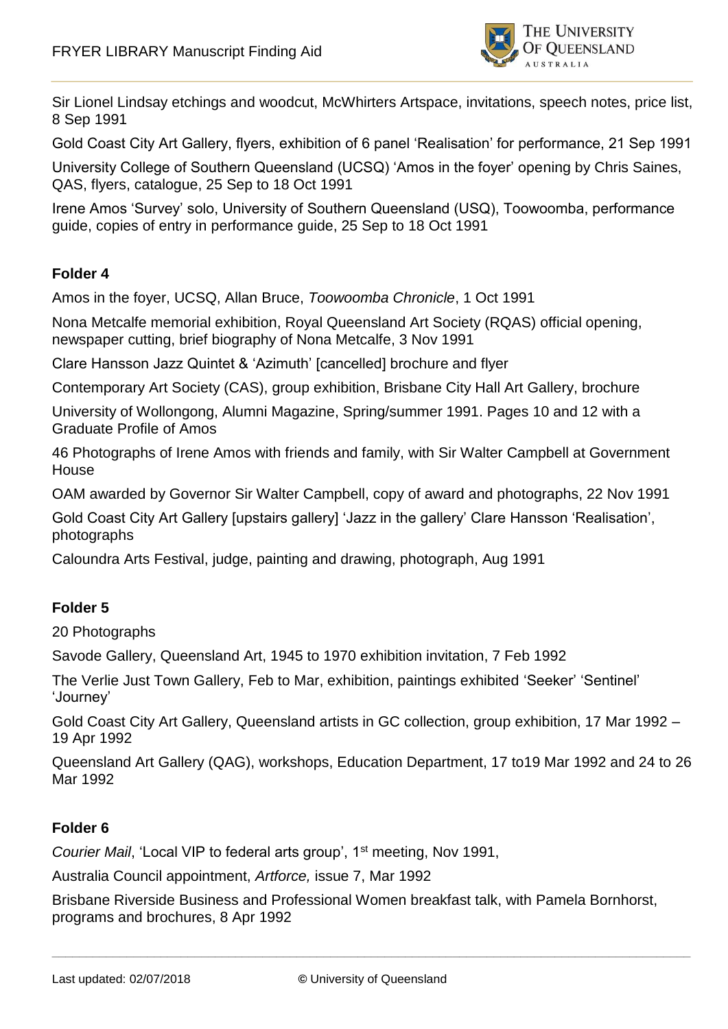Sir Lionel Lindsay etchings and woodcut, McWhirters Artspace, invitations, speech notes, price list, 8 Sep 1991

Gold Coast City Art Gallery, flyers, exhibition of 6 panel 'Realisation' for performance, 21 Sep 1991

University College of Southern Queensland (UCSQ) 'Amos in the foyer' opening by Chris Saines, QAS, flyers, catalogue, 25 Sep to 18 Oct 1991

Irene Amos 'Survey' solo, University of Southern Queensland (USQ), Toowoomba, performance guide, copies of entry in performance guide, 25 Sep to 18 Oct 1991

**Folder 4**

Amos in the foyer, UCSQ, Allan Bruce, *Toowoomba Chronicle*, 1 Oct 1991

Nona Metcalfe memorial exhibition, Royal Queensland Art Society (RQAS) official opening, newspaper cutting, brief biography of Nona Metcalfe, 3 Nov 1991

Clare Hansson Jazz Quintet & 'Azimuth' [cancelled] brochure and flyer

Contemporary Art Society (CAS), group exhibition, Brisbane City Hall Art Gallery, brochure

University of Wollongong, Alumni Magazine, Spring/summer 1991. Pages 10 and 12 with a Graduate Profile of Amos

46 Photographs of Irene Amos with friends and family, with Sir Walter Campbell at Government House

OAM awarded by Governor Sir Walter Campbell, copy of award and photographs, 22 Nov 1991

Gold Coast City Art Gallery [upstairs gallery] 'Jazz in the gallery' Clare Hansson 'Realisation', photographs

Caloundra Arts Festival, judge, painting and drawing, photograph, Aug 1991

**Folder 5**

20 Photographs

Savode Gallery, Queensland Art, 1945 to 1970 exhibition invitation, 7 Feb 1992

The Verlie Just Town Gallery, Feb to Mar, exhibition, paintings exhibited 'Seeker' 'Sentinel' 'Journey'

Gold Coast City Art Gallery, Queensland artists in GC collection, group exhibition, 17 Mar 1992 – 19 Apr 1992

Queensland Art Gallery (QAG), workshops, Education Department, 17 to19 Mar 1992 and 24 to 26 Mar 1992

**Folder 6**

*Courier Mail*, 'Local VIP to federal arts group', 1st meeting, Nov 1991,

Australia Council appointment, *Artforce,* issue 7, Mar 1992

Brisbane Riverside Business and Professional Women breakfast talk, with Pamela Bornhorst, programs and brochures, 8 Apr 1992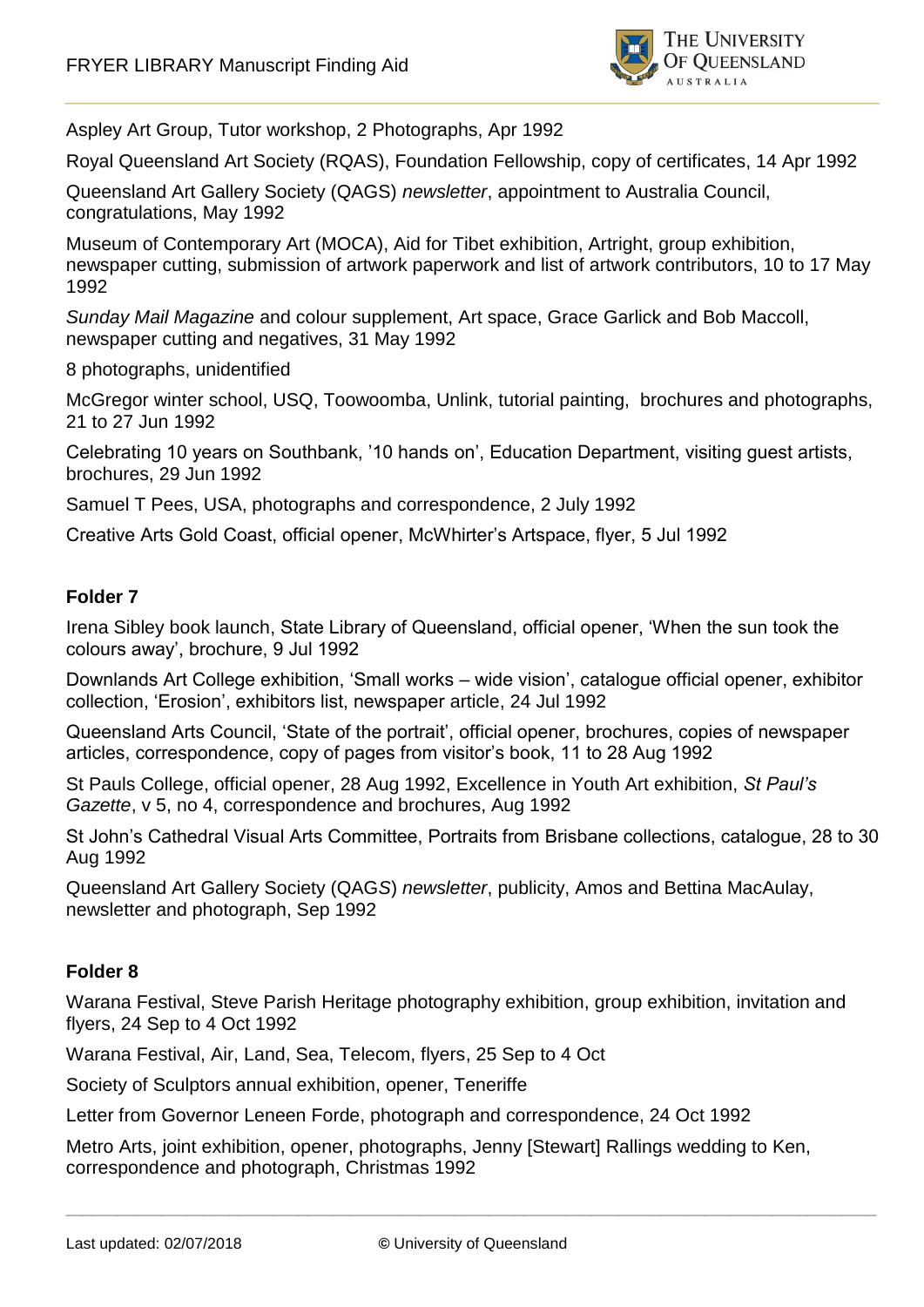Aspley Art Group, Tutor workshop, 2 Photographs, Apr 1992

Royal Queensland Art Society (RQAS), Foundation Fellowship, copy of certificates, 14 Apr 1992

Queensland Art Gallery Society (QAGS) *newsletter*, appointment to Australia Council, congratulations, May 1992

Museum of Contemporary Art (MOCA), Aid for Tibet exhibition, Artright, group exhibition, newspaper cutting, submission of artwork paperwork and list of artwork contributors, 10 to 17 May 1992

*Sunday Mail Magazine* and colour supplement, Art space, Grace Garlick and Bob Maccoll, newspaper cutting and negatives, 31 May 1992

8 photographs, unidentified

McGregor winter school, USQ, Toowoomba, Unlink, tutorial painting, brochures and photographs, 21 to 27 Jun 1992

Celebrating 10 years on Southbank, '10 hands on', Education Department, visiting guest artists, brochures, 29 Jun 1992

Samuel T Pees, USA, photographs and correspondence, 2 July 1992

Creative Arts Gold Coast, official opener, McWhirter's Artspace, flyer, 5 Jul 1992

**Folder 7**

Irena Sibley book launch, State Library of Queensland, official opener, 'When the sun took the colours away', brochure, 9 Jul 1992

Downlands Art College exhibition, 'Small works – wide vision', catalogue official opener, exhibitor collection, 'Erosion', exhibitors list, newspaper article, 24 Jul 1992

Queensland Arts Council, 'State of the portrait', official opener, brochures, copies of newspaper articles, correspondence, copy of pages from visitor's book, 11 to 28 Aug 1992

St Pauls College, official opener, 28 Aug 1992, Excellence in Youth Art exhibition, *St Paul's Gazette*, v 5, no 4, correspondence and brochures, Aug 1992

St John's Cathedral Visual Arts Committee, Portraits from Brisbane collections, catalogue, 28 to 30 Aug 1992

Queensland Art Gallery Society (QAGS) *newsletter*, publicity, Amos and Bettina MacAulay, newsletter and photograph, Sep 1992

**Folder 8**

Warana Festival, Steve Parish Heritage photography exhibition, group exhibition, invitation and flyers, 24 Sep to 4 Oct 1992

Warana Festival, Air, Land, Sea, Telecom, flyers, 25 Sep to 4 Oct

Society of Sculptors annual exhibition, opener, Teneriffe

Letter from Governor Leneen Forde, photograph and correspondence, 24 Oct 1992

Metro Arts, joint exhibition, opener, photographs, Jenny [Stewart] Rallings wedding to Ken, correspondence and photograph, Christmas 1992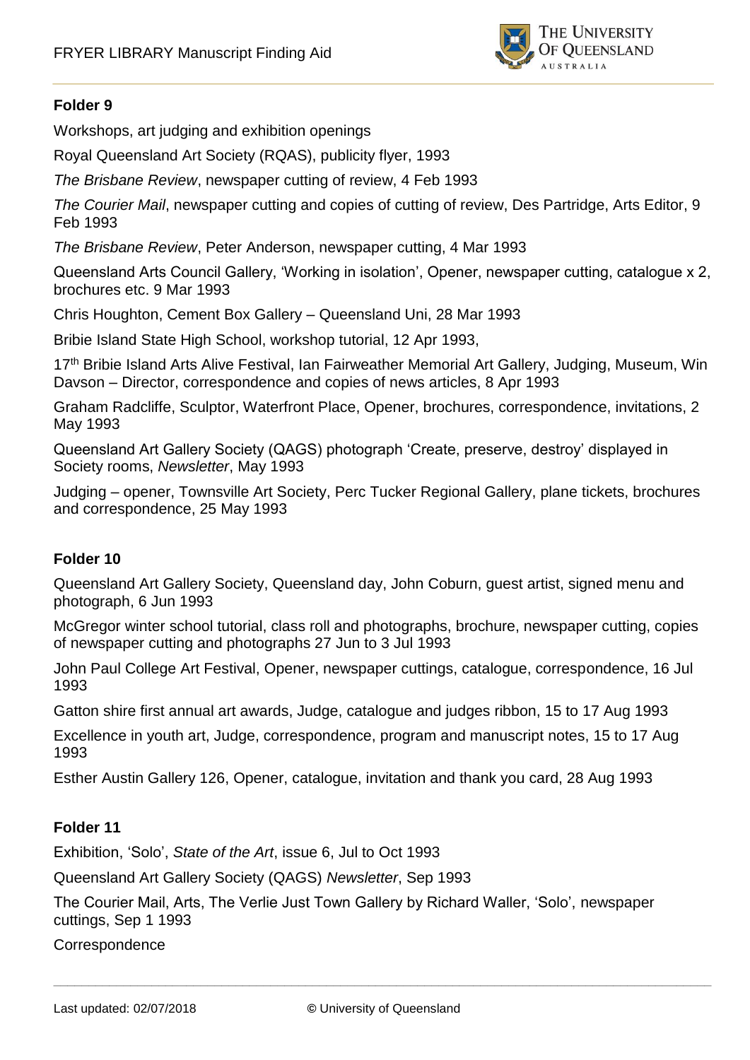**Folder 9**

Workshops, art judging and exhibition openings

Royal Queensland Art Society (RQAS), publicity flyer, 1993

*The Brisbane Review*, newspaper cutting of review, 4 Feb 1993

*The Courier Mail*, newspaper cutting and copies of cutting of review, Des Partridge, Arts Editor, 9 Feb 1993

*The Brisbane Review*, Peter Anderson, newspaper cutting, 4 Mar 1993

Queensland Arts Council Gallery, 'Working in isolation', Opener, newspaper cutting, catalogue x 2, brochures etc. 9 Mar 1993

Chris Houghton, Cement Box Gallery – Queensland Uni, 28 Mar 1993

Bribie Island State High School, workshop tutorial, 12 Apr 1993,

17th Bribie Island Arts Alive Festival, Ian Fairweather Memorial Art Gallery, Judging, Museum, Win Davson – Director, correspondence and copies of news articles, 8 Apr 1993

Graham Radcliffe, Sculptor, Waterfront Place, Opener, brochures, correspondence, invitations, 2 May 1993

Queensland Art Gallery Society (QAGS) photograph 'Create, preserve, destroy' displayed in Society rooms, *Newsletter*, May 1993

Judging – opener, Townsville Art Society, Perc Tucker Regional Gallery, plane tickets, brochures and correspondence, 25 May 1993

**Folder 10**

Queensland Art Gallery Society, Queensland day, John Coburn, guest artist, signed menu and photograph, 6 Jun 1993

McGregor winter school tutorial, class roll and photographs, brochure, newspaper cutting, copies of newspaper cutting and photographs 27 Jun to 3 Jul 1993

John Paul College Art Festival, Opener, newspaper cuttings, catalogue, correspondence, 16 Jul 1993

Gatton shire first annual art awards, Judge, catalogue and judges ribbon, 15 to 17 Aug 1993

Excellence in youth art, Judge, correspondence, program and manuscript notes, 15 to 17 Aug 1993

Esther Austin Gallery 126, Opener, catalogue, invitation and thank you card, 28 Aug 1993

**Folder 11**

Exhibition, 'Solo', *State of the Art*, issue 6, Jul to Oct 1993

Queensland Art Gallery Society (QAGS) *Newsletter*, Sep 1993

The Courier Mail, Arts, The Verlie Just Town Gallery by Richard Waller, 'Solo', newspaper cuttings, Sep 1 1993

Correspondence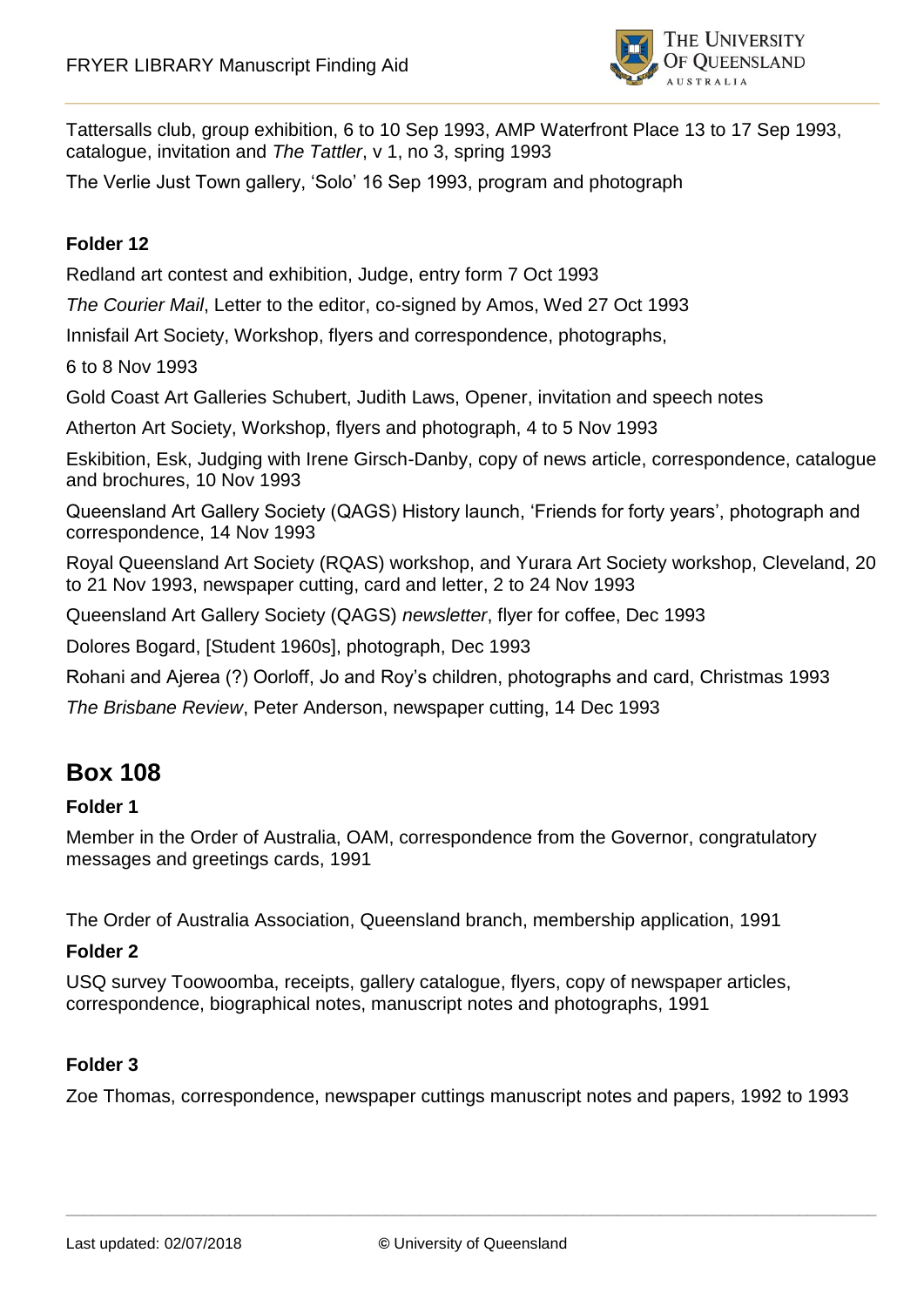Tattersalls club, group exhibition, 6 to 10 Sep 1993, AMP Waterfront Place 13 to 17 Sep 1993, catalogue, invitation and *The Tattler*, v 1, no 3, spring 1993

The Verlie Just Town gallery, 'Solo' 16 Sep 1993, program and photograph

**Folder 12**

Redland art contest and exhibition, Judge, entry form 7 Oct 1993

*The Courier Mail*, Letter to the editor, co-signed by Amos, Wed 27 Oct 1993

Innisfail Art Society, Workshop, flyers and correspondence, photographs,

6 to 8 Nov 1993

Gold Coast Art Galleries Schubert, Judith Laws, Opener, invitation and speech notes

Atherton Art Society, Workshop, flyers and photograph, 4 to 5 Nov 1993

Eskibition, Esk, Judging with Irene Girsch-Danby, copy of news article, correspondence, catalogue and brochures, 10 Nov 1993

Queensland Art Gallery Society (QAGS) History launch, 'Friends for forty years', photograph and correspondence, 14 Nov 1993

Royal Queensland Art Society (RQAS) workshop, and Yurara Art Society workshop, Cleveland, 20 to 21 Nov 1993, newspaper cutting, card and letter, 2 to 24 Nov 1993

Queensland Art Gallery Society (QAGS) *newsletter*, flyer for coffee, Dec 1993

Dolores Bogard, [Student 1960s], photograph, Dec 1993

Rohani and Ajerea (?) Oorloff, Jo and Roy's children, photographs and card, Christmas 1993

*The Brisbane Review*, Peter Anderson, newspaper cutting, 14 Dec 1993

## Box 108

**Folder 1**

Member in the Order of Australia, OAM, correspondence from the Governor, congratulatory messages and greetings cards, 1991

The Order of Australia Association, Queensland branch, membership application, 1991

**Folder 2**

USQ survey Toowoomba, receipts, gallery catalogue, flyers, copy of newspaper articles, correspondence, biographical notes, manuscript notes and photographs, 1991

**Folder 3**

Zoe Thomas, correspondence, newspaper cuttings manuscript notes and papers, 1992 to 1993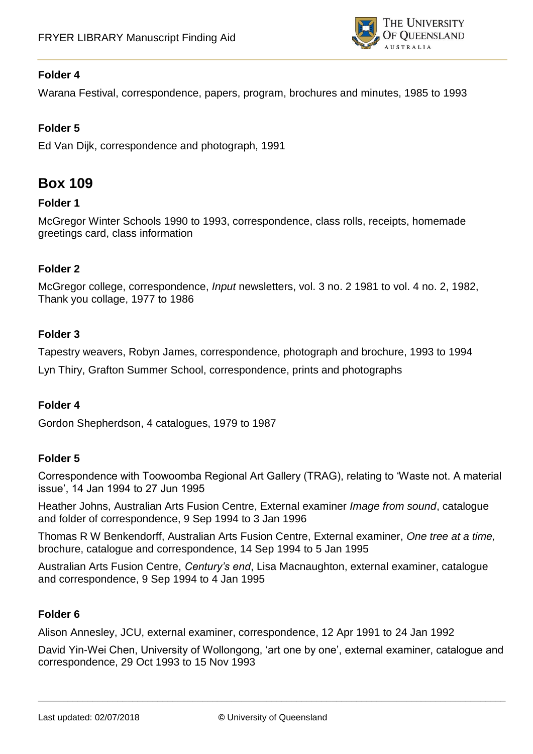#### Folder 4

Warana Festival, correspondence, papers, program, brochures and minutes, 1985 to 1993

#### Folder 5

Ed Van Dijk, correspondence and photograph, 1991

## Box 109

#### Folder 1

McGregor Winter Schools 1990 to 1993, correspondence, class rolls, receipts, homemade greetings card, class information

#### Folder 2

McGregor college, correspondence, *Input* newsletters, vol. 3 no. 2 1981 to vol. 4 no. 2, 1982, Thank you collage, 1977 to 1986

#### Folder 3

Tapestry weavers, Robyn James, correspondence, photograph and brochure, 1993 to 1994

Lyn Thiry, Grafton Summer School, correspondence, prints and photographs

#### Folder 4

Gordon Shepherdson, 4 catalogues, 1979 to 1987

#### Folder 5

Correspondence with Toowoomba Regional Art Gallery (TRAG), relating to 'Waste not. A material issue', 14 Jan 1994 to 27 Jun 1995

Heather Johns, Australian Arts Fusion Centre, External examiner *Image from sound*, catalogue and folder of correspondence, 9 Sep 1994 to 3 Jan 1996

Thomas R W Benkendorff, Australian Arts Fusion Centre, External examiner, *One tree at a time,* brochure, catalogue and correspondence, 14 Sep 1994 to 5 Jan 1995

Australian Arts Fusion Centre, *Century's end*, Lisa Macnaughton, external examiner, catalogue and correspondence, 9 Sep 1994 to 4 Jan 1995

#### Folder 6

Alison Annesley, JCU, external examiner, correspondence, 12 Apr 1991 to 24 Jan 1992

David Yin-Wei Chen, University of Wollongong, 'art one by one', external examiner, catalogue and correspondence, 29 Oct 1993 to 15 Nov 1993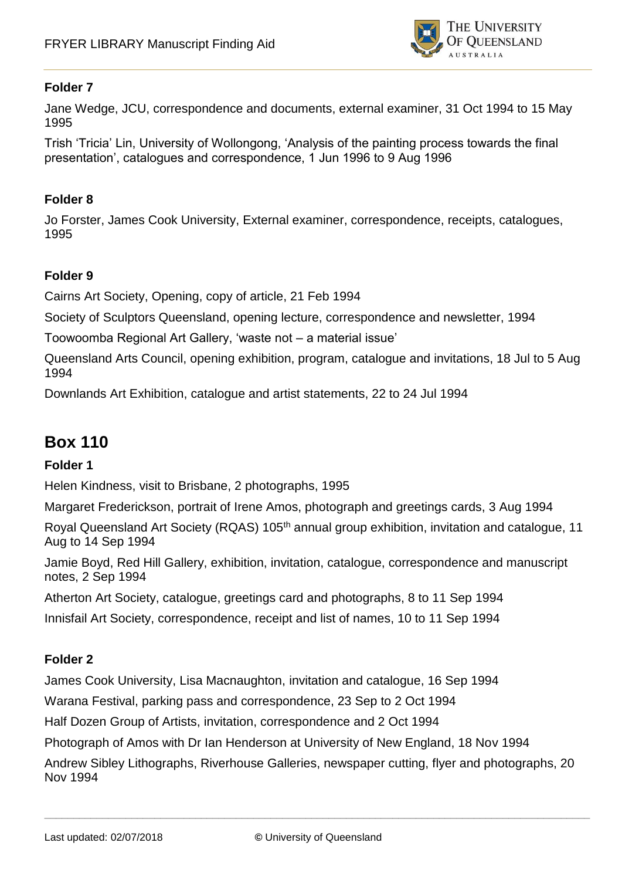**Folder 7**

Jane Wedge, JCU, correspondence and documents, external examiner, 31 Oct 1994 to 15 May 1995

Trish 'Tricia' Lin, University of Wollongong, 'Analysis of the painting process towards the final presentation', catalogues and correspondence, 1 Jun 1996 to 9 Aug 1996

**Folder 8**

Jo Forster, James Cook University, External examiner, correspondence, receipts, catalogues, 1995

**Folder 9**

Cairns Art Society, Opening, copy of article, 21 Feb 1994

Society of Sculptors Queensland, opening lecture, correspondence and newsletter, 1994

Toowoomba Regional Art Gallery, 'waste not – a material issue'

Queensland Arts Council, opening exhibition, program, catalogue and invitations, 18 Jul to 5 Aug 1994

Downlands Art Exhibition, catalogue and artist statements, 22 to 24 Jul 1994

# Box 110

**Folder 1**

Helen Kindness, visit to Brisbane, 2 photographs, 1995

Margaret Frederickson, portrait of Irene Amos, photograph and greetings cards, 3 Aug 1994

Royal Queensland Art Society (RQAS) 105th annual group exhibition, invitation and catalogue, 11 Aug to 14 Sep 1994

Jamie Boyd, Red Hill Gallery, exhibition, invitation, catalogue, correspondence and manuscript notes, 2 Sep 1994

Atherton Art Society, catalogue, greetings card and photographs, 8 to 11 Sep 1994

Innisfail Art Society, correspondence, receipt and list of names, 10 to 11 Sep 1994

**Folder 2**

James Cook University, Lisa Macnaughton, invitation and catalogue, 16 Sep 1994

Warana Festival, parking pass and correspondence, 23 Sep to 2 Oct 1994

Half Dozen Group of Artists, invitation, correspondence and 2 Oct 1994

Photograph of Amos with Dr Ian Henderson at University of New England, 18 Nov 1994

Andrew Sibley Lithographs, Riverhouse Galleries, newspaper cutting, flyer and photographs, 20 Nov 1994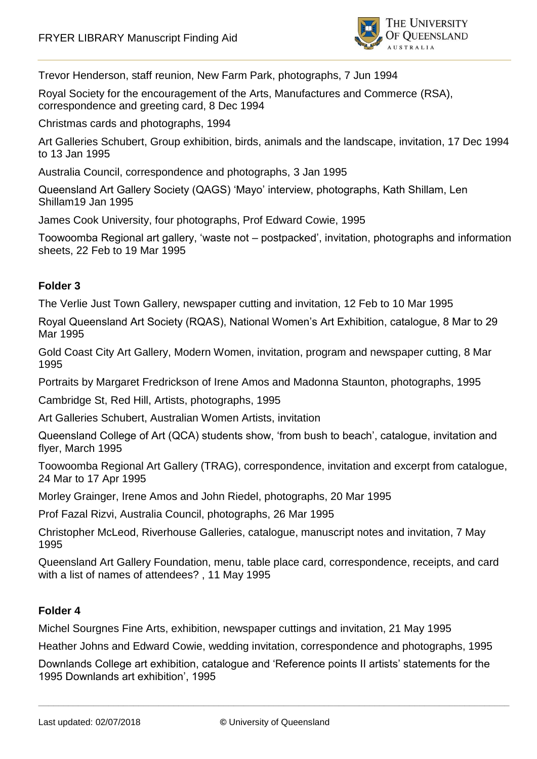Trevor Henderson, staff reunion, New Farm Park, photographs, 7 Jun 1994

Royal Society for the encouragement of the Arts, Manufactures and Commerce (RSA), correspondence and greeting card, 8 Dec 1994

Christmas cards and photographs, 1994

Art Galleries Schubert, Group exhibition, birds, animals and the landscape, invitation, 17 Dec 1994 to 13 Jan 1995

Australia Council, correspondence and photographs, 3 Jan 1995

Queensland Art Gallery Society (QAGS) 'Mayo' interview, photographs, Kath Shillam, Len Shillam19 Jan 1995

James Cook University, four photographs, Prof Edward Cowie, 1995

Toowoomba Regional art gallery, 'waste not – postpacked', invitation, photographs and information sheets, 22 Feb to 19 Mar 1995

**Folder 3**

The Verlie Just Town Gallery, newspaper cutting and invitation, 12 Feb to 10 Mar 1995

Royal Queensland Art Society (RQAS), National Women's Art Exhibition, catalogue, 8 Mar to 29 Mar 1995

Gold Coast City Art Gallery, Modern Women, invitation, program and newspaper cutting, 8 Mar 1995

Portraits by Margaret Fredrickson of Irene Amos and Madonna Staunton, photographs, 1995

Cambridge St, Red Hill, Artists, photographs, 1995

Art Galleries Schubert, Australian Women Artists, invitation

Queensland College of Art (QCA) students show, 'from bush to beach', catalogue, invitation and flyer, March 1995

Toowoomba Regional Art Gallery (TRAG), correspondence, invitation and excerpt from catalogue, 24 Mar to 17 Apr 1995

Morley Grainger, Irene Amos and John Riedel, photographs, 20 Mar 1995

Prof Fazal Rizvi, Australia Council, photographs, 26 Mar 1995

Christopher McLeod, Riverhouse Galleries, catalogue, manuscript notes and invitation, 7 May 1995

Queensland Art Gallery Foundation, menu, table place card, correspondence, receipts, and card with a list of names of attendees? , 11 May 1995

**Folder 4**

Michel Sourgnes Fine Arts, exhibition, newspaper cuttings and invitation, 21 May 1995

Heather Johns and Edward Cowie, wedding invitation, correspondence and photographs, 1995

Downlands College art exhibition, catalogue and 'Reference points II artists' statements for the 1995 Downlands art exhibition', 1995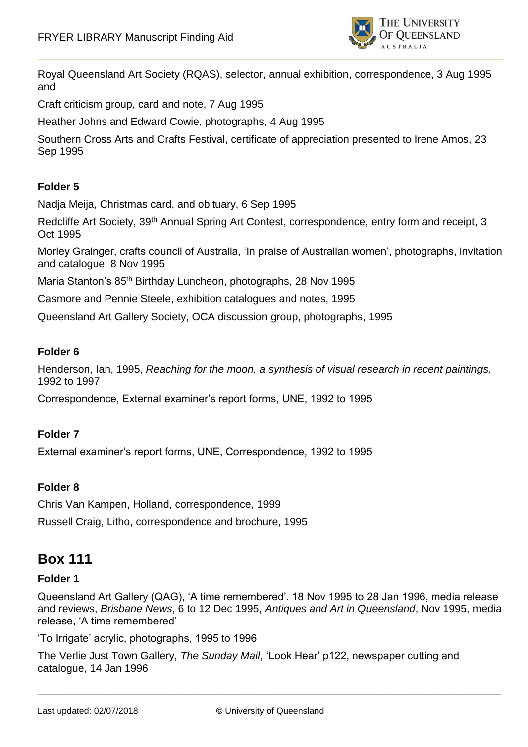Royal Queensland Art Society (RQAS), selector, annual exhibition, correspondence, 3 Aug 1995 and

Craft criticism group, card and note, 7 Aug 1995

Heather Johns and Edward Cowie, photographs, 4 Aug 1995

Southern Cross Arts and Crafts Festival, certificate of appreciation presented to Irene Amos, 23 Sep 1995

**Folder 5**

Nadja Meija, Christmas card, and obituary, 6 Sep 1995

Redcliffe Art Society, 39th Annual Spring Art Contest, correspondence, entry form and receipt, 3 Oct 1995

Morley Grainger, crafts council of Australia, 'In praise of Australian women', photographs, invitation and catalogue, 8 Nov 1995

Maria Stanton's 85th Birthday Luncheon, photographs, 28 Nov 1995

Casmore and Pennie Steele, exhibition catalogues and notes, 1995

Queensland Art Gallery Society, OCA discussion group, photographs, 1995

**Folder 6**

Henderson, Ian, 1995, *Reaching for the moon, a synthesis of visual research in recent paintings,* 1992 to 1997

Correspondence, External examiner's report forms, UNE, 1992 to 1995

**Folder 7**

External examiner's report forms, UNE, Correspondence, 1992 to 1995

**Folder 8**

Chris Van Kampen, Holland, correspondence, 1999

Russell Craig, Litho, correspondence and brochure, 1995

## Box 111

**Folder 1**

Queensland Art Gallery (QAG), 'A time remembered'. 18 Nov 1995 to 28 Jan 1996, media release and reviews, *Brisbane News*, 6 to 12 Dec 1995, *Antiques and Art in Queensland*, Nov 1995, media release, 'A time remembered'

'To Irrigate' acrylic, photographs, 1995 to 1996

The Verlie Just Town Gallery, *The Sunday Mail*, 'Look Hear' p122, newspaper cutting and catalogue, 14 Jan 1996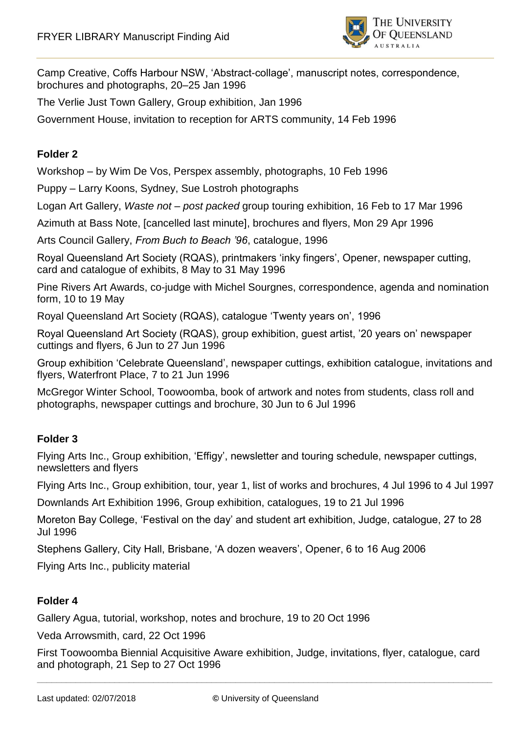Camp Creative, Coffs Harbour NSW, 'Abstract-collage', manuscript notes, correspondence, brochures and photographs, 20–25 Jan 1996

The Verlie Just Town Gallery, Group exhibition, Jan 1996

Government House, invitation to reception for ARTS community, 14 Feb 1996

**Folder 2**

Workshop – by Wim De Vos, Perspex assembly, photographs, 10 Feb 1996

Puppy – Larry Koons, Sydney, Sue Lostroh photographs

Logan Art Gallery, *Waste not – post packed* group touring exhibition, 16 Feb to 17 Mar 1996

Azimuth at Bass Note, [cancelled last minute], brochures and flyers, Mon 29 Apr 1996

Arts Council Gallery, *From Buch to Beach '96*, catalogue, 1996

Royal Queensland Art Society (RQAS), printmakers 'inky fingers', Opener, newspaper cutting, card and catalogue of exhibits, 8 May to 31 May 1996

Pine Rivers Art Awards, co-judge with Michel Sourgnes, correspondence, agenda and nomination form, 10 to 19 May

Royal Queensland Art Society (RQAS), catalogue 'Twenty years on', 1996

Royal Queensland Art Society (RQAS), group exhibition, guest artist, '20 years on' newspaper cuttings and flyers, 6 Jun to 27 Jun 1996

Group exhibition 'Celebrate Queensland', newspaper cuttings, exhibition catalogue, invitations and flyers, Waterfront Place, 7 to 21 Jun 1996

McGregor Winter School, Toowoomba, book of artwork and notes from students, class roll and photographs, newspaper cuttings and brochure, 30 Jun to 6 Jul 1996

**Folder 3**

Flying Arts Inc., Group exhibition, 'Effigy', newsletter and touring schedule, newspaper cuttings, newsletters and flyers

Flying Arts Inc., Group exhibition, tour, year 1, list of works and brochures, 4 Jul 1996 to 4 Jul 1997

Downlands Art Exhibition 1996, Group exhibition, catalogues, 19 to 21 Jul 1996

Moreton Bay College, 'Festival on the day' and student art exhibition, Judge, catalogue, 27 to 28 Jul 1996

Stephens Gallery, City Hall, Brisbane, 'A dozen weavers', Opener, 6 to 16 Aug 2006

Flying Arts Inc., publicity material

**Folder 4**

Gallery Agua, tutorial, workshop, notes and brochure, 19 to 20 Oct 1996

Veda Arrowsmith, card, 22 Oct 1996

First Toowoomba Biennial Acquisitive Aware exhibition, Judge, invitations, flyer, catalogue, card and photograph, 21 Sep to 27 Oct 1996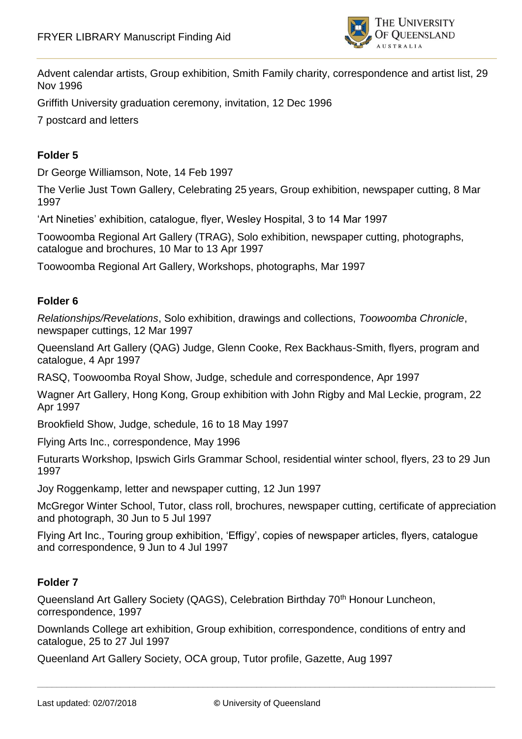Advent calendar artists, Group exhibition, Smith Family charity, correspondence and artist list, 29 Nov 1996

Griffith University graduation ceremony, invitation, 12 Dec 1996

7 postcard and letters

**Folder 5**

Dr George Williamson, Note, 14 Feb 1997

The Verlie Just Town Gallery, Celebrating 25 years, Group exhibition, newspaper cutting, 8 Mar 1997

'Art Nineties' exhibition, catalogue, flyer, Wesley Hospital, 3 to 14 Mar 1997

Toowoomba Regional Art Gallery (TRAG), Solo exhibition, newspaper cutting, photographs, catalogue and brochures, 10 Mar to 13 Apr 1997

Toowoomba Regional Art Gallery, Workshops, photographs, Mar 1997

**Folder 6**

*Relationships/Revelations*, Solo exhibition, drawings and collections, *Toowoomba Chronicle*, newspaper cuttings, 12 Mar 1997

Queensland Art Gallery (QAG) Judge, Glenn Cooke, Rex Backhaus-Smith, flyers, program and catalogue, 4 Apr 1997

RASQ, Toowoomba Royal Show, Judge, schedule and correspondence, Apr 1997

Wagner Art Gallery, Hong Kong, Group exhibition with John Rigby and Mal Leckie, program, 22 Apr 1997

Brookfield Show, Judge, schedule, 16 to 18 May 1997

Flying Arts Inc., correspondence, May 1996

Futurarts Workshop, Ipswich Girls Grammar School, residential winter school, flyers, 23 to 29 Jun 1997

Joy Roggenkamp, letter and newspaper cutting, 12 Jun 1997

McGregor Winter School, Tutor, class roll, brochures, newspaper cutting, certificate of appreciation and photograph, 30 Jun to 5 Jul 1997

Flying Art Inc., Touring group exhibition, 'Effigy', copies of newspaper articles, flyers, catalogue and correspondence, 9 Jun to 4 Jul 1997

**Folder 7**

Queensland Art Gallery Society (QAGS), Celebration Birthday 70th Honour Luncheon, correspondence, 1997

Downlands College art exhibition, Group exhibition, correspondence, conditions of entry and catalogue, 25 to 27 Jul 1997

Queenland Art Gallery Society, OCA group, Tutor profile, Gazette, Aug 1997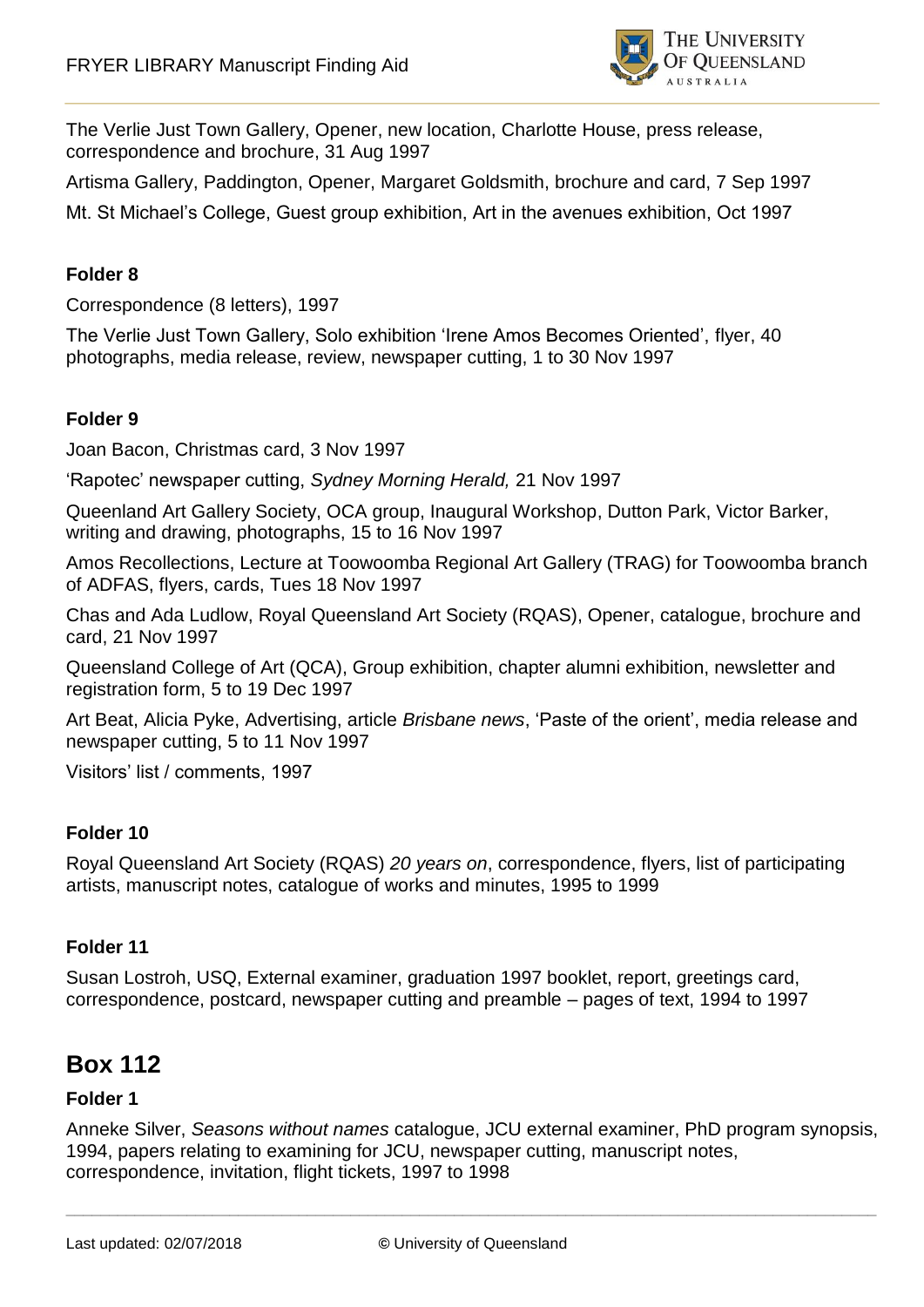The Verlie Just Town Gallery, Opener, new location, Charlotte House, press release, correspondence and brochure, 31 Aug 1997

Artisma Gallery, Paddington, Opener, Margaret Goldsmith, brochure and card, 7 Sep 1997

Mt. St Michael's College, Guest group exhibition, Art in the avenues exhibition, Oct 1997

**Folder 8**

Correspondence (8 letters), 1997

The Verlie Just Town Gallery, Solo exhibition 'Irene Amos Becomes Oriented', flyer, 40 photographs, media release, review, newspaper cutting, 1 to 30 Nov 1997

**Folder 9**

Joan Bacon, Christmas card, 3 Nov 1997

'Rapotec' newspaper cutting, *Sydney Morning Herald,* 21 Nov 1997

Queenland Art Gallery Society, OCA group, Inaugural Workshop, Dutton Park, Victor Barker, writing and drawing, photographs, 15 to 16 Nov 1997

Amos Recollections, Lecture at Toowoomba Regional Art Gallery (TRAG) for Toowoomba branch of ADFAS, flyers, cards, Tues 18 Nov 1997

Chas and Ada Ludlow, Royal Queensland Art Society (RQAS), Opener, catalogue, brochure and card, 21 Nov 1997

Queensland College of Art (QCA), Group exhibition, chapter alumni exhibition, newsletter and registration form, 5 to 19 Dec 1997

Art Beat, Alicia Pyke, Advertising, article *Brisbane news*, 'Paste of the orient', media release and newspaper cutting, 5 to 11 Nov 1997

Visitors' list / comments, 1997

**Folder 10**

Royal Queensland Art Society (RQAS) *20 years on*, correspondence, flyers, list of participating artists, manuscript notes, catalogue of works and minutes, 1995 to 1999

**Folder 11**

Susan Lostroh, USQ, External examiner, graduation 1997 booklet, report, greetings card, correspondence, postcard, newspaper cutting and preamble – pages of text, 1994 to 1997

## Box 112

**Folder 1**

Anneke Silver, *Seasons without names* catalogue, JCU external examiner, PhD program synopsis, 1994, papers relating to examining for JCU, newspaper cutting, manuscript notes, correspondence, invitation, flight tickets, 1997 to 1998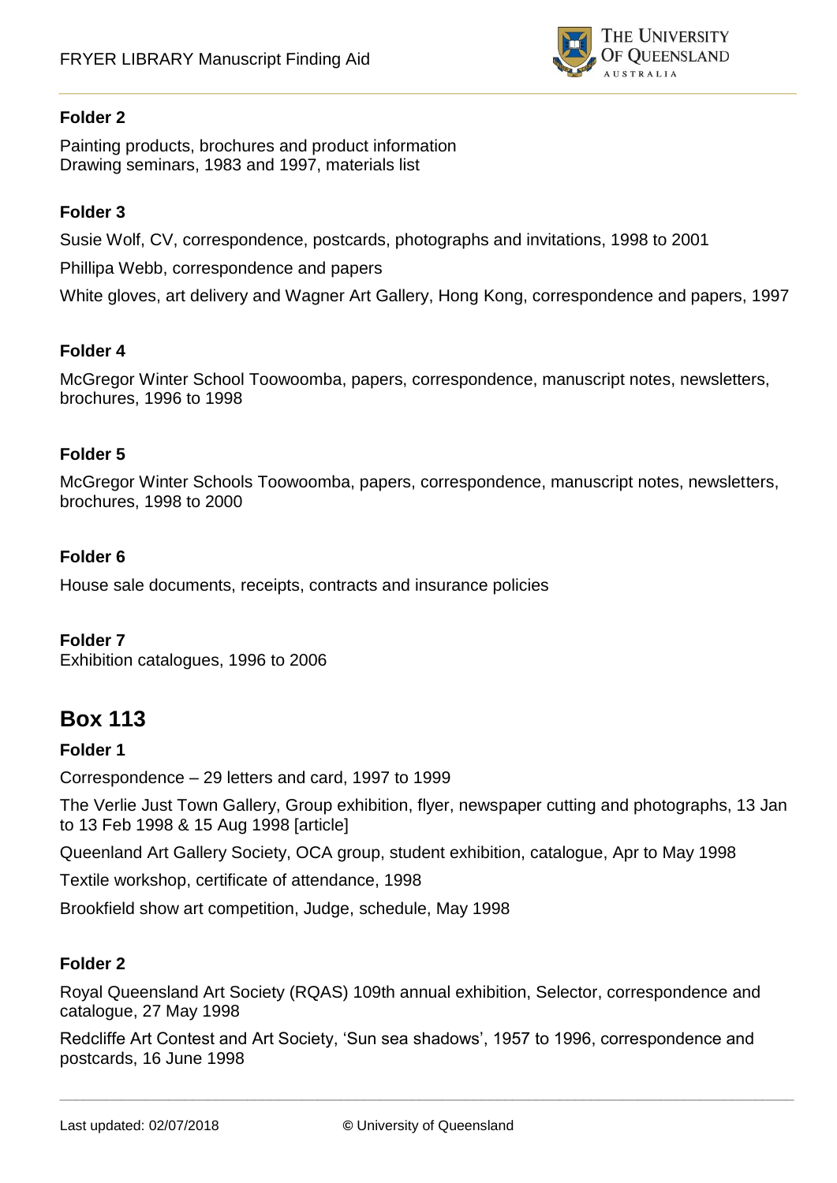**Folder 2**

Painting products, brochures and product information
Drawing seminars, 1983 and 1997, materials list

**Folder 3**

Susie Wolf, CV, correspondence, postcards, photographs and invitations, 1998 to 2001

Phillipa Webb, correspondence and papers

White gloves, art delivery and Wagner Art Gallery, Hong Kong, correspondence and papers, 1997

**Folder 4**

McGregor Winter School Toowoomba, papers, correspondence, manuscript notes, newsletters, brochures, 1996 to 1998

**Folder 5**

McGregor Winter Schools Toowoomba, papers, correspondence, manuscript notes, newsletters, brochures, 1998 to 2000

**Folder 6**

House sale documents, receipts, contracts and insurance policies

**Folder 7**
Exhibition catalogues, 1996 to 2006

## Box 113

**Folder 1**

Correspondence – 29 letters and card, 1997 to 1999

The Verlie Just Town Gallery, Group exhibition, flyer, newspaper cutting and photographs, 13 Jan to 13 Feb 1998 & 15 Aug 1998 [article]

Queenland Art Gallery Society, OCA group, student exhibition, catalogue, Apr to May 1998

Textile workshop, certificate of attendance, 1998

Brookfield show art competition, Judge, schedule, May 1998

**Folder 2**

Royal Queensland Art Society (RQAS) 109th annual exhibition, Selector, correspondence and catalogue, 27 May 1998

Redcliffe Art Contest and Art Society, 'Sun sea shadows', 1957 to 1996, correspondence and postcards, 16 June 1998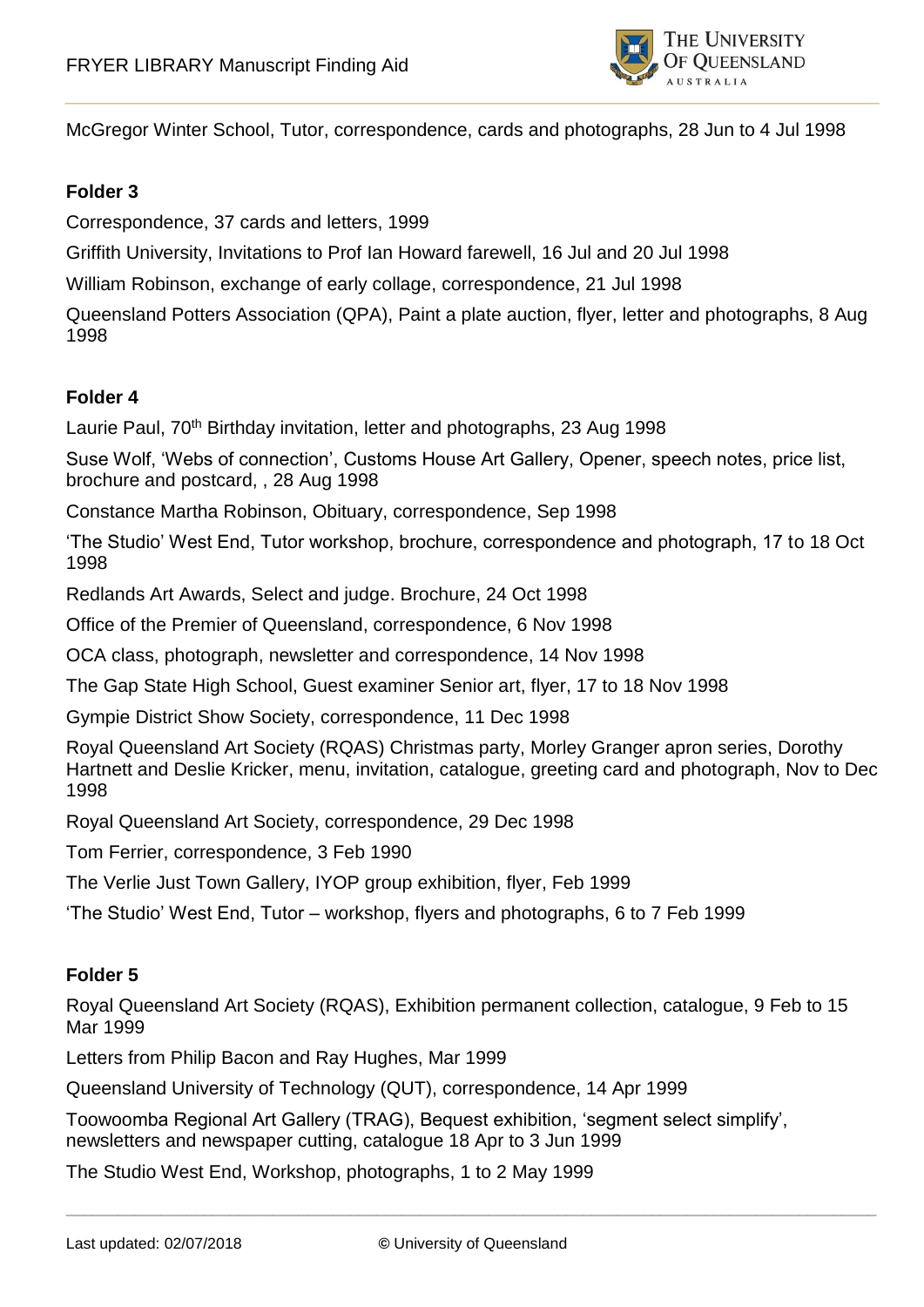McGregor Winter School, Tutor, correspondence, cards and photographs, 28 Jun to 4 Jul 1998

**Folder 3**

Correspondence, 37 cards and letters, 1999

Griffith University, Invitations to Prof Ian Howard farewell, 16 Jul and 20 Jul 1998

William Robinson, exchange of early collage, correspondence, 21 Jul 1998

Queensland Potters Association (QPA), Paint a plate auction, flyer, letter and photographs, 8 Aug 1998

**Folder 4**

Laurie Paul, 70th Birthday invitation, letter and photographs, 23 Aug 1998

Suse Wolf, 'Webs of connection', Customs House Art Gallery, Opener, speech notes, price list, brochure and postcard, , 28 Aug 1998

Constance Martha Robinson, Obituary, correspondence, Sep 1998

'The Studio' West End, Tutor workshop, brochure, correspondence and photograph, 17 to 18 Oct 1998

Redlands Art Awards, Select and judge. Brochure, 24 Oct 1998

Office of the Premier of Queensland, correspondence, 6 Nov 1998

OCA class, photograph, newsletter and correspondence, 14 Nov 1998

The Gap State High School, Guest examiner Senior art, flyer, 17 to 18 Nov 1998

Gympie District Show Society, correspondence, 11 Dec 1998

Royal Queensland Art Society (RQAS) Christmas party, Morley Granger apron series, Dorothy Hartnett and Deslie Kricker, menu, invitation, catalogue, greeting card and photograph, Nov to Dec 1998

Royal Queensland Art Society, correspondence, 29 Dec 1998

Tom Ferrier, correspondence, 3 Feb 1990

The Verlie Just Town Gallery, IYOP group exhibition, flyer, Feb 1999

'The Studio' West End, Tutor – workshop, flyers and photographs, 6 to 7 Feb 1999

**Folder 5**

Royal Queensland Art Society (RQAS), Exhibition permanent collection, catalogue, 9 Feb to 15 Mar 1999

Letters from Philip Bacon and Ray Hughes, Mar 1999

Queensland University of Technology (QUT), correspondence, 14 Apr 1999

Toowoomba Regional Art Gallery (TRAG), Bequest exhibition, 'segment select simplify', newsletters and newspaper cutting, catalogue 18 Apr to 3 Jun 1999

The Studio West End, Workshop, photographs, 1 to 2 May 1999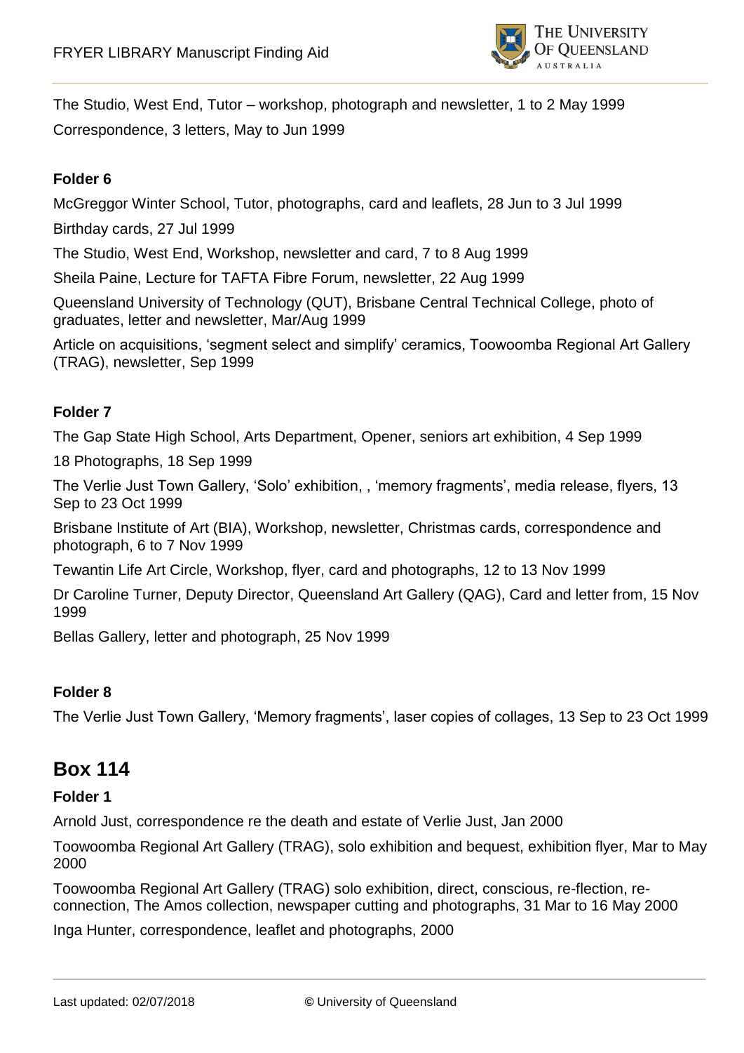The Studio, West End, Tutor – workshop, photograph and newsletter, 1 to 2 May 1999

Correspondence, 3 letters, May to Jun 1999

**Folder 6**

McGreggor Winter School, Tutor, photographs, card and leaflets, 28 Jun to 3 Jul 1999

Birthday cards, 27 Jul 1999

The Studio, West End, Workshop, newsletter and card, 7 to 8 Aug 1999

Sheila Paine, Lecture for TAFTA Fibre Forum, newsletter, 22 Aug 1999

Queensland University of Technology (QUT), Brisbane Central Technical College, photo of graduates, letter and newsletter, Mar/Aug 1999

Article on acquisitions, 'segment select and simplify' ceramics, Toowoomba Regional Art Gallery (TRAG), newsletter, Sep 1999

**Folder 7**

The Gap State High School, Arts Department, Opener, seniors art exhibition, 4 Sep 1999

18 Photographs, 18 Sep 1999

The Verlie Just Town Gallery, 'Solo' exhibition, , 'memory fragments', media release, flyers, 13 Sep to 23 Oct 1999

Brisbane Institute of Art (BIA), Workshop, newsletter, Christmas cards, correspondence and photograph, 6 to 7 Nov 1999

Tewantin Life Art Circle, Workshop, flyer, card and photographs, 12 to 13 Nov 1999

Dr Caroline Turner, Deputy Director, Queensland Art Gallery (QAG), Card and letter from, 15 Nov 1999

Bellas Gallery, letter and photograph, 25 Nov 1999

**Folder 8**

The Verlie Just Town Gallery, 'Memory fragments', laser copies of collages, 13 Sep to 23 Oct 1999

## Box 114

**Folder 1**

Arnold Just, correspondence re the death and estate of Verlie Just, Jan 2000

Toowoomba Regional Art Gallery (TRAG), solo exhibition and bequest, exhibition flyer, Mar to May 2000

Toowoomba Regional Art Gallery (TRAG) solo exhibition, direct, conscious, re-flection, re-connection, The Amos collection, newspaper cutting and photographs, 31 Mar to 16 May 2000

Inga Hunter, correspondence, leaflet and photographs, 2000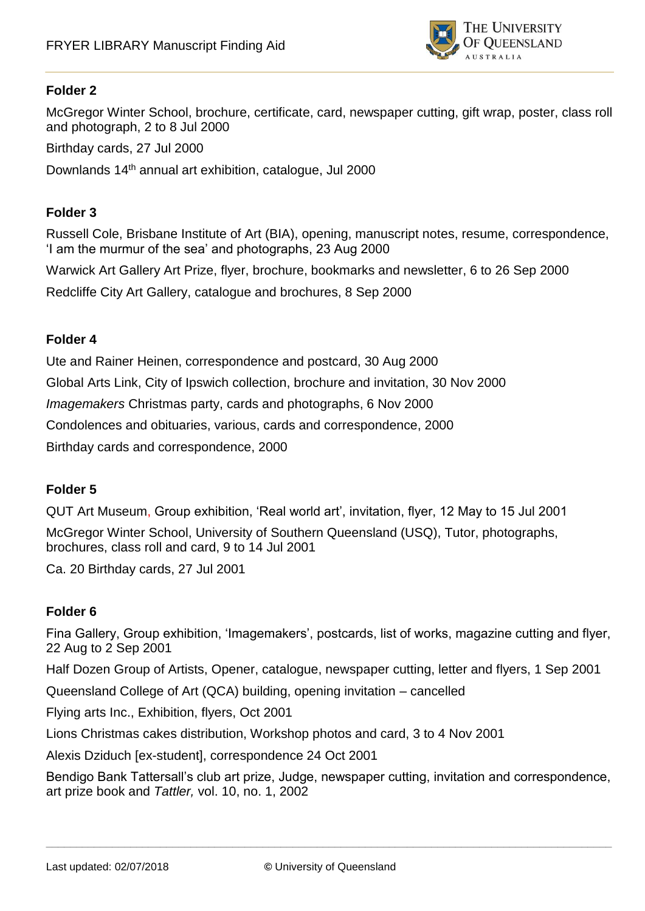**Folder 2**

McGregor Winter School, brochure, certificate, card, newspaper cutting, gift wrap, poster, class roll and photograph, 2 to 8 Jul 2000

Birthday cards, 27 Jul 2000

Downlands 14th annual art exhibition, catalogue, Jul 2000

**Folder 3**

Russell Cole, Brisbane Institute of Art (BIA), opening, manuscript notes, resume, correspondence, 'I am the murmur of the sea' and photographs, 23 Aug 2000

Warwick Art Gallery Art Prize, flyer, brochure, bookmarks and newsletter, 6 to 26 Sep 2000

Redcliffe City Art Gallery, catalogue and brochures, 8 Sep 2000

**Folder 4**

Ute and Rainer Heinen, correspondence and postcard, 30 Aug 2000

Global Arts Link, City of Ipswich collection, brochure and invitation, 30 Nov 2000

*Imagemakers* Christmas party, cards and photographs, 6 Nov 2000

Condolences and obituaries, various, cards and correspondence, 2000

Birthday cards and correspondence, 2000

**Folder 5**

QUT Art Museum, Group exhibition, 'Real world art', invitation, flyer, 12 May to 15 Jul 2001

McGregor Winter School, University of Southern Queensland (USQ), Tutor, photographs, brochures, class roll and card, 9 to 14 Jul 2001

Ca. 20 Birthday cards, 27 Jul 2001

**Folder 6**

Fina Gallery, Group exhibition, 'Imagemakers', postcards, list of works, magazine cutting and flyer, 22 Aug to 2 Sep 2001

Half Dozen Group of Artists, Opener, catalogue, newspaper cutting, letter and flyers, 1 Sep 2001

Queensland College of Art (QCA) building, opening invitation – cancelled

Flying arts Inc., Exhibition, flyers, Oct 2001

Lions Christmas cakes distribution, Workshop photos and card, 3 to 4 Nov 2001

Alexis Dziduch [ex-student], correspondence 24 Oct 2001

Bendigo Bank Tattersall's club art prize, Judge, newspaper cutting, invitation and correspondence, art prize book and *Tattler,* vol. 10, no. 1, 2002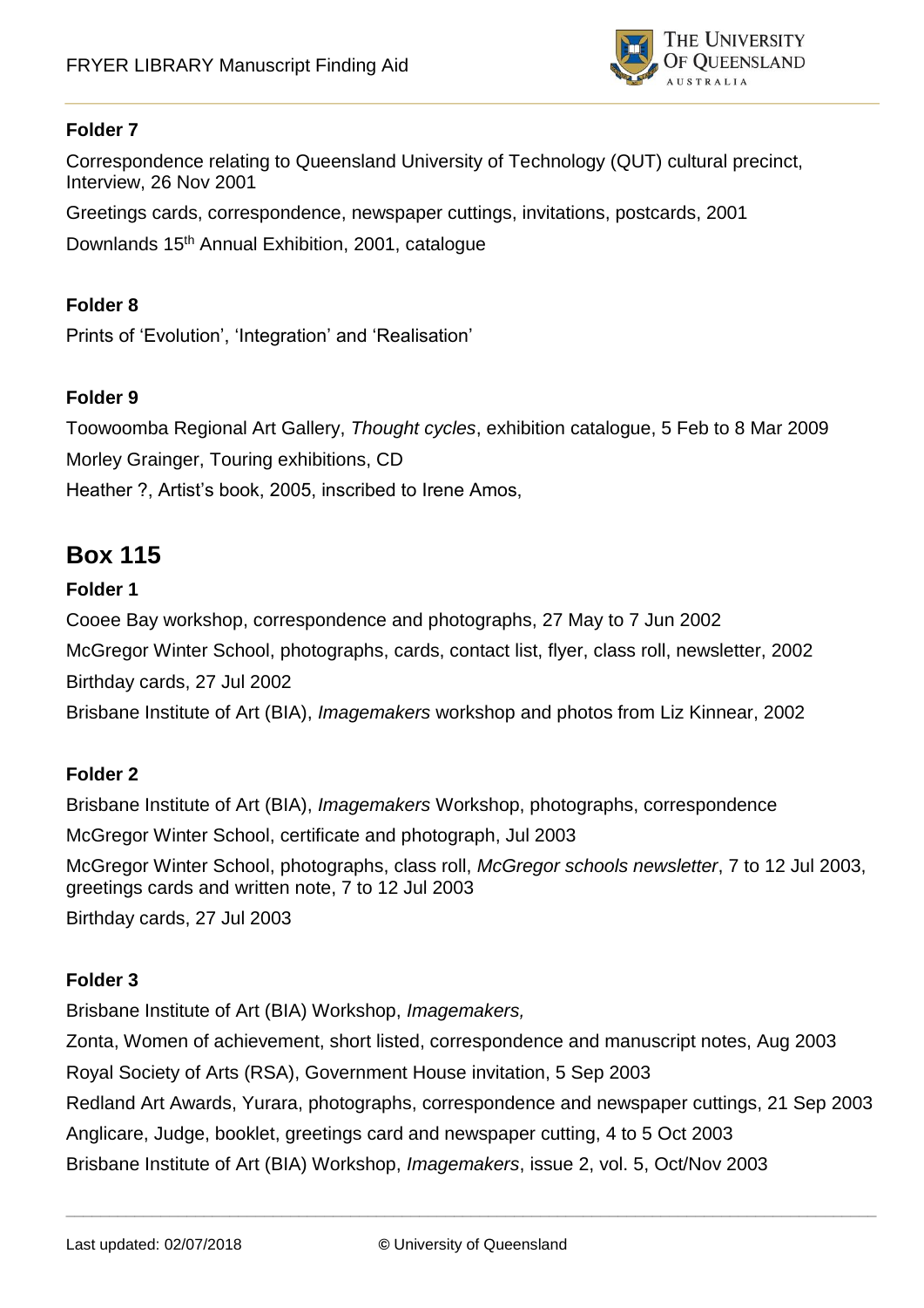**Folder 7**

Correspondence relating to Queensland University of Technology (QUT) cultural precinct, Interview, 26 Nov 2001

Greetings cards, correspondence, newspaper cuttings, invitations, postcards, 2001

Downlands 15th Annual Exhibition, 2001, catalogue

**Folder 8**

Prints of 'Evolution', 'Integration' and 'Realisation'

**Folder 9**

Toowoomba Regional Art Gallery, *Thought cycles*, exhibition catalogue, 5 Feb to 8 Mar 2009

Morley Grainger, Touring exhibitions, CD

Heather ?, Artist's book, 2005, inscribed to Irene Amos,

## Box 115

**Folder 1**

Cooee Bay workshop, correspondence and photographs, 27 May to 7 Jun 2002

McGregor Winter School, photographs, cards, contact list, flyer, class roll, newsletter, 2002

Birthday cards, 27 Jul 2002

Brisbane Institute of Art (BIA), *Imagemakers* workshop and photos from Liz Kinnear, 2002

**Folder 2**

Brisbane Institute of Art (BIA), *Imagemakers* Workshop, photographs, correspondence

McGregor Winter School, certificate and photograph, Jul 2003

McGregor Winter School, photographs, class roll, *McGregor schools newsletter*, 7 to 12 Jul 2003, greetings cards and written note, 7 to 12 Jul 2003

Birthday cards, 27 Jul 2003

**Folder 3**

Brisbane Institute of Art (BIA) Workshop, *Imagemakers,*

Zonta, Women of achievement, short listed, correspondence and manuscript notes, Aug 2003

Royal Society of Arts (RSA), Government House invitation, 5 Sep 2003

Redland Art Awards, Yurara, photographs, correspondence and newspaper cuttings, 21 Sep 2003

Anglicare, Judge, booklet, greetings card and newspaper cutting, 4 to 5 Oct 2003

Brisbane Institute of Art (BIA) Workshop, *Imagemakers*, issue 2, vol. 5, Oct/Nov 2003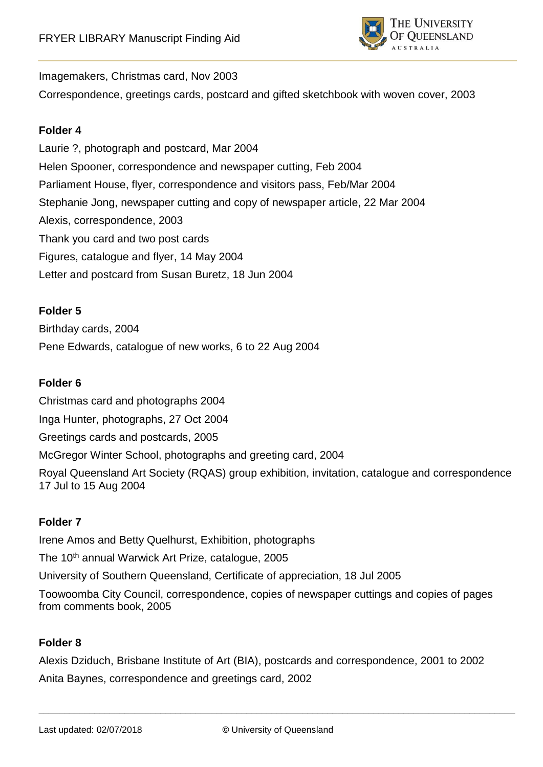Imagemakers, Christmas card, Nov 2003

Correspondence, greetings cards, postcard and gifted sketchbook with woven cover, 2003

**Folder 4**

Laurie ?, photograph and postcard, Mar 2004

Helen Spooner, correspondence and newspaper cutting, Feb 2004

Parliament House, flyer, correspondence and visitors pass, Feb/Mar 2004

Stephanie Jong, newspaper cutting and copy of newspaper article, 22 Mar 2004

Alexis, correspondence, 2003

Thank you card and two post cards

Figures, catalogue and flyer, 14 May 2004

Letter and postcard from Susan Buretz, 18 Jun 2004

**Folder 5**

Birthday cards, 2004

Pene Edwards, catalogue of new works, 6 to 22 Aug 2004

**Folder 6**

Christmas card and photographs 2004

Inga Hunter, photographs, 27 Oct 2004

Greetings cards and postcards, 2005

McGregor Winter School, photographs and greeting card, 2004

Royal Queensland Art Society (RQAS) group exhibition, invitation, catalogue and correspondence 17 Jul to 15 Aug 2004

**Folder 7**

Irene Amos and Betty Quelhurst, Exhibition, photographs

The 10th annual Warwick Art Prize, catalogue, 2005

University of Southern Queensland, Certificate of appreciation, 18 Jul 2005

Toowoomba City Council, correspondence, copies of newspaper cuttings and copies of pages from comments book, 2005

**Folder 8**

Alexis Dziduch, Brisbane Institute of Art (BIA), postcards and correspondence, 2001 to 2002

Anita Baynes, correspondence and greetings card, 2002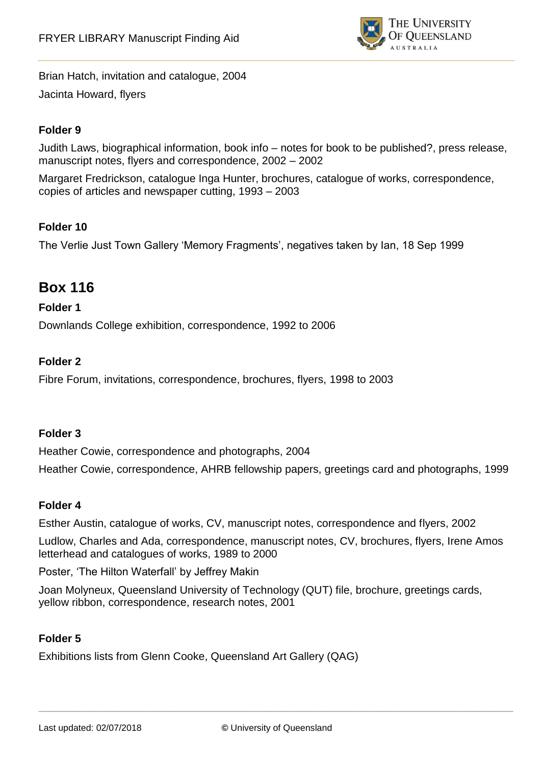Brian Hatch, invitation and catalogue, 2004

Jacinta Howard, flyers

**Folder 9**

Judith Laws, biographical information, book info – notes for book to be published?, press release, manuscript notes, flyers and correspondence, 2002 – 2002

Margaret Fredrickson, catalogue Inga Hunter, brochures, catalogue of works, correspondence, copies of articles and newspaper cutting, 1993 – 2003

**Folder 10**

The Verlie Just Town Gallery 'Memory Fragments', negatives taken by Ian, 18 Sep 1999

## Box 116

**Folder 1**

Downlands College exhibition, correspondence, 1992 to 2006

**Folder 2**

Fibre Forum, invitations, correspondence, brochures, flyers, 1998 to 2003

**Folder 3**

Heather Cowie, correspondence and photographs, 2004

Heather Cowie, correspondence, AHRB fellowship papers, greetings card and photographs, 1999

**Folder 4**

Esther Austin, catalogue of works, CV, manuscript notes, correspondence and flyers, 2002

Ludlow, Charles and Ada, correspondence, manuscript notes, CV, brochures, flyers, Irene Amos letterhead and catalogues of works, 1989 to 2000

Poster, 'The Hilton Waterfall' by Jeffrey Makin

Joan Molyneux, Queensland University of Technology (QUT) file, brochure, greetings cards, yellow ribbon, correspondence, research notes, 2001

**Folder 5**

Exhibitions lists from Glenn Cooke, Queensland Art Gallery (QAG)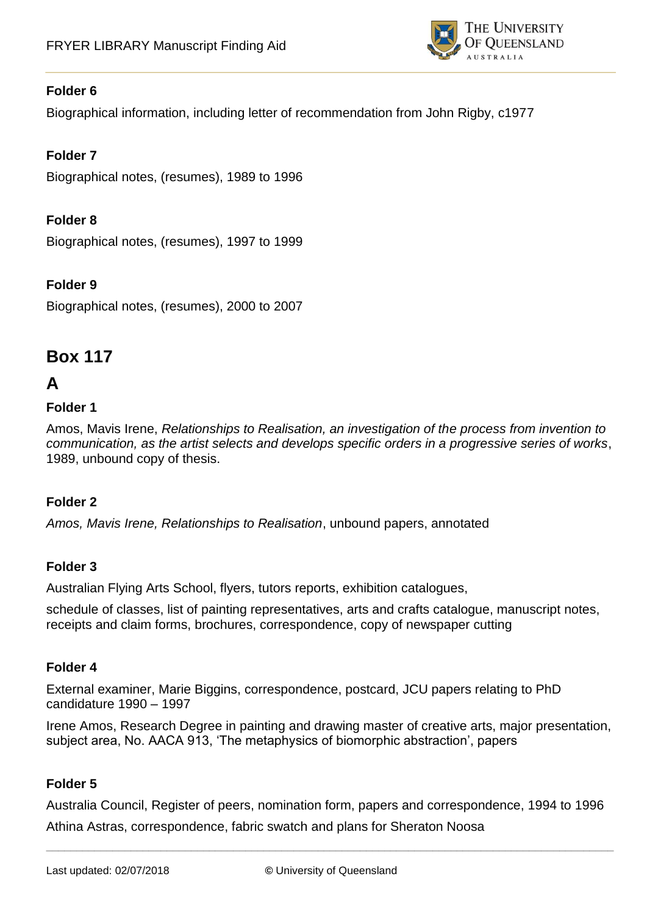**Folder 6**

Biographical information, including letter of recommendation from John Rigby, c1977

**Folder 7**

Biographical notes, (resumes), 1989 to 1996

**Folder 8**

Biographical notes, (resumes), 1997 to 1999

**Folder 9**

Biographical notes, (resumes), 2000 to 2007

## Box 117

## A

**Folder 1**

Amos, Mavis Irene, *Relationships to Realisation, an investigation of the process from invention to communication, as the artist selects and develops specific orders in a progressive series of works*, 1989, unbound copy of thesis.

**Folder 2**

*Amos, Mavis Irene, Relationships to Realisation*, unbound papers, annotated

**Folder 3**

Australian Flying Arts School, flyers, tutors reports, exhibition catalogues,

schedule of classes, list of painting representatives, arts and crafts catalogue, manuscript notes, receipts and claim forms, brochures, correspondence, copy of newspaper cutting

**Folder 4**

External examiner, Marie Biggins, correspondence, postcard, JCU papers relating to PhD candidature 1990 – 1997

Irene Amos, Research Degree in painting and drawing master of creative arts, major presentation, subject area, No. AACA 913, 'The metaphysics of biomorphic abstraction', papers

**Folder 5**

Australia Council, Register of peers, nomination form, papers and correspondence, 1994 to 1996

Athina Astras, correspondence, fabric swatch and plans for Sheraton Noosa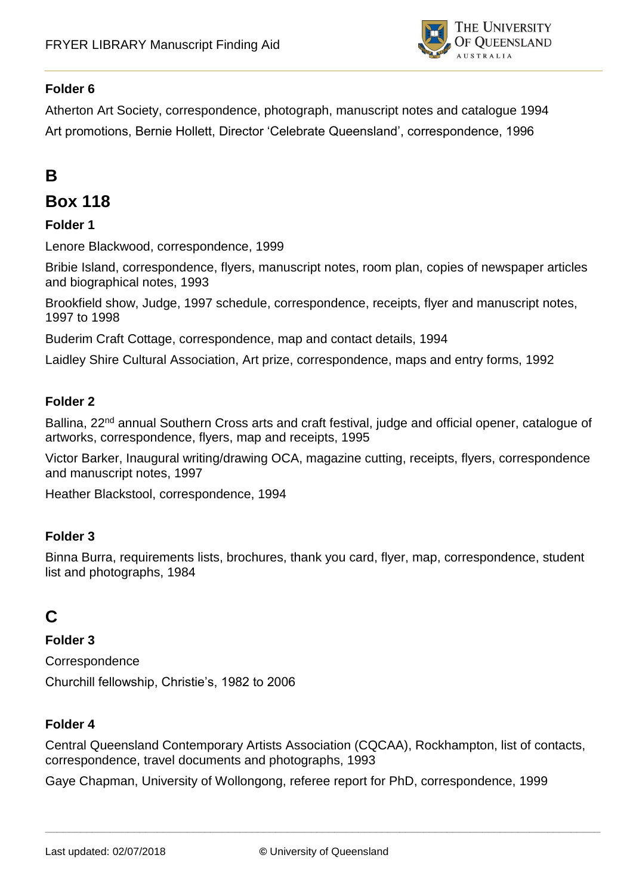### Folder 6

Atherton Art Society, correspondence, photograph, manuscript notes and catalogue 1994

Art promotions, Bernie Hollett, Director 'Celebrate Queensland', correspondence, 1996

# B

## Box 118

### Folder 1

Lenore Blackwood, correspondence, 1999

Bribie Island, correspondence, flyers, manuscript notes, room plan, copies of newspaper articles and biographical notes, 1993

Brookfield show, Judge, 1997 schedule, correspondence, receipts, flyer and manuscript notes, 1997 to 1998

Buderim Craft Cottage, correspondence, map and contact details, 1994

Laidley Shire Cultural Association, Art prize, correspondence, maps and entry forms, 1992

### Folder 2

Ballina, 22nd annual Southern Cross arts and craft festival, judge and official opener, catalogue of artworks, correspondence, flyers, map and receipts, 1995

Victor Barker, Inaugural writing/drawing OCA, magazine cutting, receipts, flyers, correspondence and manuscript notes, 1997

Heather Blackstool, correspondence, 1994

### Folder 3

Binna Burra, requirements lists, brochures, thank you card, flyer, map, correspondence, student list and photographs, 1984

# C

### Folder 3

Correspondence

Churchill fellowship, Christie's, 1982 to 2006

### Folder 4

Central Queensland Contemporary Artists Association (CQCAA), Rockhampton, list of contacts, correspondence, travel documents and photographs, 1993

Gaye Chapman, University of Wollongong, referee report for PhD, correspondence, 1999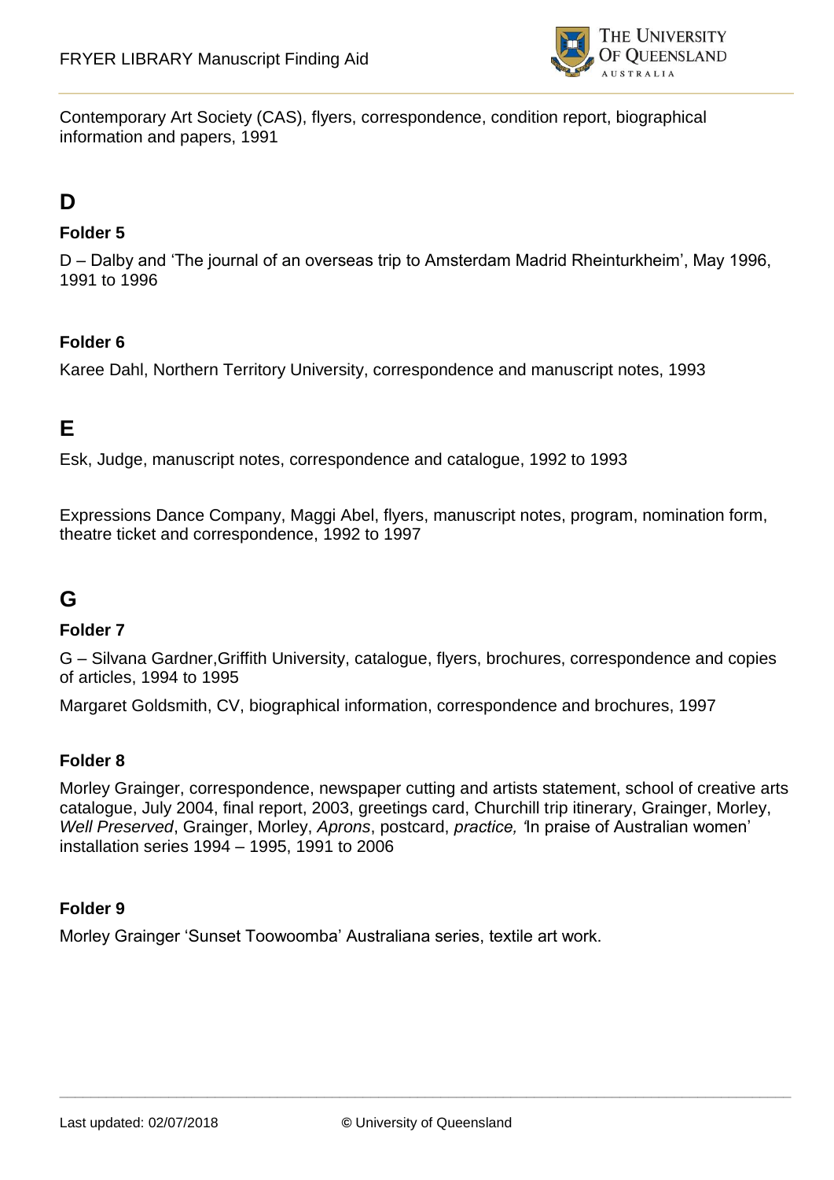Contemporary Art Society (CAS), flyers, correspondence, condition report, biographical information and papers, 1991

## D

### Folder 5

D – Dalby and 'The journal of an overseas trip to Amsterdam Madrid Rheinturkheim', May 1996, 1991 to 1996

### Folder 6

Karee Dahl, Northern Territory University, correspondence and manuscript notes, 1993

## E

Esk, Judge, manuscript notes, correspondence and catalogue, 1992 to 1993

Expressions Dance Company, Maggi Abel, flyers, manuscript notes, program, nomination form, theatre ticket and correspondence, 1992 to 1997

## G

### Folder 7

G – Silvana Gardner,Griffith University, catalogue, flyers, brochures, correspondence and copies of articles, 1994 to 1995

Margaret Goldsmith, CV, biographical information, correspondence and brochures, 1997

### Folder 8

Morley Grainger, correspondence, newspaper cutting and artists statement, school of creative arts catalogue, July 2004, final report, 2003, greetings card, Churchill trip itinerary, Grainger, Morley, *Well Preserved*, Grainger, Morley, *Aprons*, postcard, *practice, '*In praise of Australian women' installation series 1994 – 1995, 1991 to 2006

### Folder 9

Morley Grainger 'Sunset Toowoomba' Australiana series, textile art work.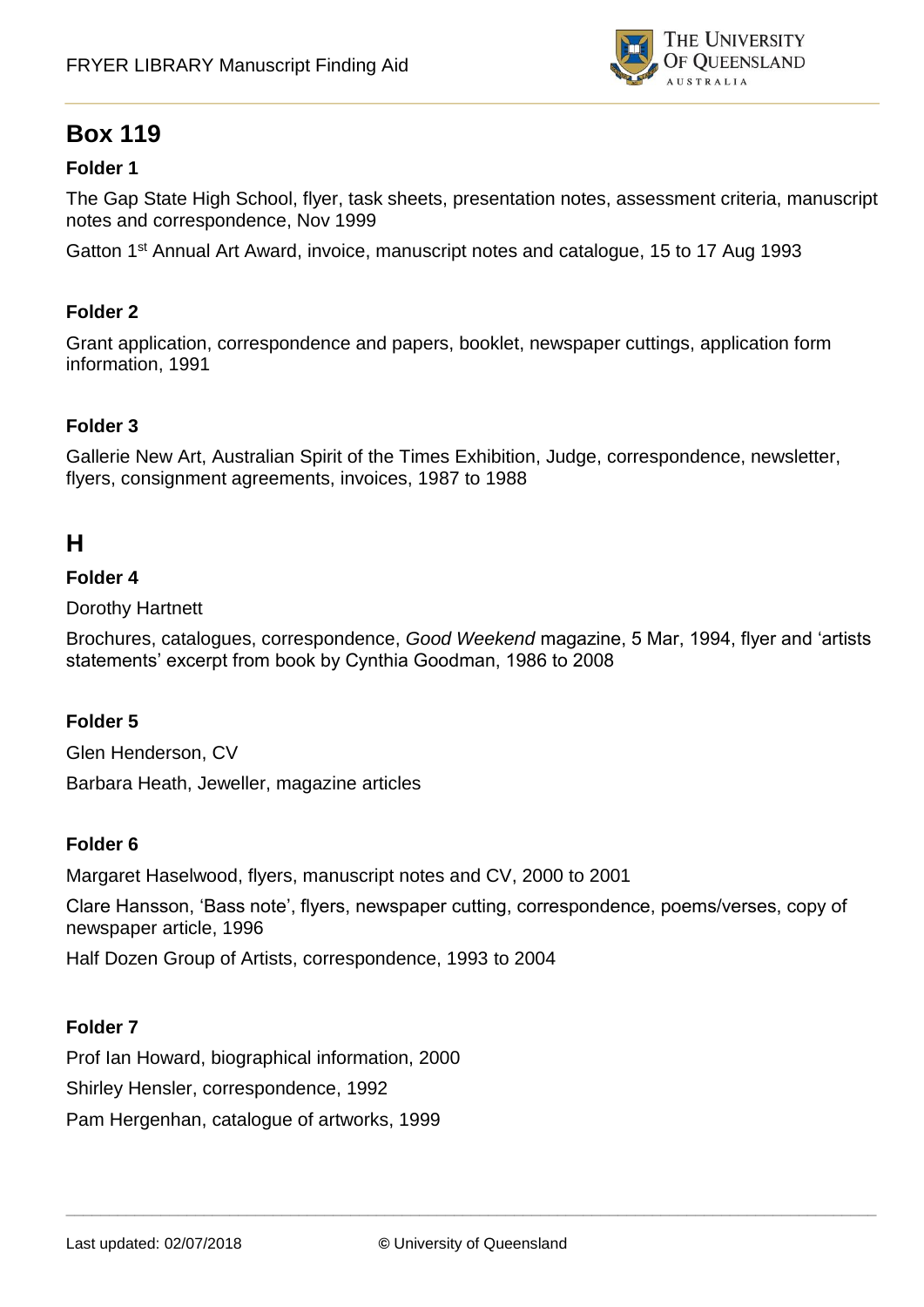## Box 119

### Folder 1

The Gap State High School, flyer, task sheets, presentation notes, assessment criteria, manuscript notes and correspondence, Nov 1999

Gatton 1st Annual Art Award, invoice, manuscript notes and catalogue, 15 to 17 Aug 1993

### Folder 2

Grant application, correspondence and papers, booklet, newspaper cuttings, application form information, 1991

### Folder 3

Gallerie New Art, Australian Spirit of the Times Exhibition, Judge, correspondence, newsletter, flyers, consignment agreements, invoices, 1987 to 1988

## H

### Folder 4

Dorothy Hartnett

Brochures, catalogues, correspondence, *Good Weekend* magazine, 5 Mar, 1994, flyer and 'artists statements' excerpt from book by Cynthia Goodman, 1986 to 2008

### Folder 5

Glen Henderson, CV

Barbara Heath, Jeweller, magazine articles

### Folder 6

Margaret Haselwood, flyers, manuscript notes and CV, 2000 to 2001

Clare Hansson, 'Bass note', flyers, newspaper cutting, correspondence, poems/verses, copy of newspaper article, 1996

Half Dozen Group of Artists, correspondence, 1993 to 2004

### Folder 7

Prof Ian Howard, biographical information, 2000

Shirley Hensler, correspondence, 1992

Pam Hergenhan, catalogue of artworks, 1999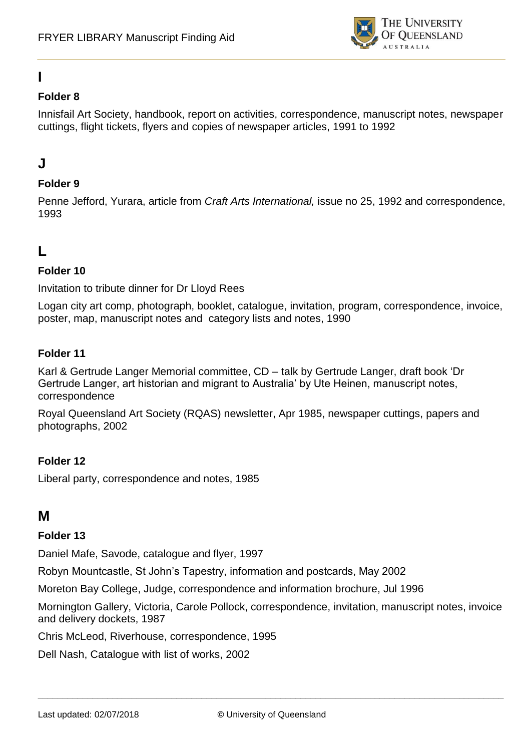## I

### Folder 8

Innisfail Art Society, handbook, report on activities, correspondence, manuscript notes, newspaper cuttings, flight tickets, flyers and copies of newspaper articles, 1991 to 1992

## J

### Folder 9

Penne Jefford, Yurara, article from *Craft Arts International,* issue no 25, 1992 and correspondence, 1993

## L

### Folder 10

Invitation to tribute dinner for Dr Lloyd Rees

Logan city art comp, photograph, booklet, catalogue, invitation, program, correspondence, invoice, poster, map, manuscript notes and category lists and notes, 1990

### Folder 11

Karl & Gertrude Langer Memorial committee, CD – talk by Gertrude Langer, draft book 'Dr Gertrude Langer, art historian and migrant to Australia' by Ute Heinen, manuscript notes, correspondence

Royal Queensland Art Society (RQAS) newsletter, Apr 1985, newspaper cuttings, papers and photographs, 2002

### Folder 12

Liberal party, correspondence and notes, 1985

## M

### Folder 13

Daniel Mafe, Savode, catalogue and flyer, 1997

Robyn Mountcastle, St John's Tapestry, information and postcards, May 2002

Moreton Bay College, Judge, correspondence and information brochure, Jul 1996

Mornington Gallery, Victoria, Carole Pollock, correspondence, invitation, manuscript notes, invoice and delivery dockets, 1987

Chris McLeod, Riverhouse, correspondence, 1995

Dell Nash, Catalogue with list of works, 2002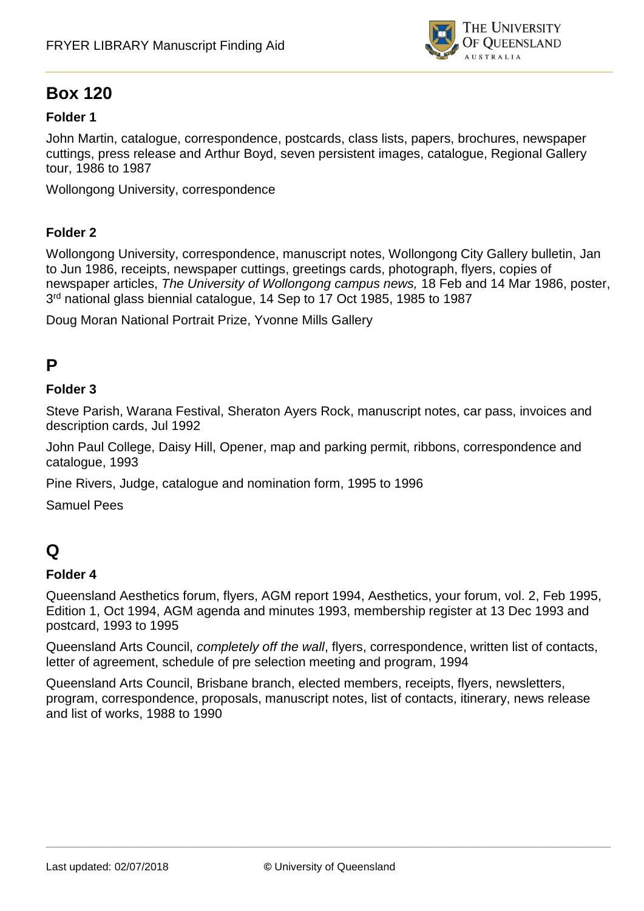## Box 120

### Folder 1

John Martin, catalogue, correspondence, postcards, class lists, papers, brochures, newspaper cuttings, press release and Arthur Boyd, seven persistent images, catalogue, Regional Gallery tour, 1986 to 1987

Wollongong University, correspondence

### Folder 2

Wollongong University, correspondence, manuscript notes, Wollongong City Gallery bulletin, Jan to Jun 1986, receipts, newspaper cuttings, greetings cards, photograph, flyers, copies of newspaper articles, *The University of Wollongong campus news,* 18 Feb and 14 Mar 1986, poster, 3rd national glass biennial catalogue, 14 Sep to 17 Oct 1985, 1985 to 1987

Doug Moran National Portrait Prize, Yvonne Mills Gallery

## P

### Folder 3

Steve Parish, Warana Festival, Sheraton Ayers Rock, manuscript notes, car pass, invoices and description cards, Jul 1992

John Paul College, Daisy Hill, Opener, map and parking permit, ribbons, correspondence and catalogue, 1993

Pine Rivers, Judge, catalogue and nomination form, 1995 to 1996

Samuel Pees

## Q

### Folder 4

Queensland Aesthetics forum, flyers, AGM report 1994, Aesthetics, your forum, vol. 2, Feb 1995, Edition 1, Oct 1994, AGM agenda and minutes 1993, membership register at 13 Dec 1993 and postcard, 1993 to 1995

Queensland Arts Council, *completely off the wall*, flyers, correspondence, written list of contacts, letter of agreement, schedule of pre selection meeting and program, 1994

Queensland Arts Council, Brisbane branch, elected members, receipts, flyers, newsletters, program, correspondence, proposals, manuscript notes, list of contacts, itinerary, news release and list of works, 1988 to 1990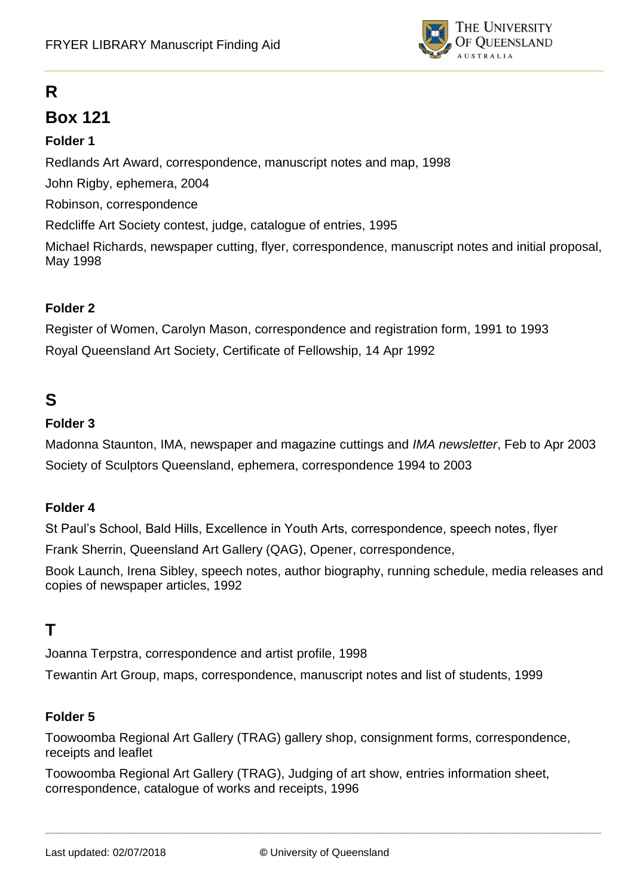# R

## Box 121

### Folder 1

Redlands Art Award, correspondence, manuscript notes and map, 1998

John Rigby, ephemera, 2004

Robinson, correspondence

Redcliffe Art Society contest, judge, catalogue of entries, 1995

Michael Richards, newspaper cutting, flyer, correspondence, manuscript notes and initial proposal, May 1998

### Folder 2

Register of Women, Carolyn Mason, correspondence and registration form, 1991 to 1993

Royal Queensland Art Society, Certificate of Fellowship, 14 Apr 1992

# S

### Folder 3

Madonna Staunton, IMA, newspaper and magazine cuttings and *IMA newsletter*, Feb to Apr 2003

Society of Sculptors Queensland, ephemera, correspondence 1994 to 2003

### Folder 4

St Paul's School, Bald Hills, Excellence in Youth Arts, correspondence, speech notes, flyer

Frank Sherrin, Queensland Art Gallery (QAG), Opener, correspondence,

Book Launch, Irena Sibley, speech notes, author biography, running schedule, media releases and copies of newspaper articles, 1992

# T

Joanna Terpstra, correspondence and artist profile, 1998

Tewantin Art Group, maps, correspondence, manuscript notes and list of students, 1999

### Folder 5

Toowoomba Regional Art Gallery (TRAG) gallery shop, consignment forms, correspondence, receipts and leaflet

Toowoomba Regional Art Gallery (TRAG), Judging of art show, entries information sheet, correspondence, catalogue of works and receipts, 1996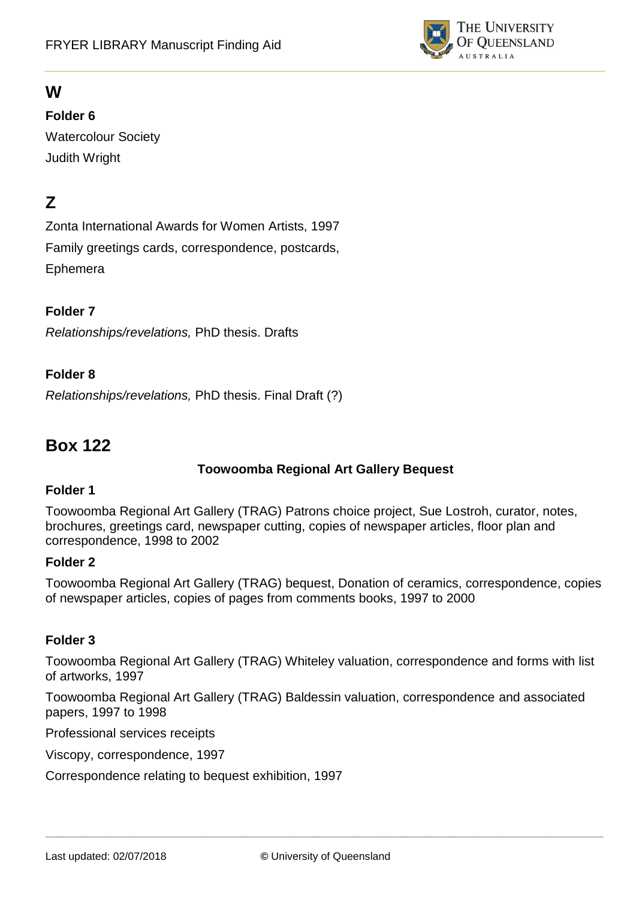## W

**Folder 6**

Watercolour Society

Judith Wright

## Z

Zonta International Awards for Women Artists, 1997

Family greetings cards, correspondence, postcards,

Ephemera

**Folder 7**

*Relationships/revelations,* PhD thesis. Drafts

**Folder 8**

*Relationships/revelations,* PhD thesis. Final Draft (?)

# Box 122

**Toowoomba Regional Art Gallery Bequest**

**Folder 1**

Toowoomba Regional Art Gallery (TRAG) Patrons choice project, Sue Lostroh, curator, notes, brochures, greetings card, newspaper cutting, copies of newspaper articles, floor plan and correspondence, 1998 to 2002

**Folder 2**

Toowoomba Regional Art Gallery (TRAG) bequest, Donation of ceramics, correspondence, copies of newspaper articles, copies of pages from comments books, 1997 to 2000

**Folder 3**

Toowoomba Regional Art Gallery (TRAG) Whiteley valuation, correspondence and forms with list of artworks, 1997

Toowoomba Regional Art Gallery (TRAG) Baldessin valuation, correspondence and associated papers, 1997 to 1998

Professional services receipts

Viscopy, correspondence, 1997

Correspondence relating to bequest exhibition, 1997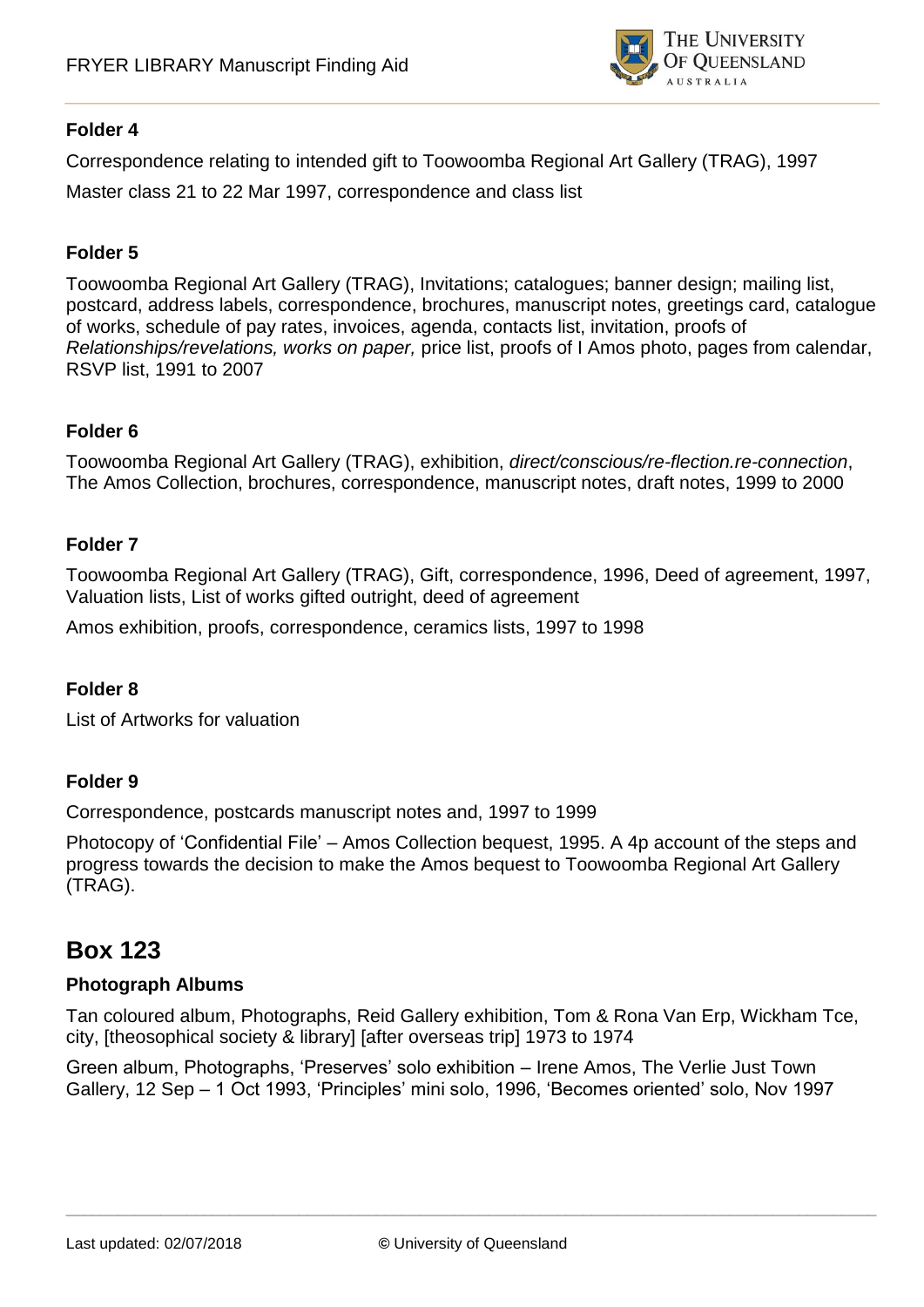### Folder 4

Correspondence relating to intended gift to Toowoomba Regional Art Gallery (TRAG), 1997

Master class 21 to 22 Mar 1997, correspondence and class list

### Folder 5

Toowoomba Regional Art Gallery (TRAG), Invitations; catalogues; banner design; mailing list, postcard, address labels, correspondence, brochures, manuscript notes, greetings card, catalogue of works, schedule of pay rates, invoices, agenda, contacts list, invitation, proofs of *Relationships/revelations, works on paper,* price list, proofs of I Amos photo, pages from calendar, RSVP list, 1991 to 2007

### Folder 6

Toowoomba Regional Art Gallery (TRAG), exhibition, *direct/conscious/re-flection.re-connection*, The Amos Collection, brochures, correspondence, manuscript notes, draft notes, 1999 to 2000

### Folder 7

Toowoomba Regional Art Gallery (TRAG), Gift, correspondence, 1996, Deed of agreement, 1997, Valuation lists, List of works gifted outright, deed of agreement

Amos exhibition, proofs, correspondence, ceramics lists, 1997 to 1998

### Folder 8

List of Artworks for valuation

### Folder 9

Correspondence, postcards manuscript notes and, 1997 to 1999

Photocopy of 'Confidential File' – Amos Collection bequest, 1995. A 4p account of the steps and progress towards the decision to make the Amos bequest to Toowoomba Regional Art Gallery (TRAG).

## Box 123

### Photograph Albums

Tan coloured album, Photographs, Reid Gallery exhibition, Tom & Rona Van Erp, Wickham Tce, city, [theosophical society & library] [after overseas trip] 1973 to 1974

Green album, Photographs, 'Preserves' solo exhibition – Irene Amos, The Verlie Just Town Gallery, 12 Sep – 1 Oct 1993, 'Principles' mini solo, 1996, 'Becomes oriented' solo, Nov 1997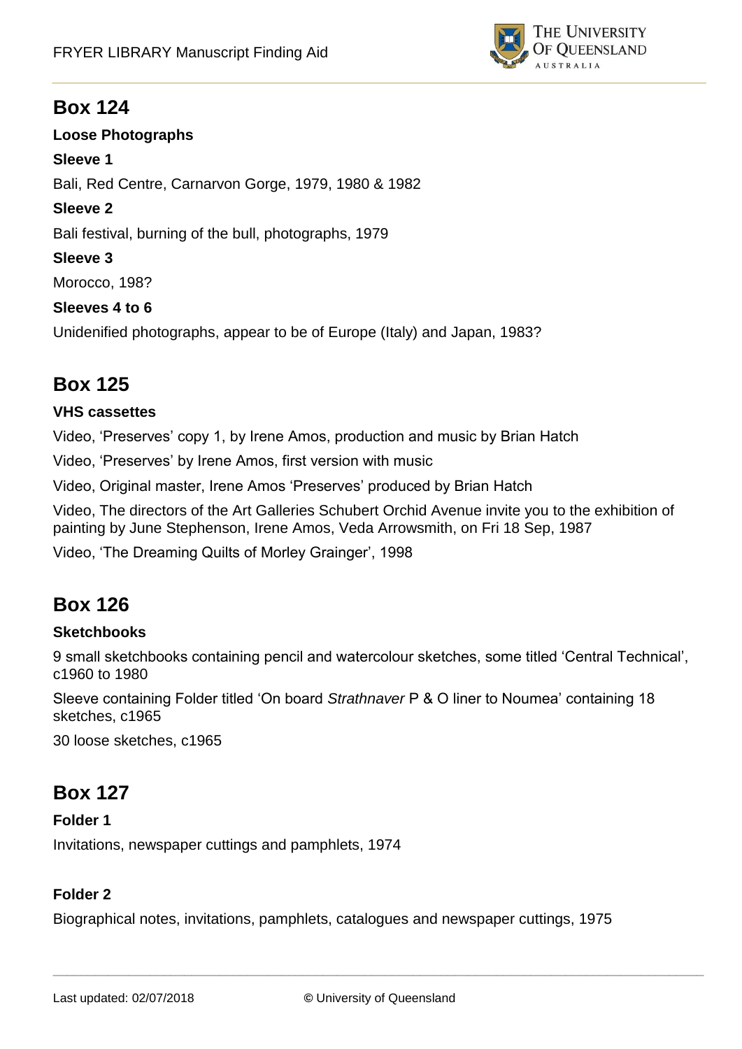## Box 124

**Loose Photographs**

**Sleeve 1**

Bali, Red Centre, Carnarvon Gorge, 1979, 1980 & 1982

**Sleeve 2**

Bali festival, burning of the bull, photographs, 1979

**Sleeve 3**

Morocco, 198?

**Sleeves 4 to 6**

Unidenified photographs, appear to be of Europe (Italy) and Japan, 1983?

## Box 125

**VHS cassettes**

Video, 'Preserves' copy 1, by Irene Amos, production and music by Brian Hatch

Video, 'Preserves' by Irene Amos, first version with music

Video, Original master, Irene Amos 'Preserves' produced by Brian Hatch

Video, The directors of the Art Galleries Schubert Orchid Avenue invite you to the exhibition of painting by June Stephenson, Irene Amos, Veda Arrowsmith, on Fri 18 Sep, 1987

Video, 'The Dreaming Quilts of Morley Grainger', 1998

## Box 126

**Sketchbooks**

9 small sketchbooks containing pencil and watercolour sketches, some titled 'Central Technical', c1960 to 1980

Sleeve containing Folder titled 'On board *Strathnaver* P & O liner to Noumea' containing 18 sketches, c1965

30 loose sketches, c1965

## Box 127

**Folder 1**

Invitations, newspaper cuttings and pamphlets, 1974

**Folder 2**

Biographical notes, invitations, pamphlets, catalogues and newspaper cuttings, 1975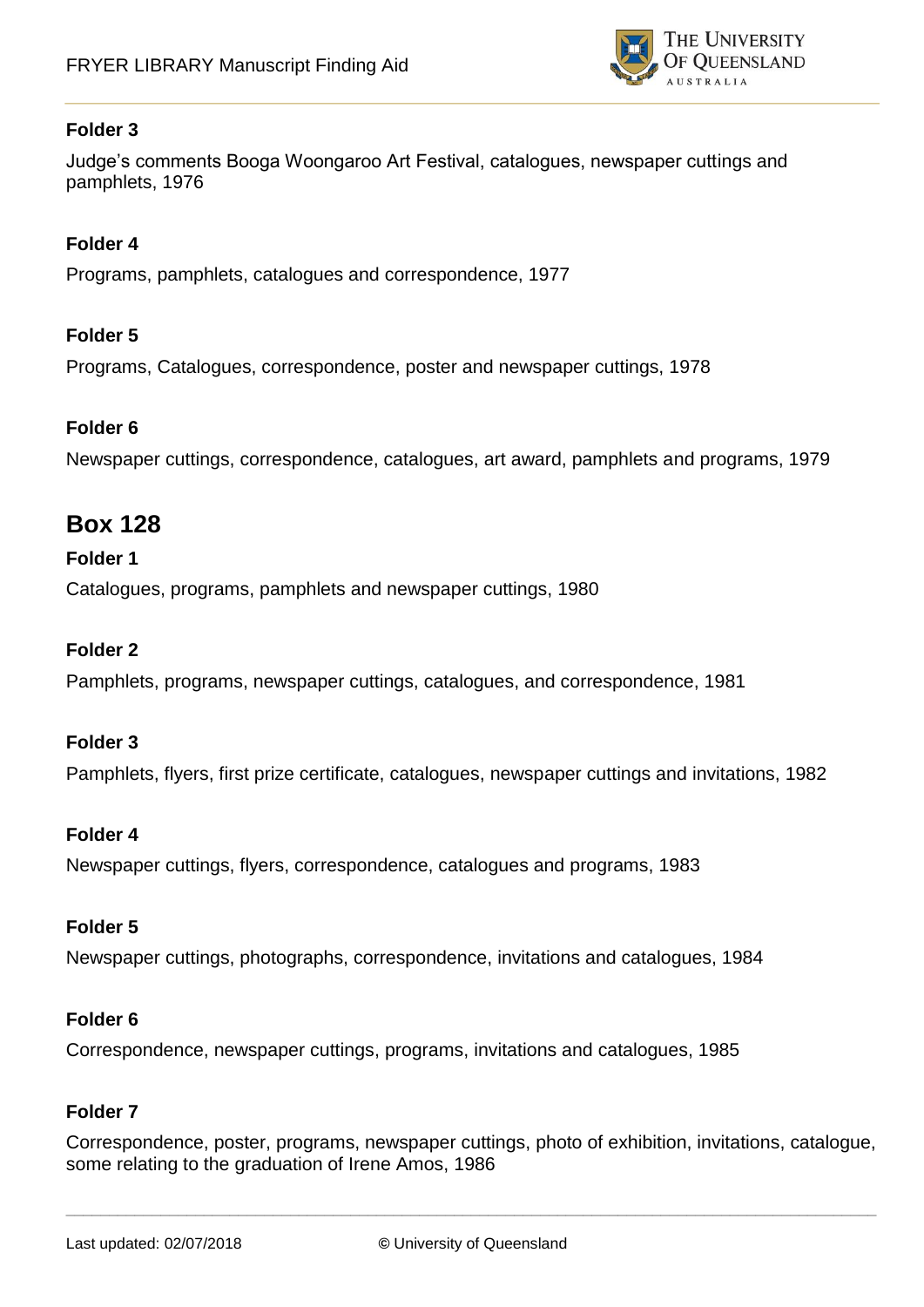**Folder 3**

Judge's comments Booga Woongaroo Art Festival, catalogues, newspaper cuttings and pamphlets, 1976

**Folder 4**

Programs, pamphlets, catalogues and correspondence, 1977

**Folder 5**

Programs, Catalogues, correspondence, poster and newspaper cuttings, 1978

**Folder 6**

Newspaper cuttings, correspondence, catalogues, art award, pamphlets and programs, 1979

## Box 128

**Folder 1**

Catalogues, programs, pamphlets and newspaper cuttings, 1980

**Folder 2**

Pamphlets, programs, newspaper cuttings, catalogues, and correspondence, 1981

**Folder 3**

Pamphlets, flyers, first prize certificate, catalogues, newspaper cuttings and invitations, 1982

**Folder 4**

Newspaper cuttings, flyers, correspondence, catalogues and programs, 1983

**Folder 5**

Newspaper cuttings, photographs, correspondence, invitations and catalogues, 1984

**Folder 6**

Correspondence, newspaper cuttings, programs, invitations and catalogues, 1985

**Folder 7**

Correspondence, poster, programs, newspaper cuttings, photo of exhibition, invitations, catalogue, some relating to the graduation of Irene Amos, 1986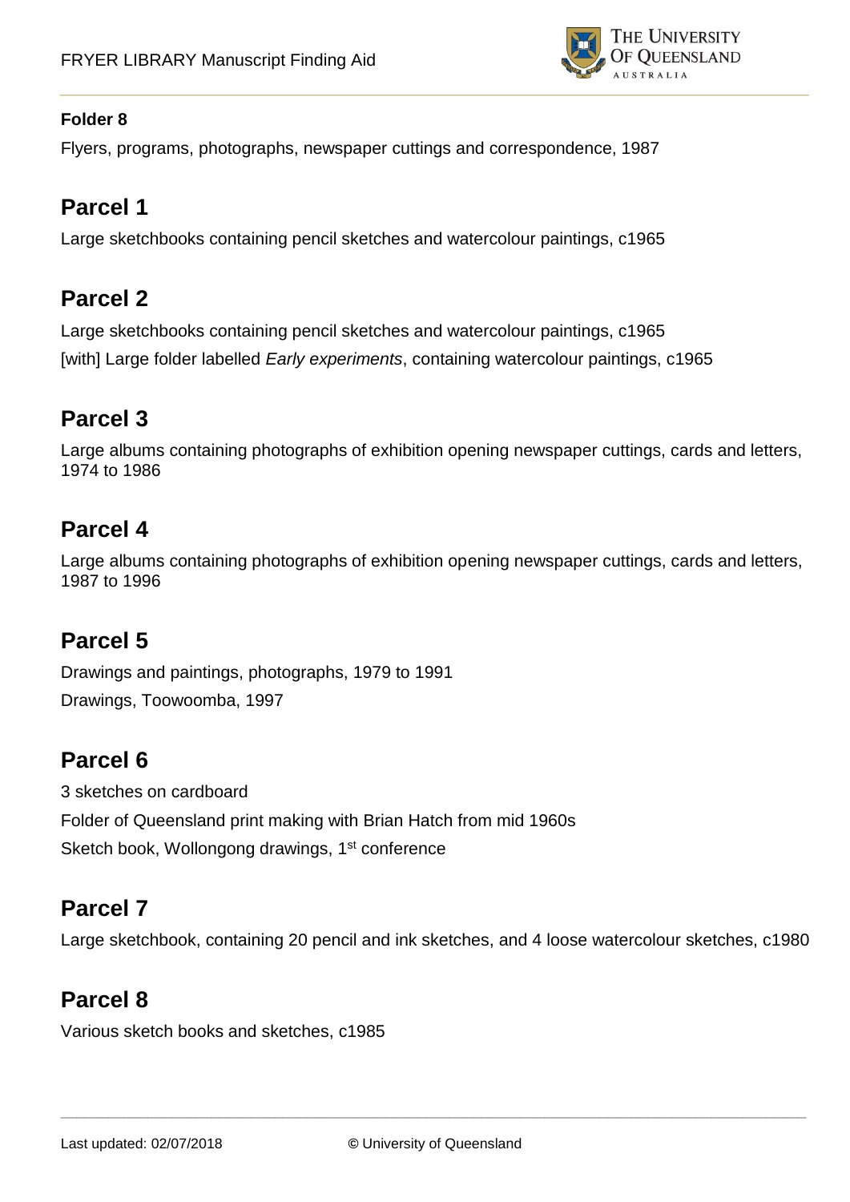**Folder 8**

Flyers, programs, photographs, newspaper cuttings and correspondence, 1987

## Parcel 1

Large sketchbooks containing pencil sketches and watercolour paintings, c1965

## Parcel 2

Large sketchbooks containing pencil sketches and watercolour paintings, c1965

[with] Large folder labelled *Early experiments*, containing watercolour paintings, c1965

## Parcel 3

Large albums containing photographs of exhibition opening newspaper cuttings, cards and letters, 1974 to 1986

## Parcel 4

Large albums containing photographs of exhibition opening newspaper cuttings, cards and letters, 1987 to 1996

## Parcel 5

Drawings and paintings, photographs, 1979 to 1991

Drawings, Toowoomba, 1997

## Parcel 6

3 sketches on cardboard

Folder of Queensland print making with Brian Hatch from mid 1960s

Sketch book, Wollongong drawings, 1st conference

## Parcel 7

Large sketchbook, containing 20 pencil and ink sketches, and 4 loose watercolour sketches, c1980

## Parcel 8

Various sketch books and sketches, c1985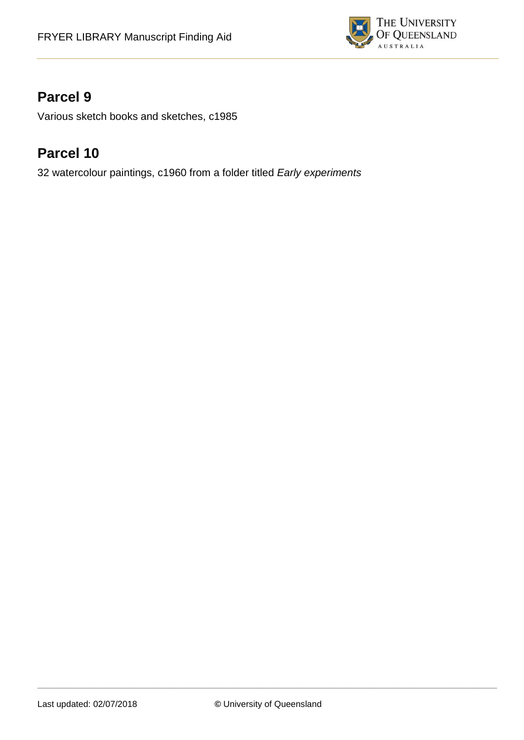## Parcel 9

Various sketch books and sketches, c1985

## Parcel 10

32 watercolour paintings, c1960 from a folder titled *Early experiments*